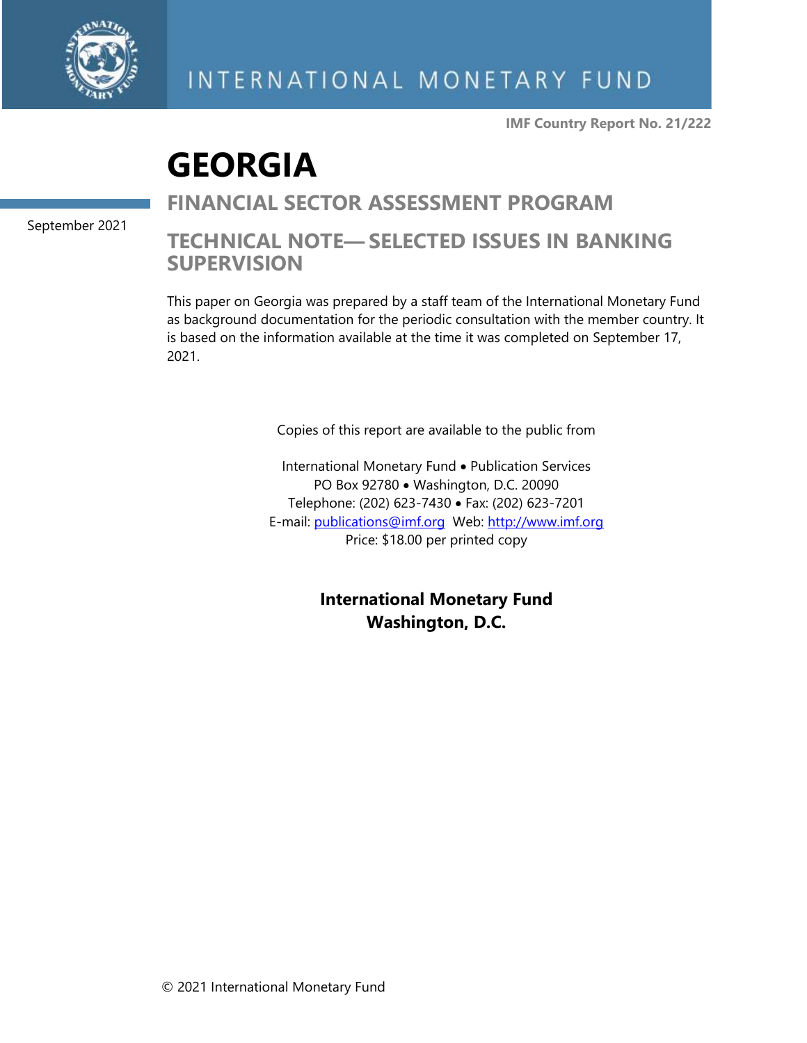INTERNATIONAL MONETARY FUND

**IMF Country Report No. 21/222**

# GEORGIA

## FINANCIAL SECTOR ASSESSMENT PROGRAM

September 2021

## TECHNICAL NOTE— SELECTED ISSUES IN BANKING SUPERVISION

This paper on Georgia was prepared by a staff team of the International Monetary Fund as background documentation for the periodic consultation with the member country. It is based on the information available at the time it was completed on September 17, 2021.

Copies of this report are available to the public from

International Monetary Fund • Publication Services
PO Box 92780 • Washington, D.C. 20090
Telephone: (202) 623-7430 • Fax: (202) 623-7201
E-mail: publications@imf.org Web: http://www.imf.org
Price: $18.00 per printed copy

**International Monetary Fund**
**Washington, D.C.**

© 2021 International Monetary Fund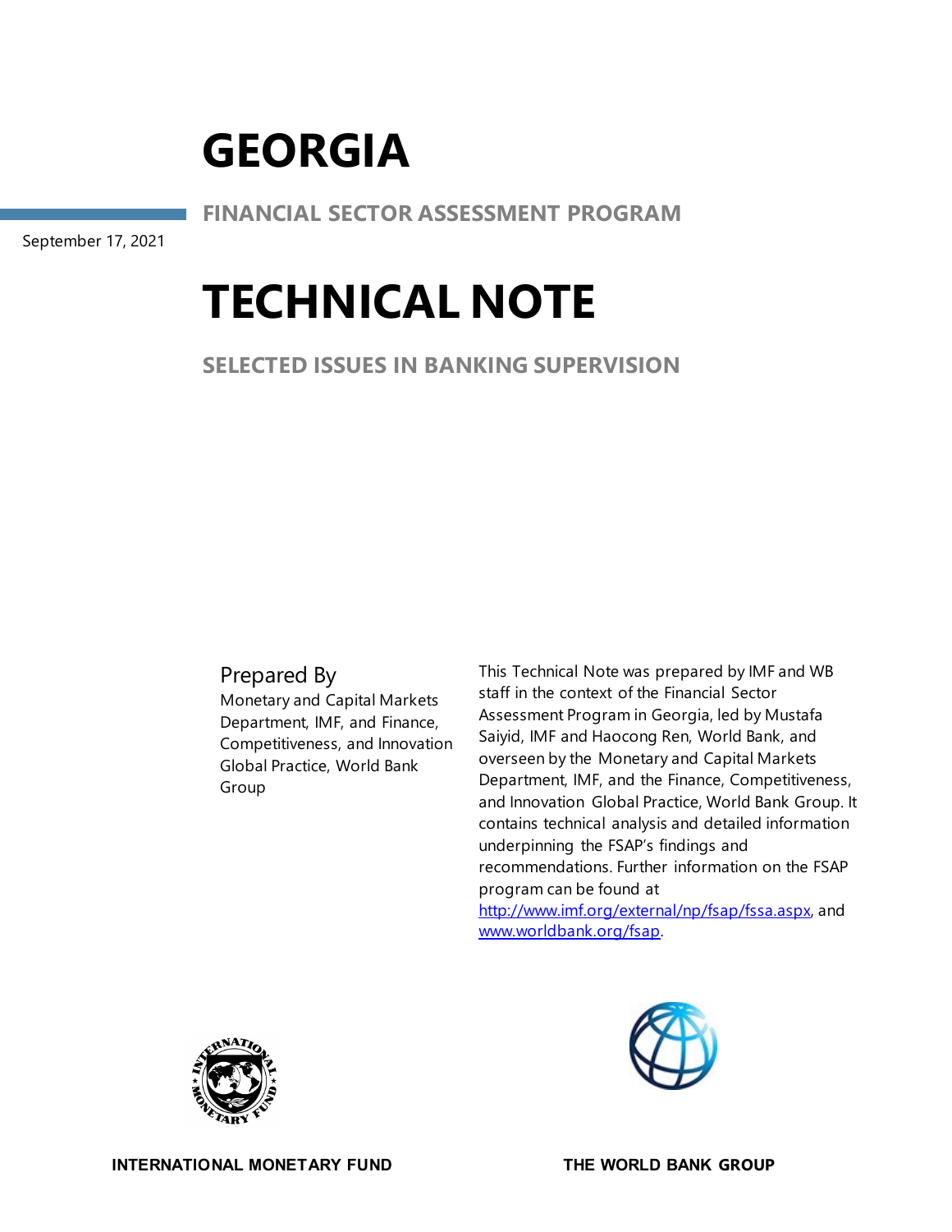# GEORGIA

**FINANCIAL SECTOR ASSESSMENT PROGRAM**

September 17, 2021

# TECHNICAL NOTE

**SELECTED ISSUES IN BANKING SUPERVISION**

## Prepared By

Monetary and Capital Markets Department, IMF, and Finance, Competitiveness, and Innovation Global Practice, World Bank Group

This Technical Note was prepared by IMF and WB staff in the context of the Financial Sector Assessment Program in Georgia, led by Mustafa Saiyid, IMF and Haocong Ren, World Bank, and overseen by the Monetary and Capital Markets Department, IMF, and the Finance, Competitiveness, and Innovation Global Practice, World Bank Group. It contains technical analysis and detailed information underpinning the FSAP's findings and recommendations. Further information on the FSAP program can be found at http://www.imf.org/external/np/fsap/fssa.aspx, and www.worldbank.org/fsap.

**INTERNATIONAL MONETARY FUND**

**THE WORLD BANK GROUP**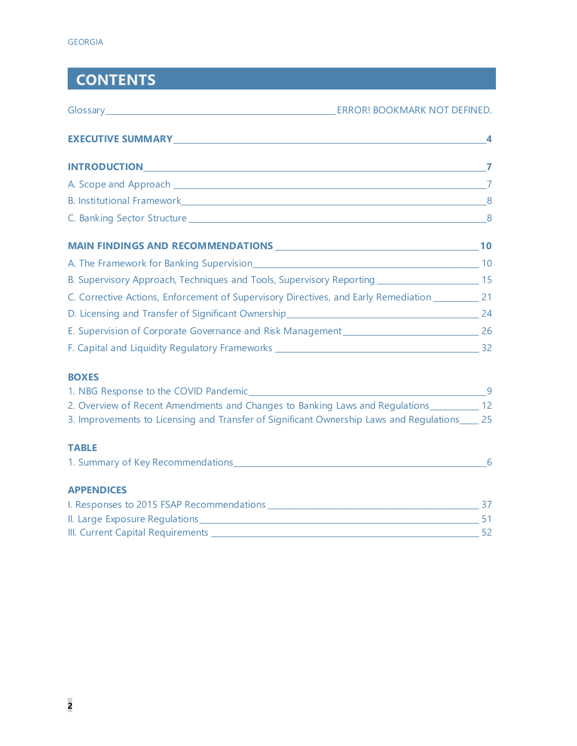# CONTENTS

Glossary ERROR! BOOKMARK NOT DEFINED.

**EXECUTIVE SUMMARY** **4**

**INTRODUCTION** **7**

A. Scope and Approach 7

B. Institutional Framework 8

C. Banking Sector Structure 8

**MAIN FINDINGS AND RECOMMENDATIONS** **10**

A. The Framework for Banking Supervision 10

B. Supervisory Approach, Techniques and Tools, Supervisory Reporting 15

C. Corrective Actions, Enforcement of Supervisory Directives, and Early Remediation 21

D. Licensing and Transfer of Significant Ownership 24

E. Supervision of Corporate Governance and Risk Management 26

F. Capital and Liquidity Regulatory Frameworks 32

**BOXES**

1. NBG Response to the COVID Pandemic 9
2. Overview of Recent Amendments and Changes to Banking Laws and Regulations 12
3. Improvements to Licensing and Transfer of Significant Ownership Laws and Regulations 25

**TABLE**

1. Summary of Key Recommendations 6

**APPENDICES**

I. Responses to 2015 FSAP Recommendations 37

II. Large Exposure Regulations 51

III. Current Capital Requirements 52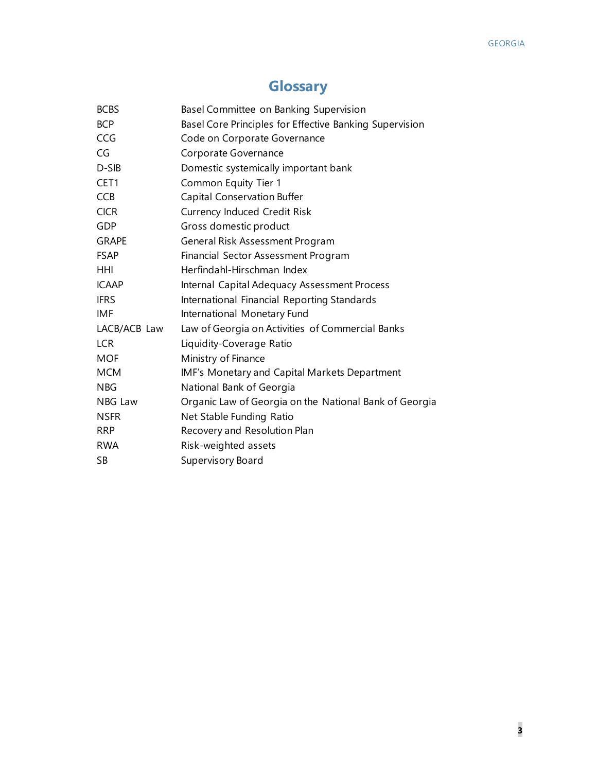# Glossary

| | |
|---|---|
| BCBS | Basel Committee on Banking Supervision |
| BCP | Basel Core Principles for Effective Banking Supervision |
| CCG | Code on Corporate Governance |
| CG | Corporate Governance |
| D-SIB | Domestic systemically important bank |
| CET1 | Common Equity Tier 1 |
| CCB | Capital Conservation Buffer |
| CICR | Currency Induced Credit Risk |
| GDP | Gross domestic product |
| GRAPE | General Risk Assessment Program |
| FSAP | Financial Sector Assessment Program |
| HHI | Herfindahl-Hirschman Index |
| ICAAP | Internal Capital Adequacy Assessment Process |
| IFRS | International Financial Reporting Standards |
| IMF | International Monetary Fund |
| LACB/ACB Law | Law of Georgia on Activities of Commercial Banks |
| LCR | Liquidity-Coverage Ratio |
| MOF | Ministry of Finance |
| MCM | IMF's Monetary and Capital Markets Department |
| NBG | National Bank of Georgia |
| NBG Law | Organic Law of Georgia on the National Bank of Georgia |
| NSFR | Net Stable Funding Ratio |
| RRP | Recovery and Resolution Plan |
| RWA | Risk-weighted assets |
| SB | Supervisory Board |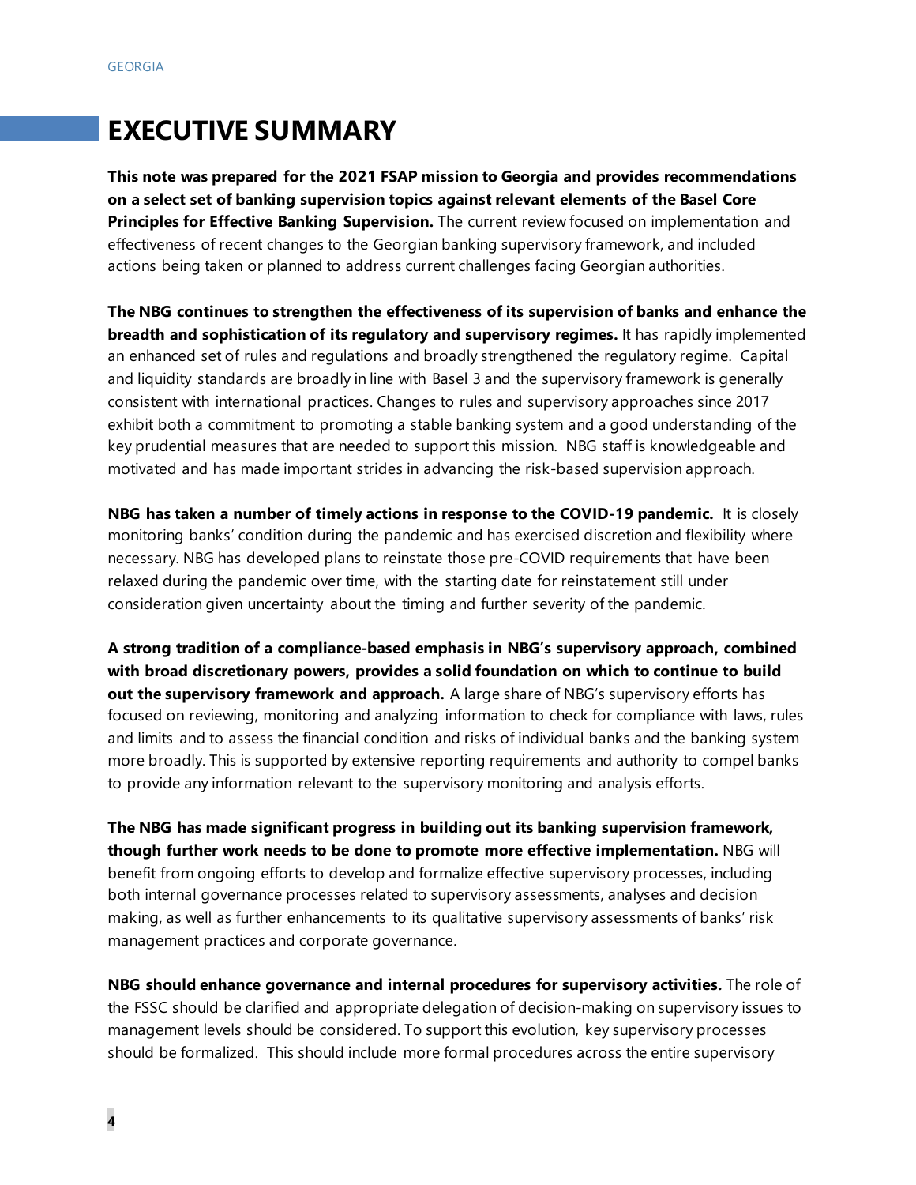# EXECUTIVE SUMMARY

**This note was prepared for the 2021 FSAP mission to Georgia and provides recommendations on a select set of banking supervision topics against relevant elements of the Basel Core Principles for Effective Banking Supervision.** The current review focused on implementation and effectiveness of recent changes to the Georgian banking supervisory framework, and included actions being taken or planned to address current challenges facing Georgian authorities.

**The NBG continues to strengthen the effectiveness of its supervision of banks and enhance the breadth and sophistication of its regulatory and supervisory regimes.** It has rapidly implemented an enhanced set of rules and regulations and broadly strengthened the regulatory regime. Capital and liquidity standards are broadly in line with Basel 3 and the supervisory framework is generally consistent with international practices. Changes to rules and supervisory approaches since 2017 exhibit both a commitment to promoting a stable banking system and a good understanding of the key prudential measures that are needed to support this mission. NBG staff is knowledgeable and motivated and has made important strides in advancing the risk-based supervision approach.

**NBG has taken a number of timely actions in response to the COVID-19 pandemic.** It is closely monitoring banks' condition during the pandemic and has exercised discretion and flexibility where necessary. NBG has developed plans to reinstate those pre-COVID requirements that have been relaxed during the pandemic over time, with the starting date for reinstatement still under consideration given uncertainty about the timing and further severity of the pandemic.

**A strong tradition of a compliance-based emphasis in NBG's supervisory approach, combined with broad discretionary powers, provides a solid foundation on which to continue to build out the supervisory framework and approach.** A large share of NBG's supervisory efforts has focused on reviewing, monitoring and analyzing information to check for compliance with laws, rules and limits and to assess the financial condition and risks of individual banks and the banking system more broadly. This is supported by extensive reporting requirements and authority to compel banks to provide any information relevant to the supervisory monitoring and analysis efforts.

**The NBG has made significant progress in building out its banking supervision framework, though further work needs to be done to promote more effective implementation.** NBG will benefit from ongoing efforts to develop and formalize effective supervisory processes, including both internal governance processes related to supervisory assessments, analyses and decision making, as well as further enhancements to its qualitative supervisory assessments of banks' risk management practices and corporate governance.

**NBG should enhance governance and internal procedures for supervisory activities.** The role of the FSSC should be clarified and appropriate delegation of decision-making on supervisory issues to management levels should be considered. To support this evolution, key supervisory processes should be formalized. This should include more formal procedures across the entire supervisory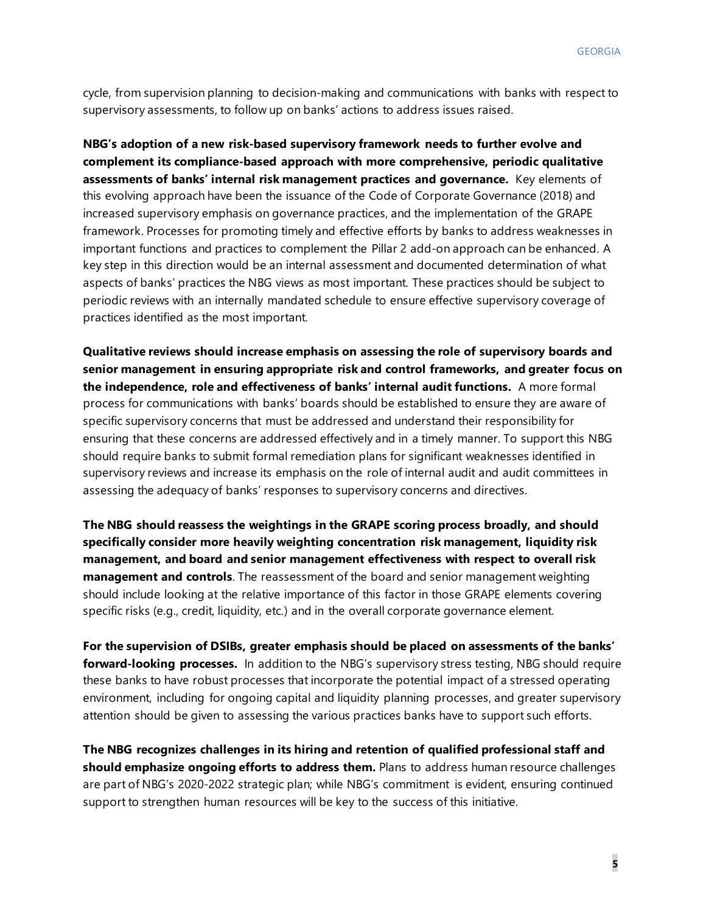cycle, from supervision planning to decision-making and communications with banks with respect to supervisory assessments, to follow up on banks' actions to address issues raised.

**NBG's adoption of a new risk-based supervisory framework needs to further evolve and complement its compliance-based approach with more comprehensive, periodic qualitative assessments of banks' internal risk management practices and governance.** Key elements of this evolving approach have been the issuance of the Code of Corporate Governance (2018) and increased supervisory emphasis on governance practices, and the implementation of the GRAPE framework. Processes for promoting timely and effective efforts by banks to address weaknesses in important functions and practices to complement the Pillar 2 add-on approach can be enhanced. A key step in this direction would be an internal assessment and documented determination of what aspects of banks' practices the NBG views as most important. These practices should be subject to periodic reviews with an internally mandated schedule to ensure effective supervisory coverage of practices identified as the most important.

**Qualitative reviews should increase emphasis on assessing the role of supervisory boards and senior management in ensuring appropriate risk and control frameworks, and greater focus on the independence, role and effectiveness of banks' internal audit functions.** A more formal process for communications with banks' boards should be established to ensure they are aware of specific supervisory concerns that must be addressed and understand their responsibility for ensuring that these concerns are addressed effectively and in a timely manner. To support this NBG should require banks to submit formal remediation plans for significant weaknesses identified in supervisory reviews and increase its emphasis on the role of internal audit and audit committees in assessing the adequacy of banks' responses to supervisory concerns and directives.

**The NBG should reassess the weightings in the GRAPE scoring process broadly, and should specifically consider more heavily weighting concentration risk management, liquidity risk management, and board and senior management effectiveness with respect to overall risk management and controls**. The reassessment of the board and senior management weighting should include looking at the relative importance of this factor in those GRAPE elements covering specific risks (e.g., credit, liquidity, etc.) and in the overall corporate governance element.

**For the supervision of DSIBs, greater emphasis should be placed on assessments of the banks' forward-looking processes.** In addition to the NBG's supervisory stress testing, NBG should require these banks to have robust processes that incorporate the potential impact of a stressed operating environment, including for ongoing capital and liquidity planning processes, and greater supervisory attention should be given to assessing the various practices banks have to support such efforts.

**The NBG recognizes challenges in its hiring and retention of qualified professional staff and should emphasize ongoing efforts to address them.** Plans to address human resource challenges are part of NBG's 2020-2022 strategic plan; while NBG's commitment is evident, ensuring continued support to strengthen human resources will be key to the success of this initiative.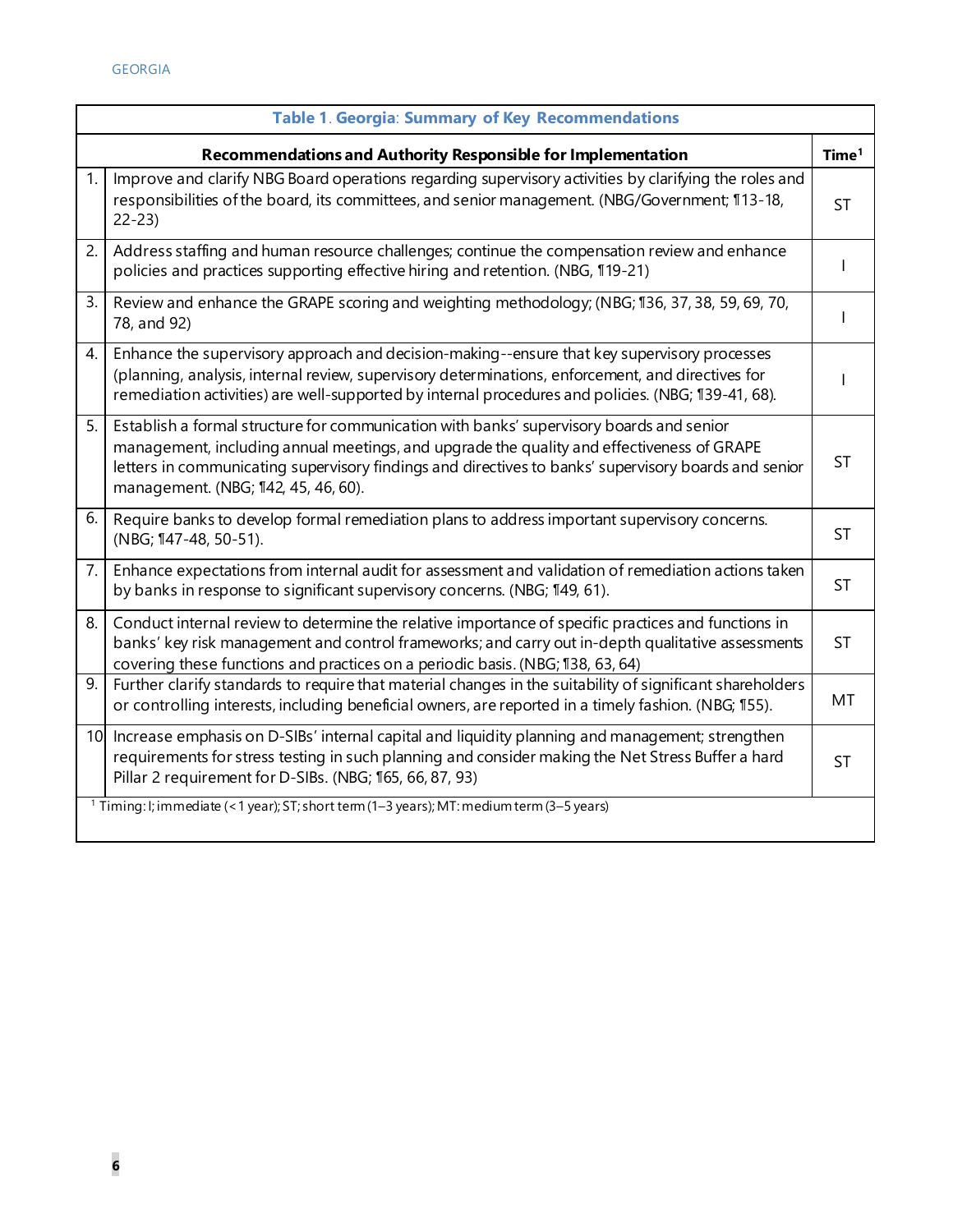| Table 1. Georgia: Summary of Key Recommendations | | |
|---|---|---|
| | **Recommendations and Authority Responsible for Implementation** | **Time[1]** |
| 1. | Improve and clarify NBG Board operations regarding supervisory activities by clarifying the roles and responsibilities of the board, its committees, and senior management. (NBG/Government; ¶13-18, 22-23) | ST |
| 2. | Address staffing and human resource challenges; continue the compensation review and enhance policies and practices supporting effective hiring and retention. (NBG, ¶19-21) | I |
| 3. | Review and enhance the GRAPE scoring and weighting methodology; (NBG; ¶36, 37, 38, 59, 69, 70, 78, and 92) | I |
| 4. | Enhance the supervisory approach and decision-making--ensure that key supervisory processes (planning, analysis, internal review, supervisory determinations, enforcement, and directives for remediation activities) are well-supported by internal procedures and policies. (NBG; ¶39-41, 68). | I |
| 5. | Establish a formal structure for communication with banks' supervisory boards and senior management, including annual meetings, and upgrade the quality and effectiveness of GRAPE letters in communicating supervisory findings and directives to banks' supervisory boards and senior management. (NBG; ¶42, 45, 46, 60). | ST |
| 6. | Require banks to develop formal remediation plans to address important supervisory concerns. (NBG; ¶47-48, 50-51). | ST |
| 7. | Enhance expectations from internal audit for assessment and validation of remediation actions taken by banks in response to significant supervisory concerns. (NBG; ¶49, 61). | ST |
| 8. | Conduct internal review to determine the relative importance of specific practices and functions in banks' key risk management and control frameworks; and carry out in-depth qualitative assessments covering these functions and practices on a periodic basis. (NBG; ¶38, 63, 64) | ST |
| 9. | Further clarify standards to require that material changes in the suitability of significant shareholders or controlling interests, including beneficial owners, are reported in a timely fashion. (NBG; ¶55). | MT |
| 10 | Increase emphasis on D-SIBs' internal capital and liquidity planning and management; strengthen requirements for stress testing in such planning and consider making the Net Stress Buffer a hard Pillar 2 requirement for D-SIBs. (NBG; ¶65, 66, 87, 93) | ST |

[1] Timing: I; immediate (< 1 year); ST; short term (1–3 years); MT: medium term (3–5 years)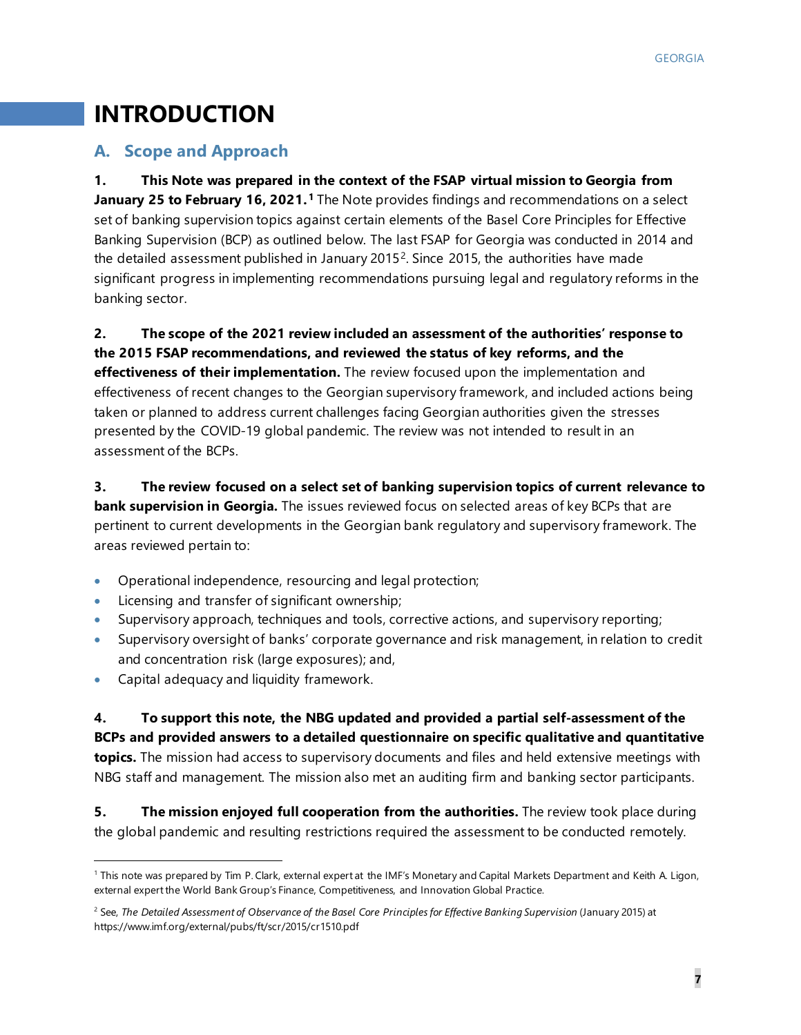# INTRODUCTION

## A. Scope and Approach

**1. This Note was prepared in the context of the FSAP virtual mission to Georgia from January 25 to February 16, 2021.**[1] The Note provides findings and recommendations on a select set of banking supervision topics against certain elements of the Basel Core Principles for Effective Banking Supervision (BCP) as outlined below. The last FSAP for Georgia was conducted in 2014 and the detailed assessment published in January 2015[2]. Since 2015, the authorities have made significant progress in implementing recommendations pursuing legal and regulatory reforms in the banking sector.

**2. The scope of the 2021 review included an assessment of the authorities' response to the 2015 FSAP recommendations, and reviewed the status of key reforms, and the effectiveness of their implementation.** The review focused upon the implementation and effectiveness of recent changes to the Georgian supervisory framework, and included actions being taken or planned to address current challenges facing Georgian authorities given the stresses presented by the COVID-19 global pandemic. The review was not intended to result in an assessment of the BCPs.

**3. The review focused on a select set of banking supervision topics of current relevance to bank supervision in Georgia.** The issues reviewed focus on selected areas of key BCPs that are pertinent to current developments in the Georgian bank regulatory and supervisory framework. The areas reviewed pertain to:

- Operational independence, resourcing and legal protection;
- Licensing and transfer of significant ownership;
- Supervisory approach, techniques and tools, corrective actions, and supervisory reporting;
- Supervisory oversight of banks' corporate governance and risk management, in relation to credit and concentration risk (large exposures); and,
- Capital adequacy and liquidity framework.

**4. To support this note, the NBG updated and provided a partial self-assessment of the BCPs and provided answers to a detailed questionnaire on specific qualitative and quantitative topics.** The mission had access to supervisory documents and files and held extensive meetings with NBG staff and management. The mission also met an auditing firm and banking sector participants.

**5. The mission enjoyed full cooperation from the authorities.** The review took place during the global pandemic and resulting restrictions required the assessment to be conducted remotely.

---

[1] This note was prepared by Tim P. Clark, external expert at the IMF's Monetary and Capital Markets Department and Keith A. Ligon, external expert the World Bank Group's Finance, Competitiveness, and Innovation Global Practice.

[2] See, *The Detailed Assessment of Observance of the Basel Core Principles for Effective Banking Supervision* (January 2015) at https://www.imf.org/external/pubs/ft/scr/2015/cr1510.pdf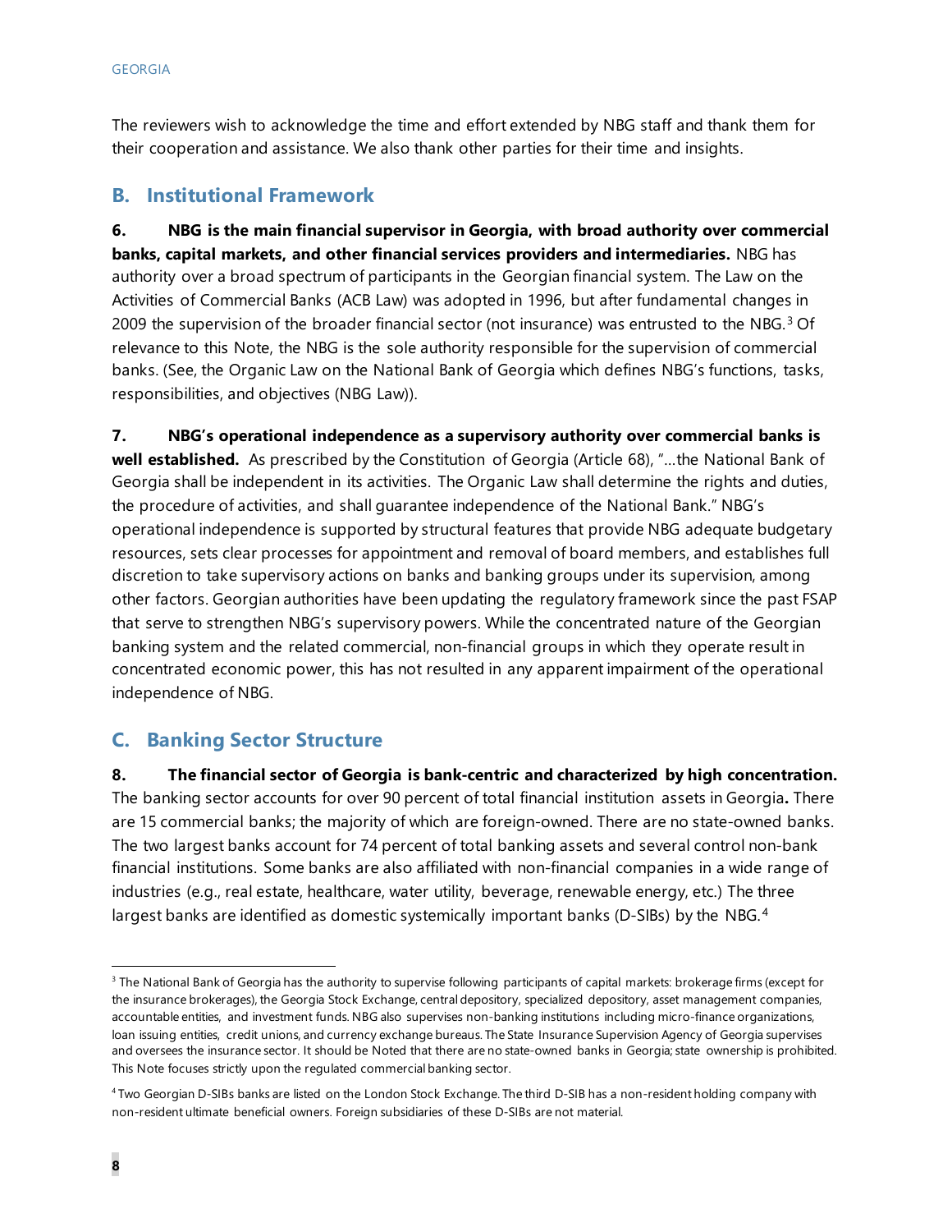The reviewers wish to acknowledge the time and effort extended by NBG staff and thank them for their cooperation and assistance. We also thank other parties for their time and insights.

## B. Institutional Framework

**6. NBG is the main financial supervisor in Georgia, with broad authority over commercial banks, capital markets, and other financial services providers and intermediaries.** NBG has authority over a broad spectrum of participants in the Georgian financial system. The Law on the Activities of Commercial Banks (ACB Law) was adopted in 1996, but after fundamental changes in 2009 the supervision of the broader financial sector (not insurance) was entrusted to the NBG.[3] Of relevance to this Note, the NBG is the sole authority responsible for the supervision of commercial banks. (See, the Organic Law on the National Bank of Georgia which defines NBG's functions, tasks, responsibilities, and objectives (NBG Law)).

**7. NBG's operational independence as a supervisory authority over commercial banks is well established.** As prescribed by the Constitution of Georgia (Article 68), "…the National Bank of Georgia shall be independent in its activities. The Organic Law shall determine the rights and duties, the procedure of activities, and shall guarantee independence of the National Bank." NBG's operational independence is supported by structural features that provide NBG adequate budgetary resources, sets clear processes for appointment and removal of board members, and establishes full discretion to take supervisory actions on banks and banking groups under its supervision, among other factors. Georgian authorities have been updating the regulatory framework since the past FSAP that serve to strengthen NBG's supervisory powers. While the concentrated nature of the Georgian banking system and the related commercial, non-financial groups in which they operate result in concentrated economic power, this has not resulted in any apparent impairment of the operational independence of NBG.

## C. Banking Sector Structure

**8. The financial sector of Georgia is bank-centric and characterized by high concentration.** The banking sector accounts for over 90 percent of total financial institution assets in Georgia**.** There are 15 commercial banks; the majority of which are foreign-owned. There are no state-owned banks. The two largest banks account for 74 percent of total banking assets and several control non-bank financial institutions. Some banks are also affiliated with non-financial companies in a wide range of industries (e.g., real estate, healthcare, water utility, beverage, renewable energy, etc.) The three largest banks are identified as domestic systemically important banks (D-SIBs) by the NBG.[4]

---

[3] The National Bank of Georgia has the authority to supervise following participants of capital markets: brokerage firms (except for the insurance brokerages), the Georgia Stock Exchange, central depository, specialized depository, asset management companies, accountable entities, and investment funds. NBG also supervises non-banking institutions including micro-finance organizations, loan issuing entities, credit unions, and currency exchange bureaus. The State Insurance Supervision Agency of Georgia supervises and oversees the insurance sector. It should be Noted that there are no state-owned banks in Georgia; state ownership is prohibited. This Note focuses strictly upon the regulated commercial banking sector.

[4] Two Georgian D-SIBs banks are listed on the London Stock Exchange. The third D-SIB has a non-resident holding company with non-resident ultimate beneficial owners. Foreign subsidiaries of these D-SIBs are not material.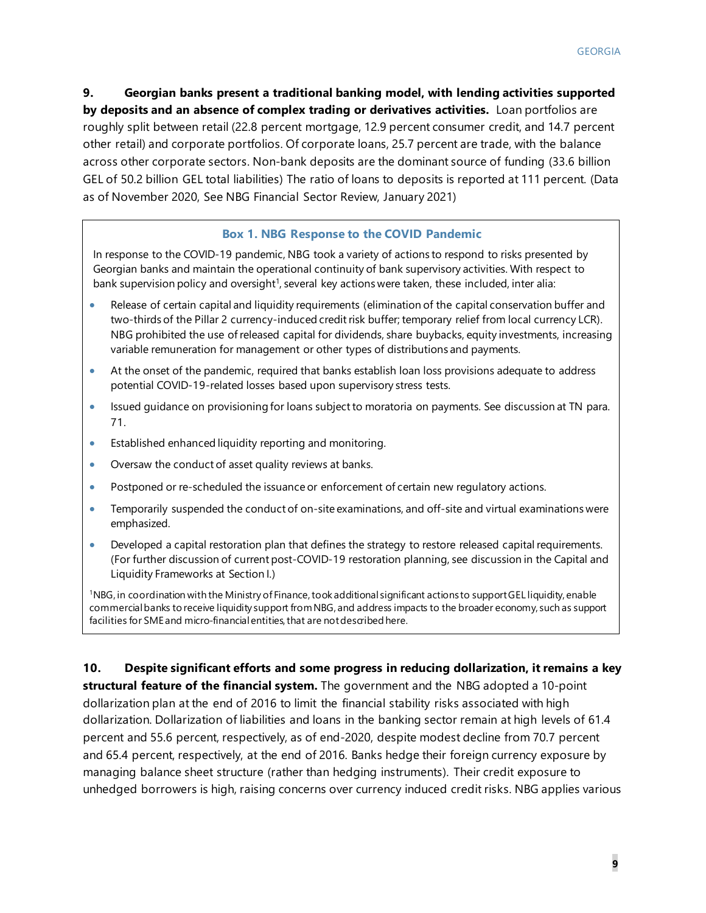**9. Georgian banks present a traditional banking model, with lending activities supported by deposits and an absence of complex trading or derivatives activities.** Loan portfolios are roughly split between retail (22.8 percent mortgage, 12.9 percent consumer credit, and 14.7 percent other retail) and corporate portfolios. Of corporate loans, 25.7 percent are trade, with the balance across other corporate sectors. Non-bank deposits are the dominant source of funding (33.6 billion GEL of 50.2 billion GEL total liabilities) The ratio of loans to deposits is reported at 111 percent. (Data as of November 2020, See NBG Financial Sector Review, January 2021)

> **Box 1. NBG Response to the COVID Pandemic**
>
> In response to the COVID-19 pandemic, NBG took a variety of actions to respond to risks presented by Georgian banks and maintain the operational continuity of bank supervisory activities. With respect to bank supervision policy and oversight[1], several key actions were taken, these included, inter alia:
>
> - Release of certain capital and liquidity requirements (elimination of the capital conservation buffer and two-thirds of the Pillar 2 currency-induced credit risk buffer; temporary relief from local currency LCR). NBG prohibited the use of released capital for dividends, share buybacks, equity investments, increasing variable remuneration for management or other types of distributions and payments.
> - At the onset of the pandemic, required that banks establish loan loss provisions adequate to address potential COVID-19-related losses based upon supervisory stress tests.
> - Issued guidance on provisioning for loans subject to moratoria on payments. See discussion at TN para. 71.
> - Established enhanced liquidity reporting and monitoring.
> - Oversaw the conduct of asset quality reviews at banks.
> - Postponed or re-scheduled the issuance or enforcement of certain new regulatory actions.
> - Temporarily suspended the conduct of on-site examinations, and off-site and virtual examinations were emphasized.
> - Developed a capital restoration plan that defines the strategy to restore released capital requirements. (For further discussion of current post-COVID-19 restoration planning, see discussion in the Capital and Liquidity Frameworks at Section I.)
>
> [1] NBG, in coordination with the Ministry of Finance, took additional significant actions to support GEL liquidity, enable commercial banks to receive liquidity support from NBG, and address impacts to the broader economy, such as support facilities for SME and micro-financial entities, that are not described here.

**10. Despite significant efforts and some progress in reducing dollarization, it remains a key structural feature of the financial system.** The government and the NBG adopted a 10-point dollarization plan at the end of 2016 to limit the financial stability risks associated with high dollarization. Dollarization of liabilities and loans in the banking sector remain at high levels of 61.4 percent and 55.6 percent, respectively, as of end-2020, despite modest decline from 70.7 percent and 65.4 percent, respectively, at the end of 2016. Banks hedge their foreign currency exposure by managing balance sheet structure (rather than hedging instruments). Their credit exposure to unhedged borrowers is high, raising concerns over currency induced credit risks. NBG applies various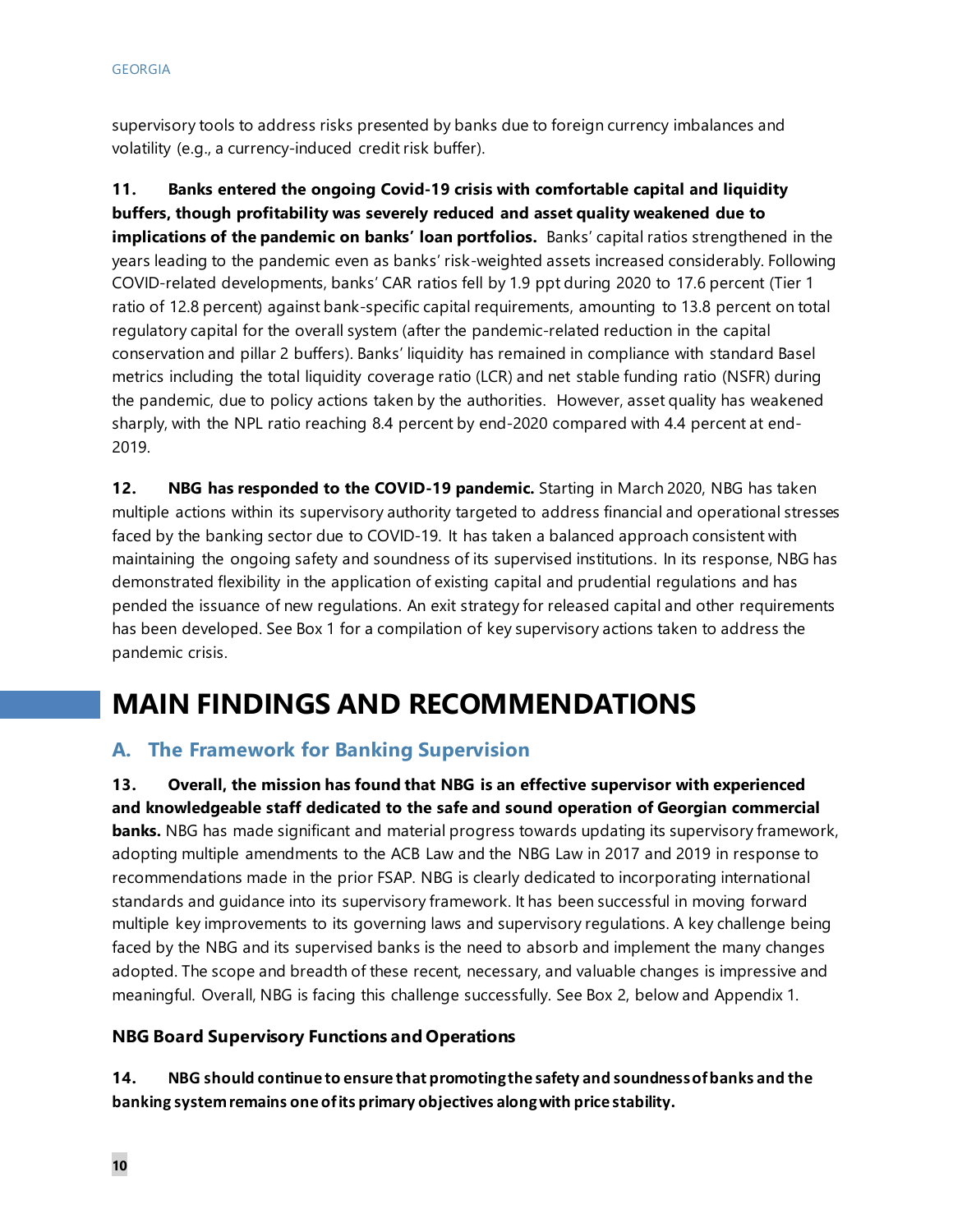supervisory tools to address risks presented by banks due to foreign currency imbalances and volatility (e.g., a currency-induced credit risk buffer).

**11. Banks entered the ongoing Covid-19 crisis with comfortable capital and liquidity buffers, though profitability was severely reduced and asset quality weakened due to implications of the pandemic on banks' loan portfolios.** Banks' capital ratios strengthened in the years leading to the pandemic even as banks' risk-weighted assets increased considerably. Following COVID-related developments, banks' CAR ratios fell by 1.9 ppt during 2020 to 17.6 percent (Tier 1 ratio of 12.8 percent) against bank-specific capital requirements, amounting to 13.8 percent on total regulatory capital for the overall system (after the pandemic-related reduction in the capital conservation and pillar 2 buffers). Banks' liquidity has remained in compliance with standard Basel metrics including the total liquidity coverage ratio (LCR) and net stable funding ratio (NSFR) during the pandemic, due to policy actions taken by the authorities. However, asset quality has weakened sharply, with the NPL ratio reaching 8.4 percent by end-2020 compared with 4.4 percent at end-2019.

**12. NBG has responded to the COVID-19 pandemic.** Starting in March 2020, NBG has taken multiple actions within its supervisory authority targeted to address financial and operational stresses faced by the banking sector due to COVID-19. It has taken a balanced approach consistent with maintaining the ongoing safety and soundness of its supervised institutions. In its response, NBG has demonstrated flexibility in the application of existing capital and prudential regulations and has pended the issuance of new regulations. An exit strategy for released capital and other requirements has been developed. See Box 1 for a compilation of key supervisory actions taken to address the pandemic crisis.

# MAIN FINDINGS AND RECOMMENDATIONS

## A. The Framework for Banking Supervision

**13. Overall, the mission has found that NBG is an effective supervisor with experienced and knowledgeable staff dedicated to the safe and sound operation of Georgian commercial banks.** NBG has made significant and material progress towards updating its supervisory framework, adopting multiple amendments to the ACB Law and the NBG Law in 2017 and 2019 in response to recommendations made in the prior FSAP. NBG is clearly dedicated to incorporating international standards and guidance into its supervisory framework. It has been successful in moving forward multiple key improvements to its governing laws and supervisory regulations. A key challenge being faced by the NBG and its supervised banks is the need to absorb and implement the many changes adopted. The scope and breadth of these recent, necessary, and valuable changes is impressive and meaningful. Overall, NBG is facing this challenge successfully. See Box 2, below and Appendix 1.

### NBG Board Supervisory Functions and Operations

**14. NBG should continue to ensure that promoting the safety and soundness of banks and the banking system remains one of its primary objectives along with price stability.**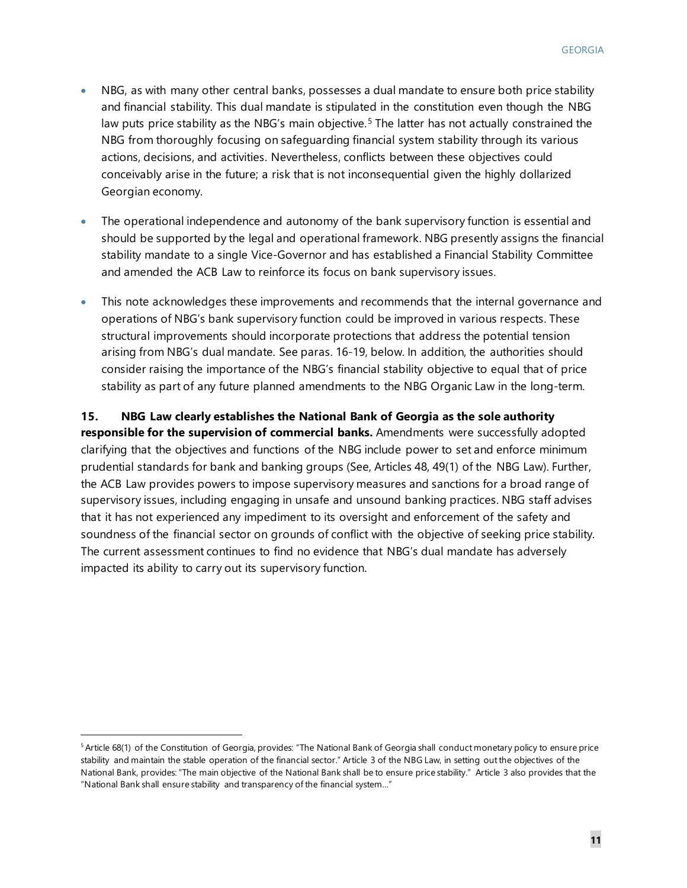- NBG, as with many other central banks, possesses a dual mandate to ensure both price stability and financial stability. This dual mandate is stipulated in the constitution even though the NBG law puts price stability as the NBG's main objective.[5] The latter has not actually constrained the NBG from thoroughly focusing on safeguarding financial system stability through its various actions, decisions, and activities. Nevertheless, conflicts between these objectives could conceivably arise in the future; a risk that is not inconsequential given the highly dollarized Georgian economy.

- The operational independence and autonomy of the bank supervisory function is essential and should be supported by the legal and operational framework. NBG presently assigns the financial stability mandate to a single Vice-Governor and has established a Financial Stability Committee and amended the ACB Law to reinforce its focus on bank supervisory issues.

- This note acknowledges these improvements and recommends that the internal governance and operations of NBG's bank supervisory function could be improved in various respects. These structural improvements should incorporate protections that address the potential tension arising from NBG's dual mandate. See paras. 16-19, below. In addition, the authorities should consider raising the importance of the NBG's financial stability objective to equal that of price stability as part of any future planned amendments to the NBG Organic Law in the long-term.

**15. NBG Law clearly establishes the National Bank of Georgia as the sole authority responsible for the supervision of commercial banks.** Amendments were successfully adopted clarifying that the objectives and functions of the NBG include power to set and enforce minimum prudential standards for bank and banking groups (See, Articles 48, 49(1) of the NBG Law). Further, the ACB Law provides powers to impose supervisory measures and sanctions for a broad range of supervisory issues, including engaging in unsafe and unsound banking practices. NBG staff advises that it has not experienced any impediment to its oversight and enforcement of the safety and soundness of the financial sector on grounds of conflict with the objective of seeking price stability. The current assessment continues to find no evidence that NBG's dual mandate has adversely impacted its ability to carry out its supervisory function.

[5] Article 68(1) of the Constitution of Georgia, provides: "The National Bank of Georgia shall conduct monetary policy to ensure price stability and maintain the stable operation of the financial sector." Article 3 of the NBG Law, in setting out the objectives of the National Bank, provides: "The main objective of the National Bank shall be to ensure price stability." Article 3 also provides that the "National Bank shall ensure stability and transparency of the financial system…"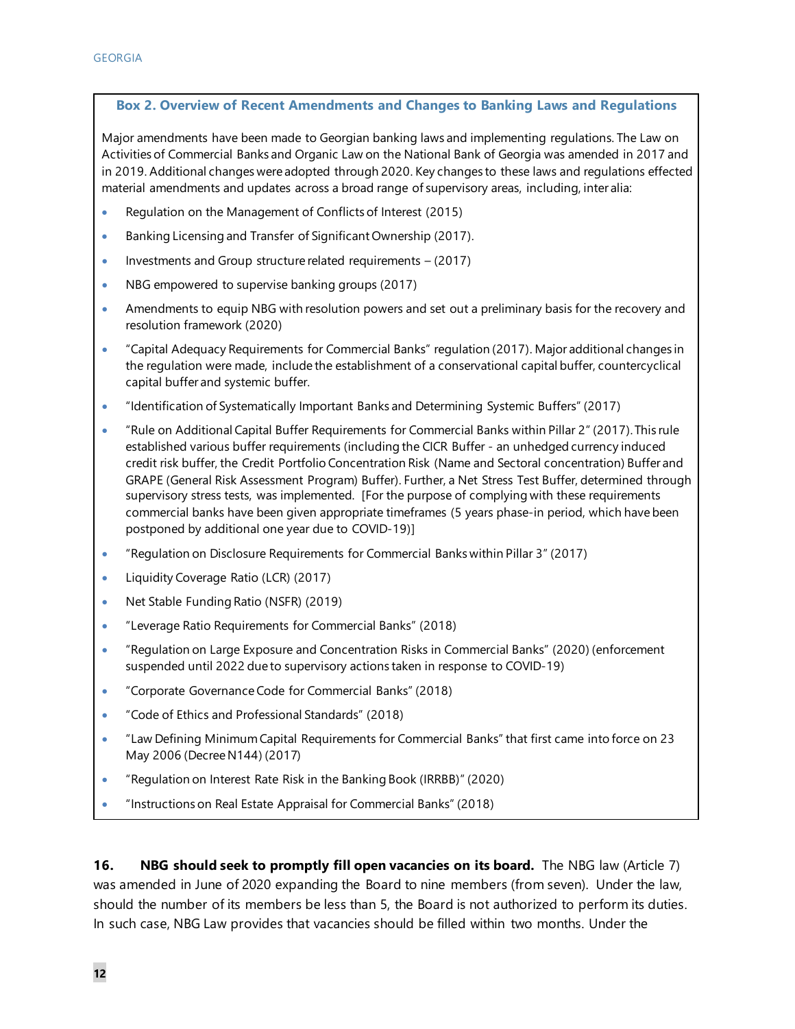### Box 2. Overview of Recent Amendments and Changes to Banking Laws and Regulations

Major amendments have been made to Georgian banking laws and implementing regulations. The Law on Activities of Commercial Banks and Organic Law on the National Bank of Georgia was amended in 2017 and in 2019. Additional changes were adopted through 2020. Key changes to these laws and regulations effected material amendments and updates across a broad range of supervisory areas, including, inter alia:

- Regulation on the Management of Conflicts of Interest (2015)
- Banking Licensing and Transfer of Significant Ownership (2017).
- Investments and Group structure related requirements – (2017)
- NBG empowered to supervise banking groups (2017)
- Amendments to equip NBG with resolution powers and set out a preliminary basis for the recovery and resolution framework (2020)
- "Capital Adequacy Requirements for Commercial Banks" regulation (2017). Major additional changes in the regulation were made, include the establishment of a conservational capital buffer, countercyclical capital buffer and systemic buffer.
- "Identification of Systematically Important Banks and Determining Systemic Buffers" (2017)
- "Rule on Additional Capital Buffer Requirements for Commercial Banks within Pillar 2" (2017). This rule established various buffer requirements (including the CICR Buffer - an unhedged currency induced credit risk buffer, the Credit Portfolio Concentration Risk (Name and Sectoral concentration) Buffer and GRAPE (General Risk Assessment Program) Buffer). Further, a Net Stress Test Buffer, determined through supervisory stress tests, was implemented. [For the purpose of complying with these requirements commercial banks have been given appropriate timeframes (5 years phase-in period, which have been postponed by additional one year due to COVID-19)]
- "Regulation on Disclosure Requirements for Commercial Banks within Pillar 3" (2017)
- Liquidity Coverage Ratio (LCR) (2017)
- Net Stable Funding Ratio (NSFR) (2019)
- "Leverage Ratio Requirements for Commercial Banks" (2018)
- "Regulation on Large Exposure and Concentration Risks in Commercial Banks" (2020) (enforcement suspended until 2022 due to supervisory actions taken in response to COVID-19)
- "Corporate Governance Code for Commercial Banks" (2018)
- "Code of Ethics and Professional Standards" (2018)
- "Law Defining Minimum Capital Requirements for Commercial Banks" that first came into force on 23 May 2006 (Decree N144) (2017)
- "Regulation on Interest Rate Risk in the Banking Book (IRRBB)" (2020)
- "Instructions on Real Estate Appraisal for Commercial Banks" (2018)

**16. NBG should seek to promptly fill open vacancies on its board.** The NBG law (Article 7) was amended in June of 2020 expanding the Board to nine members (from seven). Under the law, should the number of its members be less than 5, the Board is not authorized to perform its duties. In such case, NBG Law provides that vacancies should be filled within two months. Under the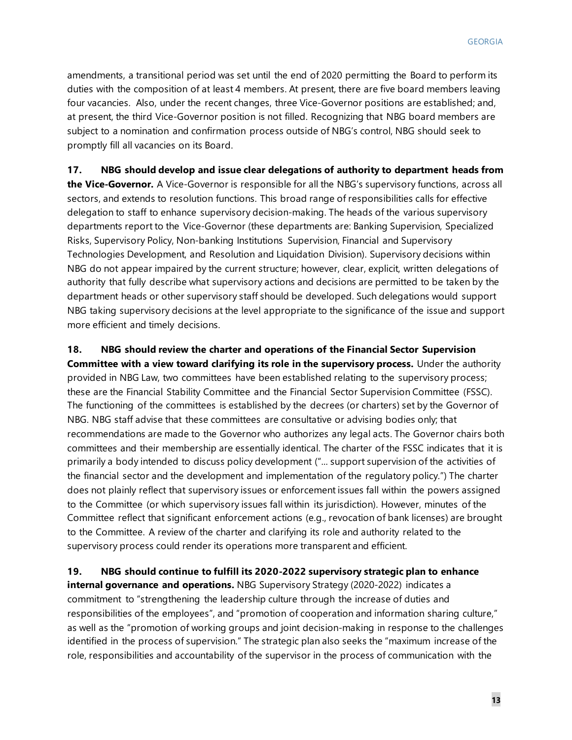amendments, a transitional period was set until the end of 2020 permitting the Board to perform its duties with the composition of at least 4 members. At present, there are five board members leaving four vacancies. Also, under the recent changes, three Vice-Governor positions are established; and, at present, the third Vice-Governor position is not filled. Recognizing that NBG board members are subject to a nomination and confirmation process outside of NBG's control, NBG should seek to promptly fill all vacancies on its Board.

**17. NBG should develop and issue clear delegations of authority to department heads from the Vice-Governor.** A Vice-Governor is responsible for all the NBG's supervisory functions, across all sectors, and extends to resolution functions. This broad range of responsibilities calls for effective delegation to staff to enhance supervisory decision-making. The heads of the various supervisory departments report to the Vice-Governor (these departments are: Banking Supervision, Specialized Risks, Supervisory Policy, Non-banking Institutions Supervision, Financial and Supervisory Technologies Development, and Resolution and Liquidation Division). Supervisory decisions within NBG do not appear impaired by the current structure; however, clear, explicit, written delegations of authority that fully describe what supervisory actions and decisions are permitted to be taken by the department heads or other supervisory staff should be developed. Such delegations would support NBG taking supervisory decisions at the level appropriate to the significance of the issue and support more efficient and timely decisions.

**18. NBG should review the charter and operations of the Financial Sector Supervision Committee with a view toward clarifying its role in the supervisory process.** Under the authority provided in NBG Law, two committees have been established relating to the supervisory process; these are the Financial Stability Committee and the Financial Sector Supervision Committee (FSSC). The functioning of the committees is established by the decrees (or charters) set by the Governor of NBG. NBG staff advise that these committees are consultative or advising bodies only; that recommendations are made to the Governor who authorizes any legal acts. The Governor chairs both committees and their membership are essentially identical. The charter of the FSSC indicates that it is primarily a body intended to discuss policy development ("… support supervision of the activities of the financial sector and the development and implementation of the regulatory policy.") The charter does not plainly reflect that supervisory issues or enforcement issues fall within the powers assigned to the Committee (or which supervisory issues fall within its jurisdiction). However, minutes of the Committee reflect that significant enforcement actions (e.g., revocation of bank licenses) are brought to the Committee. A review of the charter and clarifying its role and authority related to the supervisory process could render its operations more transparent and efficient.

**19. NBG should continue to fulfill its 2020-2022 supervisory strategic plan to enhance internal governance and operations.** NBG Supervisory Strategy (2020-2022) indicates a commitment to "strengthening the leadership culture through the increase of duties and responsibilities of the employees", and "promotion of cooperation and information sharing culture," as well as the "promotion of working groups and joint decision-making in response to the challenges identified in the process of supervision." The strategic plan also seeks the "maximum increase of the role, responsibilities and accountability of the supervisor in the process of communication with the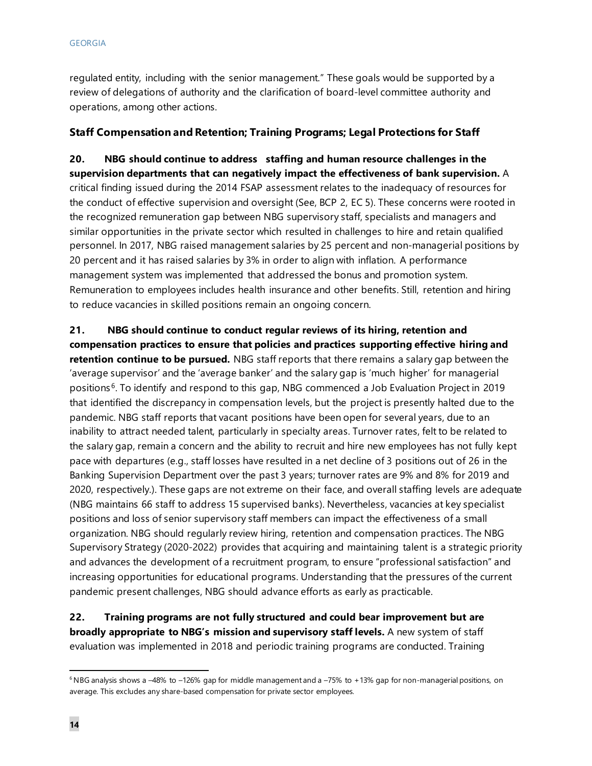regulated entity, including with the senior management." These goals would be supported by a review of delegations of authority and the clarification of board-level committee authority and operations, among other actions.

### Staff Compensation and Retention; Training Programs; Legal Protections for Staff

**20. NBG should continue to address staffing and human resource challenges in the supervision departments that can negatively impact the effectiveness of bank supervision.** A critical finding issued during the 2014 FSAP assessment relates to the inadequacy of resources for the conduct of effective supervision and oversight (See, BCP 2, EC 5). These concerns were rooted in the recognized remuneration gap between NBG supervisory staff, specialists and managers and similar opportunities in the private sector which resulted in challenges to hire and retain qualified personnel. In 2017, NBG raised management salaries by 25 percent and non-managerial positions by 20 percent and it has raised salaries by 3% in order to align with inflation. A performance management system was implemented that addressed the bonus and promotion system. Remuneration to employees includes health insurance and other benefits. Still, retention and hiring to reduce vacancies in skilled positions remain an ongoing concern.

**21. NBG should continue to conduct regular reviews of its hiring, retention and compensation practices to ensure that policies and practices supporting effective hiring and retention continue to be pursued.** NBG staff reports that there remains a salary gap between the 'average supervisor' and the 'average banker' and the salary gap is 'much higher' for managerial positions[6]. To identify and respond to this gap, NBG commenced a Job Evaluation Project in 2019 that identified the discrepancy in compensation levels, but the project is presently halted due to the pandemic. NBG staff reports that vacant positions have been open for several years, due to an inability to attract needed talent, particularly in specialty areas. Turnover rates, felt to be related to the salary gap, remain a concern and the ability to recruit and hire new employees has not fully kept pace with departures (e.g., staff losses have resulted in a net decline of 3 positions out of 26 in the Banking Supervision Department over the past 3 years; turnover rates are 9% and 8% for 2019 and 2020, respectively.). These gaps are not extreme on their face, and overall staffing levels are adequate (NBG maintains 66 staff to address 15 supervised banks). Nevertheless, vacancies at key specialist positions and loss of senior supervisory staff members can impact the effectiveness of a small organization. NBG should regularly review hiring, retention and compensation practices. The NBG Supervisory Strategy (2020-2022) provides that acquiring and maintaining talent is a strategic priority and advances the development of a recruitment program, to ensure "professional satisfaction" and increasing opportunities for educational programs. Understanding that the pressures of the current pandemic present challenges, NBG should advance efforts as early as practicable.

**22. Training programs are not fully structured and could bear improvement but are broadly appropriate to NBG's mission and supervisory staff levels.** A new system of staff evaluation was implemented in 2018 and periodic training programs are conducted. Training

---

[6] NBG analysis shows a –48% to –126% gap for middle management and a –75% to +13% gap for non-managerial positions, on average. This excludes any share-based compensation for private sector employees.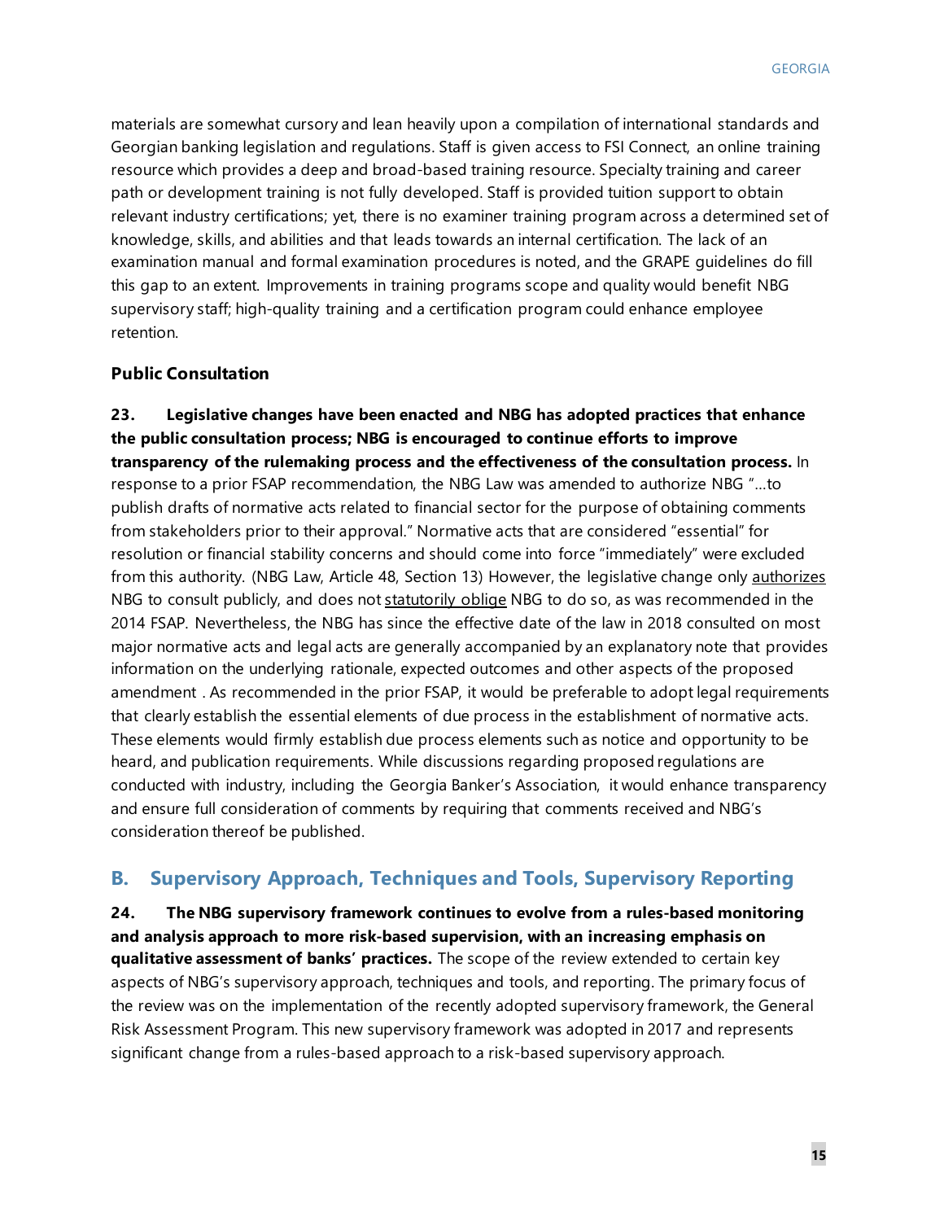materials are somewhat cursory and lean heavily upon a compilation of international standards and Georgian banking legislation and regulations. Staff is given access to FSI Connect, an online training resource which provides a deep and broad-based training resource. Specialty training and career path or development training is not fully developed. Staff is provided tuition support to obtain relevant industry certifications; yet, there is no examiner training program across a determined set of knowledge, skills, and abilities and that leads towards an internal certification. The lack of an examination manual and formal examination procedures is noted, and the GRAPE guidelines do fill this gap to an extent. Improvements in training programs scope and quality would benefit NBG supervisory staff; high-quality training and a certification program could enhance employee retention.

### Public Consultation

**23. Legislative changes have been enacted and NBG has adopted practices that enhance the public consultation process; NBG is encouraged to continue efforts to improve transparency of the rulemaking process and the effectiveness of the consultation process.** In response to a prior FSAP recommendation, the NBG Law was amended to authorize NBG "…to publish drafts of normative acts related to financial sector for the purpose of obtaining comments from stakeholders prior to their approval." Normative acts that are considered "essential" for resolution or financial stability concerns and should come into force "immediately" were excluded from this authority. (NBG Law, Article 48, Section 13) However, the legislative change only <u>authorizes</u> NBG to consult publicly, and does not <u>statutorily oblige</u> NBG to do so, as was recommended in the 2014 FSAP. Nevertheless, the NBG has since the effective date of the law in 2018 consulted on most major normative acts and legal acts are generally accompanied by an explanatory note that provides information on the underlying rationale, expected outcomes and other aspects of the proposed amendment . As recommended in the prior FSAP, it would be preferable to adopt legal requirements that clearly establish the essential elements of due process in the establishment of normative acts. These elements would firmly establish due process elements such as notice and opportunity to be heard, and publication requirements. While discussions regarding proposed regulations are conducted with industry, including the Georgia Banker's Association, it would enhance transparency and ensure full consideration of comments by requiring that comments received and NBG's consideration thereof be published.

## B. Supervisory Approach, Techniques and Tools, Supervisory Reporting

**24. The NBG supervisory framework continues to evolve from a rules-based monitoring and analysis approach to more risk-based supervision, with an increasing emphasis on qualitative assessment of banks' practices.** The scope of the review extended to certain key aspects of NBG's supervisory approach, techniques and tools, and reporting. The primary focus of the review was on the implementation of the recently adopted supervisory framework, the General Risk Assessment Program. This new supervisory framework was adopted in 2017 and represents significant change from a rules-based approach to a risk-based supervisory approach.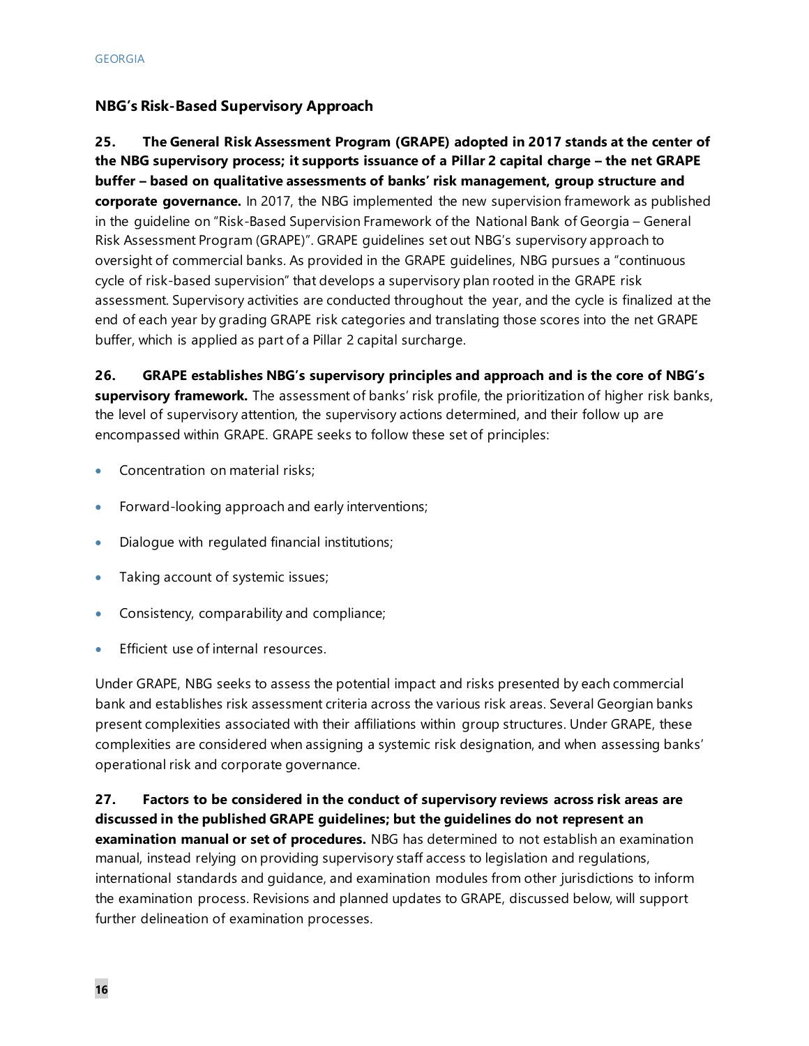### NBG's Risk-Based Supervisory Approach

**25. The General Risk Assessment Program (GRAPE) adopted in 2017 stands at the center of the NBG supervisory process; it supports issuance of a Pillar 2 capital charge – the net GRAPE buffer – based on qualitative assessments of banks' risk management, group structure and corporate governance.** In 2017, the NBG implemented the new supervision framework as published in the guideline on "Risk-Based Supervision Framework of the National Bank of Georgia – General Risk Assessment Program (GRAPE)". GRAPE guidelines set out NBG's supervisory approach to oversight of commercial banks. As provided in the GRAPE guidelines, NBG pursues a "continuous cycle of risk-based supervision" that develops a supervisory plan rooted in the GRAPE risk assessment. Supervisory activities are conducted throughout the year, and the cycle is finalized at the end of each year by grading GRAPE risk categories and translating those scores into the net GRAPE buffer, which is applied as part of a Pillar 2 capital surcharge.

**26. GRAPE establishes NBG's supervisory principles and approach and is the core of NBG's supervisory framework.** The assessment of banks' risk profile, the prioritization of higher risk banks, the level of supervisory attention, the supervisory actions determined, and their follow up are encompassed within GRAPE. GRAPE seeks to follow these set of principles:

- Concentration on material risks;
- Forward-looking approach and early interventions;
- Dialogue with regulated financial institutions;
- Taking account of systemic issues;
- Consistency, comparability and compliance;
- Efficient use of internal resources.

Under GRAPE, NBG seeks to assess the potential impact and risks presented by each commercial bank and establishes risk assessment criteria across the various risk areas. Several Georgian banks present complexities associated with their affiliations within group structures. Under GRAPE, these complexities are considered when assigning a systemic risk designation, and when assessing banks' operational risk and corporate governance.

**27. Factors to be considered in the conduct of supervisory reviews across risk areas are discussed in the published GRAPE guidelines; but the guidelines do not represent an examination manual or set of procedures.** NBG has determined to not establish an examination manual, instead relying on providing supervisory staff access to legislation and regulations, international standards and guidance, and examination modules from other jurisdictions to inform the examination process. Revisions and planned updates to GRAPE, discussed below, will support further delineation of examination processes.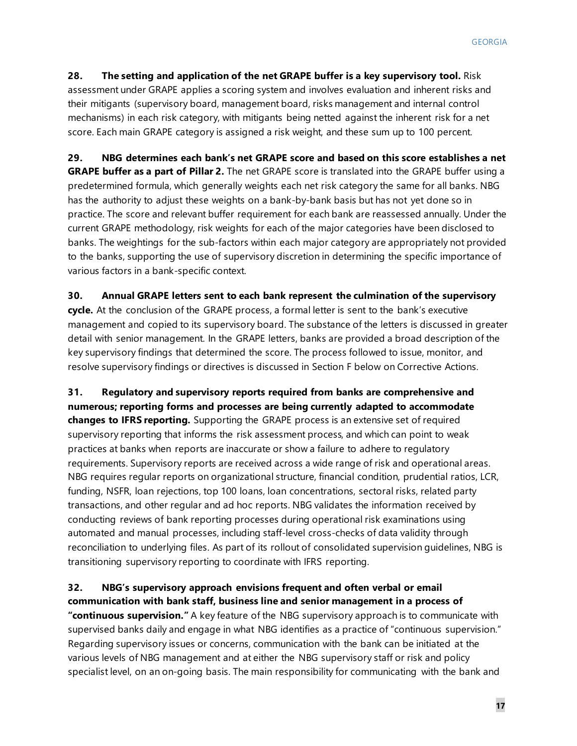**28. The setting and application of the net GRAPE buffer is a key supervisory tool.** Risk assessment under GRAPE applies a scoring system and involves evaluation and inherent risks and their mitigants (supervisory board, management board, risks management and internal control mechanisms) in each risk category, with mitigants being netted against the inherent risk for a net score. Each main GRAPE category is assigned a risk weight, and these sum up to 100 percent.

**29. NBG determines each bank's net GRAPE score and based on this score establishes a net GRAPE buffer as a part of Pillar 2.** The net GRAPE score is translated into the GRAPE buffer using a predetermined formula, which generally weights each net risk category the same for all banks. NBG has the authority to adjust these weights on a bank-by-bank basis but has not yet done so in practice. The score and relevant buffer requirement for each bank are reassessed annually. Under the current GRAPE methodology, risk weights for each of the major categories have been disclosed to banks. The weightings for the sub-factors within each major category are appropriately not provided to the banks, supporting the use of supervisory discretion in determining the specific importance of various factors in a bank-specific context.

**30. Annual GRAPE letters sent to each bank represent the culmination of the supervisory cycle.** At the conclusion of the GRAPE process, a formal letter is sent to the bank's executive management and copied to its supervisory board. The substance of the letters is discussed in greater detail with senior management. In the GRAPE letters, banks are provided a broad description of the key supervisory findings that determined the score. The process followed to issue, monitor, and resolve supervisory findings or directives is discussed in Section F below on Corrective Actions.

**31. Regulatory and supervisory reports required from banks are comprehensive and numerous; reporting forms and processes are being currently adapted to accommodate changes to IFRS reporting.** Supporting the GRAPE process is an extensive set of required supervisory reporting that informs the risk assessment process, and which can point to weak practices at banks when reports are inaccurate or show a failure to adhere to regulatory requirements. Supervisory reports are received across a wide range of risk and operational areas. NBG requires regular reports on organizational structure, financial condition, prudential ratios, LCR, funding, NSFR, loan rejections, top 100 loans, loan concentrations, sectoral risks, related party transactions, and other regular and ad hoc reports. NBG validates the information received by conducting reviews of bank reporting processes during operational risk examinations using automated and manual processes, including staff-level cross-checks of data validity through reconciliation to underlying files. As part of its rollout of consolidated supervision guidelines, NBG is transitioning supervisory reporting to coordinate with IFRS reporting.

**32. NBG's supervisory approach envisions frequent and often verbal or email communication with bank staff, business line and senior management in a process of "continuous supervision."** A key feature of the NBG supervisory approach is to communicate with supervised banks daily and engage in what NBG identifies as a practice of "continuous supervision." Regarding supervisory issues or concerns, communication with the bank can be initiated at the various levels of NBG management and at either the NBG supervisory staff or risk and policy specialist level, on an on-going basis. The main responsibility for communicating with the bank and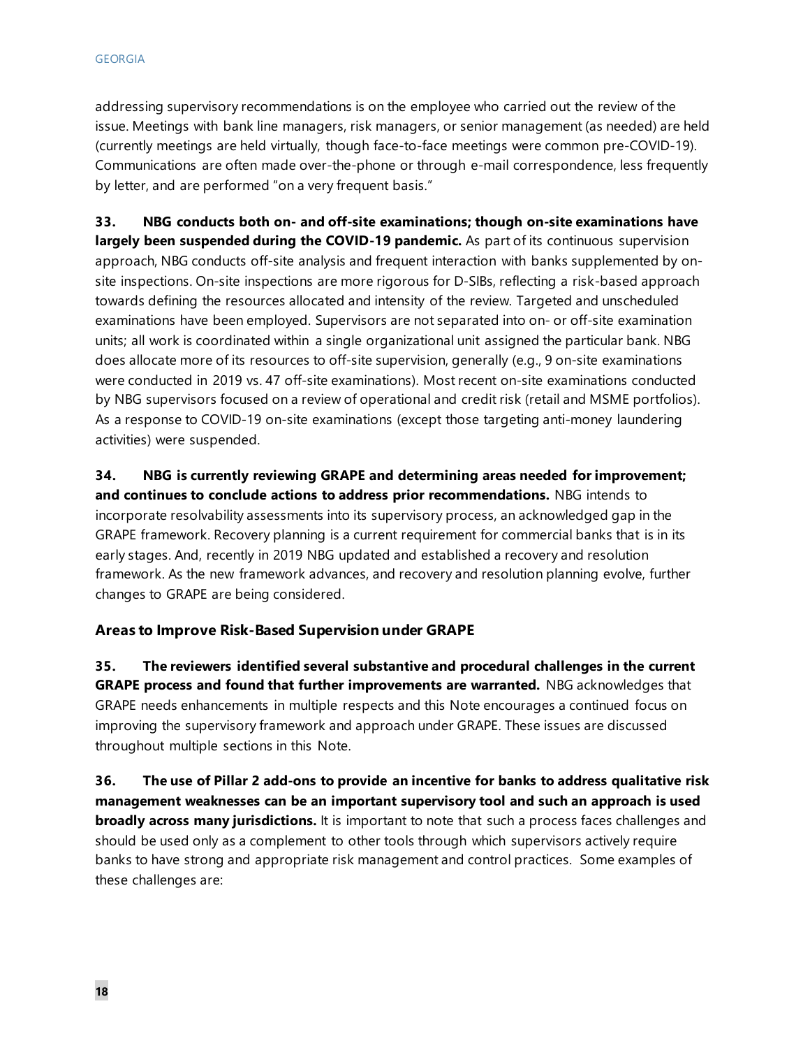addressing supervisory recommendations is on the employee who carried out the review of the issue. Meetings with bank line managers, risk managers, or senior management (as needed) are held (currently meetings are held virtually, though face-to-face meetings were common pre-COVID-19). Communications are often made over-the-phone or through e-mail correspondence, less frequently by letter, and are performed "on a very frequent basis."

**33. NBG conducts both on- and off-site examinations; though on-site examinations have largely been suspended during the COVID-19 pandemic.** As part of its continuous supervision approach, NBG conducts off-site analysis and frequent interaction with banks supplemented by on-site inspections. On-site inspections are more rigorous for D-SIBs, reflecting a risk-based approach towards defining the resources allocated and intensity of the review. Targeted and unscheduled examinations have been employed. Supervisors are not separated into on- or off-site examination units; all work is coordinated within a single organizational unit assigned the particular bank. NBG does allocate more of its resources to off-site supervision, generally (e.g., 9 on-site examinations were conducted in 2019 vs. 47 off-site examinations). Most recent on-site examinations conducted by NBG supervisors focused on a review of operational and credit risk (retail and MSME portfolios). As a response to COVID-19 on-site examinations (except those targeting anti-money laundering activities) were suspended.

**34. NBG is currently reviewing GRAPE and determining areas needed for improvement; and continues to conclude actions to address prior recommendations.** NBG intends to incorporate resolvability assessments into its supervisory process, an acknowledged gap in the GRAPE framework. Recovery planning is a current requirement for commercial banks that is in its early stages. And, recently in 2019 NBG updated and established a recovery and resolution framework. As the new framework advances, and recovery and resolution planning evolve, further changes to GRAPE are being considered.

### Areas to Improve Risk-Based Supervision under GRAPE

**35. The reviewers identified several substantive and procedural challenges in the current GRAPE process and found that further improvements are warranted.** NBG acknowledges that GRAPE needs enhancements in multiple respects and this Note encourages a continued focus on improving the supervisory framework and approach under GRAPE. These issues are discussed throughout multiple sections in this Note.

**36. The use of Pillar 2 add-ons to provide an incentive for banks to address qualitative risk management weaknesses can be an important supervisory tool and such an approach is used broadly across many jurisdictions.** It is important to note that such a process faces challenges and should be used only as a complement to other tools through which supervisors actively require banks to have strong and appropriate risk management and control practices. Some examples of these challenges are: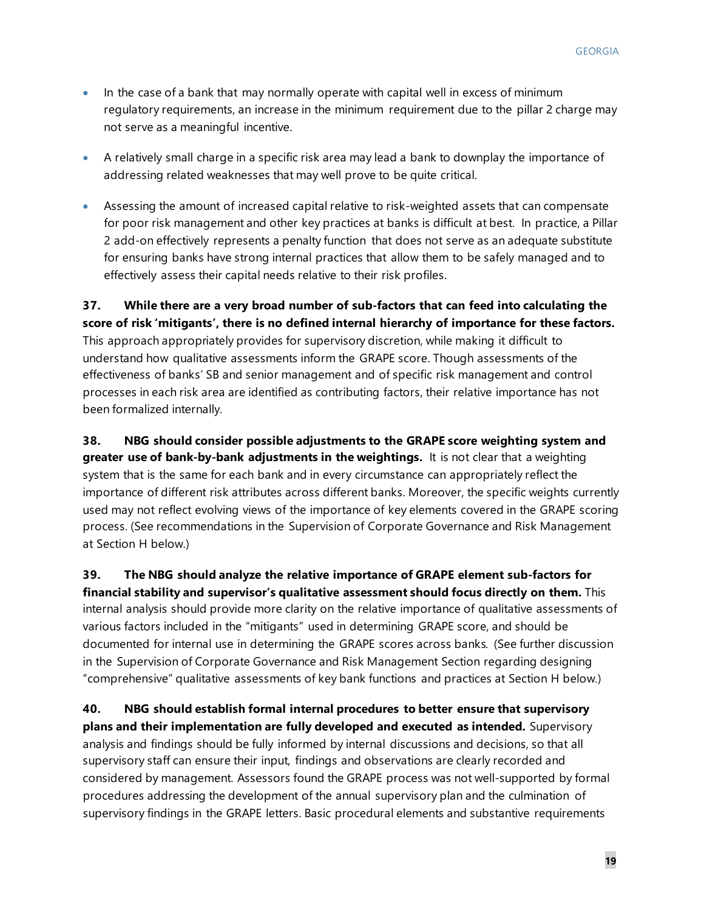- In the case of a bank that may normally operate with capital well in excess of minimum regulatory requirements, an increase in the minimum requirement due to the pillar 2 charge may not serve as a meaningful incentive.

- A relatively small charge in a specific risk area may lead a bank to downplay the importance of addressing related weaknesses that may well prove to be quite critical.

- Assessing the amount of increased capital relative to risk-weighted assets that can compensate for poor risk management and other key practices at banks is difficult at best. In practice, a Pillar 2 add-on effectively represents a penalty function that does not serve as an adequate substitute for ensuring banks have strong internal practices that allow them to be safely managed and to effectively assess their capital needs relative to their risk profiles.

**37. While there are a very broad number of sub-factors that can feed into calculating the score of risk 'mitigants', there is no defined internal hierarchy of importance for these factors.** This approach appropriately provides for supervisory discretion, while making it difficult to understand how qualitative assessments inform the GRAPE score. Though assessments of the effectiveness of banks' SB and senior management and of specific risk management and control processes in each risk area are identified as contributing factors, their relative importance has not been formalized internally.

**38. NBG should consider possible adjustments to the GRAPE score weighting system and greater use of bank-by-bank adjustments in the weightings.** It is not clear that a weighting system that is the same for each bank and in every circumstance can appropriately reflect the importance of different risk attributes across different banks. Moreover, the specific weights currently used may not reflect evolving views of the importance of key elements covered in the GRAPE scoring process. (See recommendations in the Supervision of Corporate Governance and Risk Management at Section H below.)

**39. The NBG should analyze the relative importance of GRAPE element sub-factors for financial stability and supervisor's qualitative assessment should focus directly on them.** This internal analysis should provide more clarity on the relative importance of qualitative assessments of various factors included in the "mitigants" used in determining GRAPE score, and should be documented for internal use in determining the GRAPE scores across banks. (See further discussion in the Supervision of Corporate Governance and Risk Management Section regarding designing "comprehensive" qualitative assessments of key bank functions and practices at Section H below.)

**40. NBG should establish formal internal procedures to better ensure that supervisory plans and their implementation are fully developed and executed as intended.** Supervisory analysis and findings should be fully informed by internal discussions and decisions, so that all supervisory staff can ensure their input, findings and observations are clearly recorded and considered by management. Assessors found the GRAPE process was not well-supported by formal procedures addressing the development of the annual supervisory plan and the culmination of supervisory findings in the GRAPE letters. Basic procedural elements and substantive requirements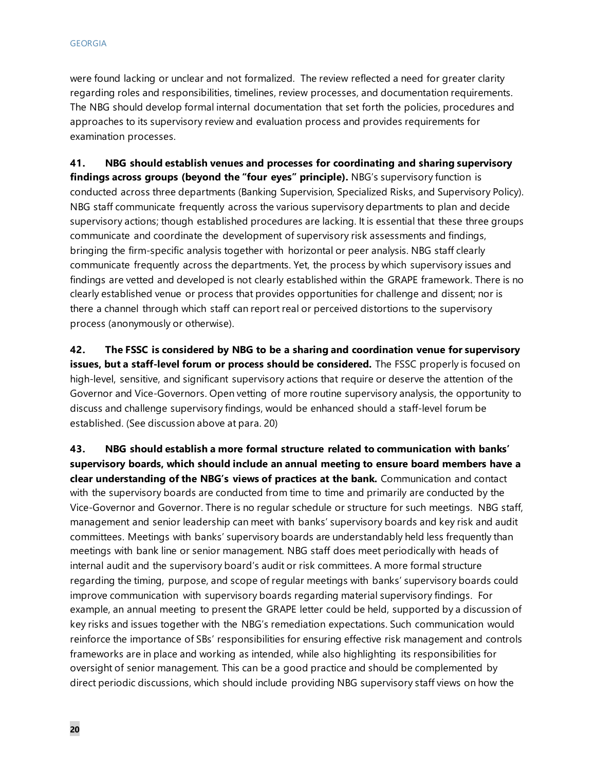were found lacking or unclear and not formalized. The review reflected a need for greater clarity regarding roles and responsibilities, timelines, review processes, and documentation requirements. The NBG should develop formal internal documentation that set forth the policies, procedures and approaches to its supervisory review and evaluation process and provides requirements for examination processes.

**41. NBG should establish venues and processes for coordinating and sharing supervisory findings across groups (beyond the "four eyes" principle).** NBG's supervisory function is conducted across three departments (Banking Supervision, Specialized Risks, and Supervisory Policy). NBG staff communicate frequently across the various supervisory departments to plan and decide supervisory actions; though established procedures are lacking. It is essential that these three groups communicate and coordinate the development of supervisory risk assessments and findings, bringing the firm-specific analysis together with horizontal or peer analysis. NBG staff clearly communicate frequently across the departments. Yet, the process by which supervisory issues and findings are vetted and developed is not clearly established within the GRAPE framework. There is no clearly established venue or process that provides opportunities for challenge and dissent; nor is there a channel through which staff can report real or perceived distortions to the supervisory process (anonymously or otherwise).

**42. The FSSC is considered by NBG to be a sharing and coordination venue for supervisory issues, but a staff-level forum or process should be considered.** The FSSC properly is focused on high-level, sensitive, and significant supervisory actions that require or deserve the attention of the Governor and Vice-Governors. Open vetting of more routine supervisory analysis, the opportunity to discuss and challenge supervisory findings, would be enhanced should a staff-level forum be established. (See discussion above at para. 20)

**43. NBG should establish a more formal structure related to communication with banks' supervisory boards, which should include an annual meeting to ensure board members have a clear understanding of the NBG's views of practices at the bank.** Communication and contact with the supervisory boards are conducted from time to time and primarily are conducted by the Vice-Governor and Governor. There is no regular schedule or structure for such meetings. NBG staff, management and senior leadership can meet with banks' supervisory boards and key risk and audit committees. Meetings with banks' supervisory boards are understandably held less frequently than meetings with bank line or senior management. NBG staff does meet periodically with heads of internal audit and the supervisory board's audit or risk committees. A more formal structure regarding the timing, purpose, and scope of regular meetings with banks' supervisory boards could improve communication with supervisory boards regarding material supervisory findings. For example, an annual meeting to present the GRAPE letter could be held, supported by a discussion of key risks and issues together with the NBG's remediation expectations. Such communication would reinforce the importance of SBs' responsibilities for ensuring effective risk management and controls frameworks are in place and working as intended, while also highlighting its responsibilities for oversight of senior management. This can be a good practice and should be complemented by direct periodic discussions, which should include providing NBG supervisory staff views on how the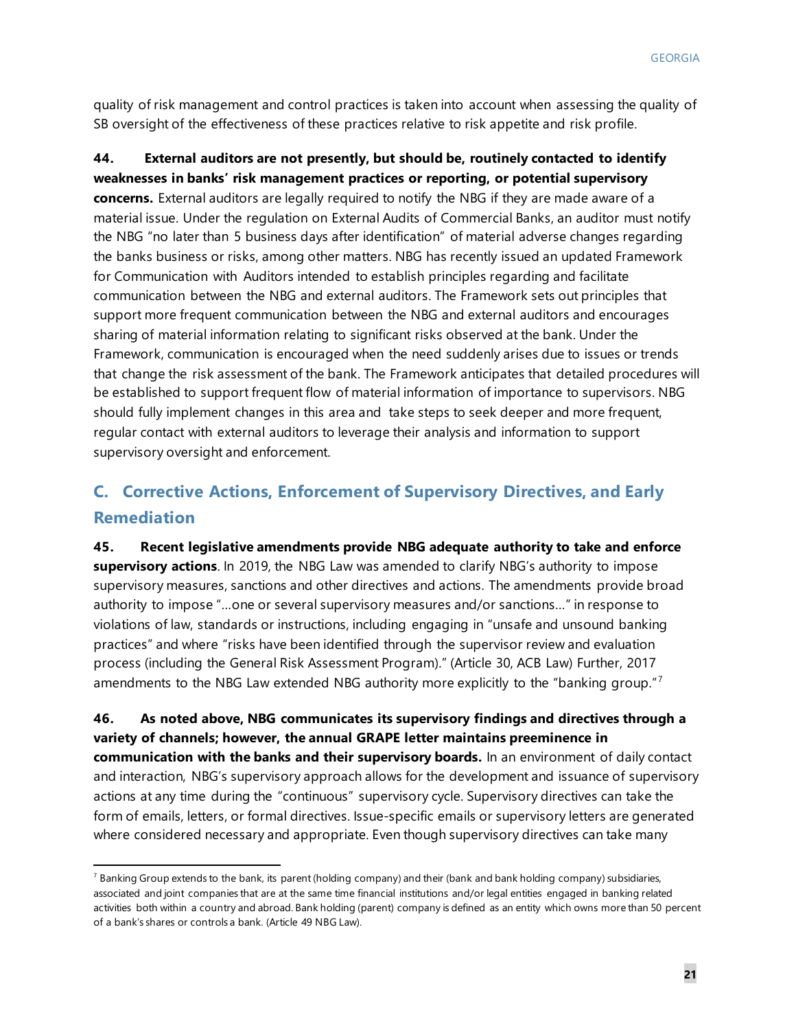quality of risk management and control practices is taken into account when assessing the quality of SB oversight of the effectiveness of these practices relative to risk appetite and risk profile.

**44. External auditors are not presently, but should be, routinely contacted to identify weaknesses in banks' risk management practices or reporting, or potential supervisory concerns.** External auditors are legally required to notify the NBG if they are made aware of a material issue. Under the regulation on External Audits of Commercial Banks, an auditor must notify the NBG "no later than 5 business days after identification" of material adverse changes regarding the banks business or risks, among other matters. NBG has recently issued an updated Framework for Communication with Auditors intended to establish principles regarding and facilitate communication between the NBG and external auditors. The Framework sets out principles that support more frequent communication between the NBG and external auditors and encourages sharing of material information relating to significant risks observed at the bank. Under the Framework, communication is encouraged when the need suddenly arises due to issues or trends that change the risk assessment of the bank. The Framework anticipates that detailed procedures will be established to support frequent flow of material information of importance to supervisors. NBG should fully implement changes in this area and take steps to seek deeper and more frequent, regular contact with external auditors to leverage their analysis and information to support supervisory oversight and enforcement.

## C. Corrective Actions, Enforcement of Supervisory Directives, and Early Remediation

**45. Recent legislative amendments provide NBG adequate authority to take and enforce supervisory actions**. In 2019, the NBG Law was amended to clarify NBG's authority to impose supervisory measures, sanctions and other directives and actions. The amendments provide broad authority to impose "…one or several supervisory measures and/or sanctions…" in response to violations of law, standards or instructions, including engaging in "unsafe and unsound banking practices" and where "risks have been identified through the supervisor review and evaluation process (including the General Risk Assessment Program)." (Article 30, ACB Law) Further, 2017 amendments to the NBG Law extended NBG authority more explicitly to the "banking group."[7]

**46. As noted above, NBG communicates its supervisory findings and directives through a variety of channels; however, the annual GRAPE letter maintains preeminence in communication with the banks and their supervisory boards.** In an environment of daily contact and interaction, NBG's supervisory approach allows for the development and issuance of supervisory actions at any time during the "continuous" supervisory cycle. Supervisory directives can take the form of emails, letters, or formal directives. Issue-specific emails or supervisory letters are generated where considered necessary and appropriate. Even though supervisory directives can take many

[7] Banking Group extends to the bank, its parent (holding company) and their (bank and bank holding company) subsidiaries, associated and joint companies that are at the same time financial institutions and/or legal entities engaged in banking related activities both within a country and abroad. Bank holding (parent) company is defined as an entity which owns more than 50 percent of a bank's shares or controls a bank. (Article 49 NBG Law).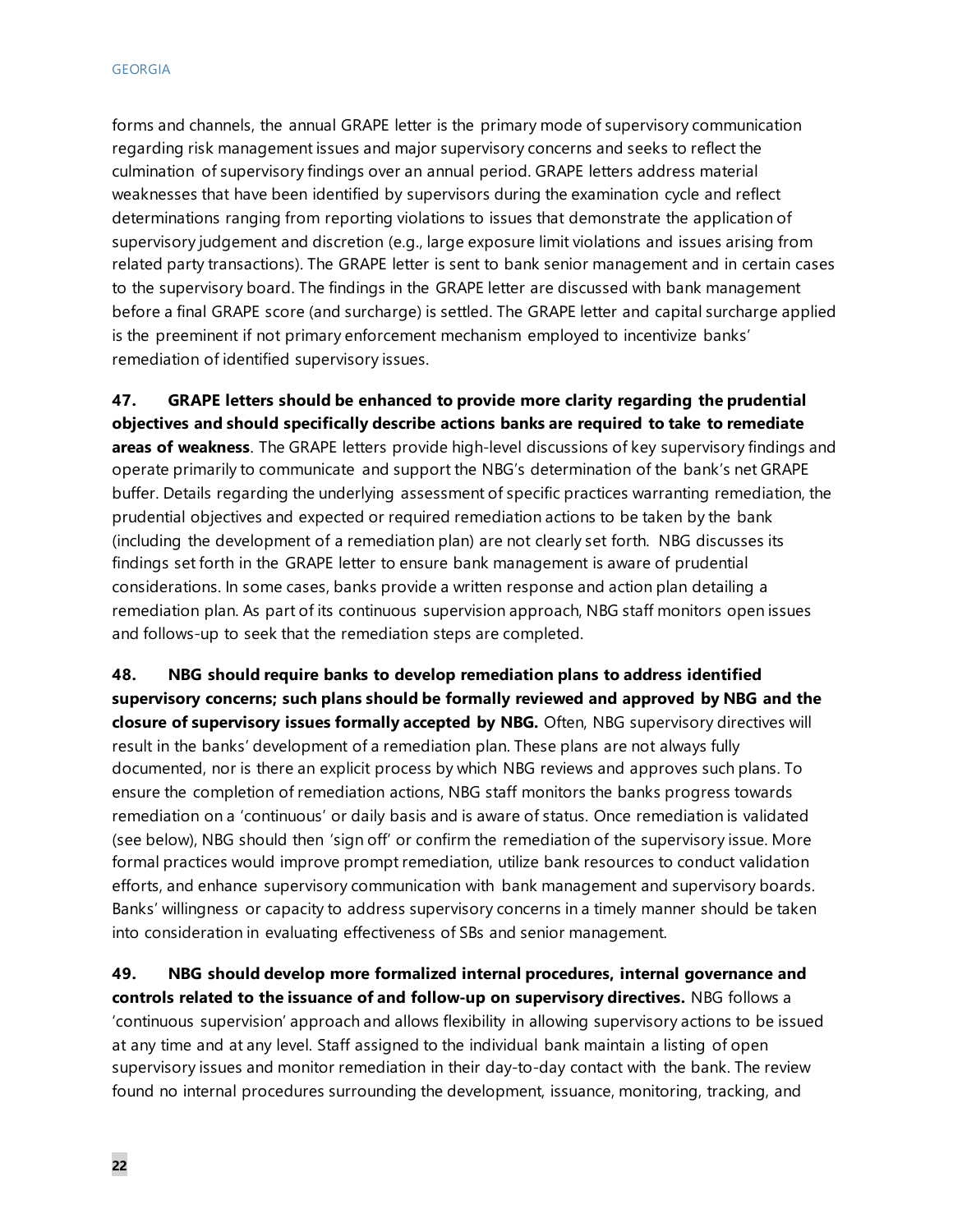forms and channels, the annual GRAPE letter is the primary mode of supervisory communication regarding risk management issues and major supervisory concerns and seeks to reflect the culmination of supervisory findings over an annual period. GRAPE letters address material weaknesses that have been identified by supervisors during the examination cycle and reflect determinations ranging from reporting violations to issues that demonstrate the application of supervisory judgement and discretion (e.g., large exposure limit violations and issues arising from related party transactions). The GRAPE letter is sent to bank senior management and in certain cases to the supervisory board. The findings in the GRAPE letter are discussed with bank management before a final GRAPE score (and surcharge) is settled. The GRAPE letter and capital surcharge applied is the preeminent if not primary enforcement mechanism employed to incentivize banks' remediation of identified supervisory issues.

**47. GRAPE letters should be enhanced to provide more clarity regarding the prudential objectives and should specifically describe actions banks are required to take to remediate areas of weakness**. The GRAPE letters provide high-level discussions of key supervisory findings and operate primarily to communicate and support the NBG's determination of the bank's net GRAPE buffer. Details regarding the underlying assessment of specific practices warranting remediation, the prudential objectives and expected or required remediation actions to be taken by the bank (including the development of a remediation plan) are not clearly set forth. NBG discusses its findings set forth in the GRAPE letter to ensure bank management is aware of prudential considerations. In some cases, banks provide a written response and action plan detailing a remediation plan. As part of its continuous supervision approach, NBG staff monitors open issues and follows-up to seek that the remediation steps are completed.

**48. NBG should require banks to develop remediation plans to address identified supervisory concerns; such plans should be formally reviewed and approved by NBG and the closure of supervisory issues formally accepted by NBG.** Often, NBG supervisory directives will result in the banks' development of a remediation plan. These plans are not always fully documented, nor is there an explicit process by which NBG reviews and approves such plans. To ensure the completion of remediation actions, NBG staff monitors the banks progress towards remediation on a 'continuous' or daily basis and is aware of status. Once remediation is validated (see below), NBG should then 'sign off' or confirm the remediation of the supervisory issue. More formal practices would improve prompt remediation, utilize bank resources to conduct validation efforts, and enhance supervisory communication with bank management and supervisory boards. Banks' willingness or capacity to address supervisory concerns in a timely manner should be taken into consideration in evaluating effectiveness of SBs and senior management.

**49. NBG should develop more formalized internal procedures, internal governance and controls related to the issuance of and follow-up on supervisory directives.** NBG follows a 'continuous supervision' approach and allows flexibility in allowing supervisory actions to be issued at any time and at any level. Staff assigned to the individual bank maintain a listing of open supervisory issues and monitor remediation in their day-to-day contact with the bank. The review found no internal procedures surrounding the development, issuance, monitoring, tracking, and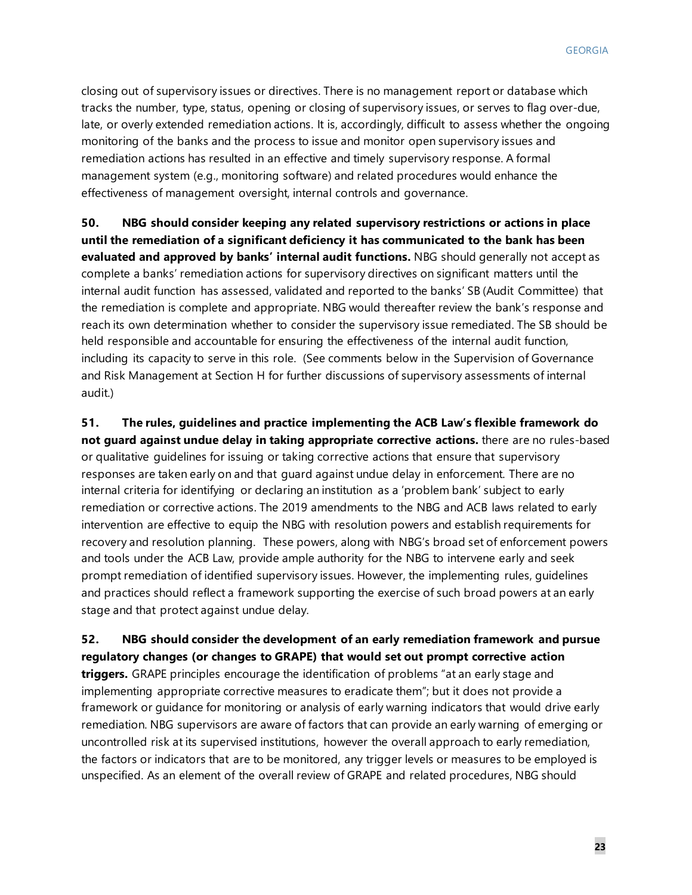closing out of supervisory issues or directives. There is no management report or database which tracks the number, type, status, opening or closing of supervisory issues, or serves to flag over-due, late, or overly extended remediation actions. It is, accordingly, difficult to assess whether the ongoing monitoring of the banks and the process to issue and monitor open supervisory issues and remediation actions has resulted in an effective and timely supervisory response. A formal management system (e.g., monitoring software) and related procedures would enhance the effectiveness of management oversight, internal controls and governance.

**50. NBG should consider keeping any related supervisory restrictions or actions in place until the remediation of a significant deficiency it has communicated to the bank has been evaluated and approved by banks' internal audit functions.** NBG should generally not accept as complete a banks' remediation actions for supervisory directives on significant matters until the internal audit function has assessed, validated and reported to the banks' SB (Audit Committee) that the remediation is complete and appropriate. NBG would thereafter review the bank's response and reach its own determination whether to consider the supervisory issue remediated. The SB should be held responsible and accountable for ensuring the effectiveness of the internal audit function, including its capacity to serve in this role. (See comments below in the Supervision of Governance and Risk Management at Section H for further discussions of supervisory assessments of internal audit.)

**51. The rules, guidelines and practice implementing the ACB Law's flexible framework do not guard against undue delay in taking appropriate corrective actions.** there are no rules-based or qualitative guidelines for issuing or taking corrective actions that ensure that supervisory responses are taken early on and that guard against undue delay in enforcement. There are no internal criteria for identifying or declaring an institution as a 'problem bank' subject to early remediation or corrective actions. The 2019 amendments to the NBG and ACB laws related to early intervention are effective to equip the NBG with resolution powers and establish requirements for recovery and resolution planning. These powers, along with NBG's broad set of enforcement powers and tools under the ACB Law, provide ample authority for the NBG to intervene early and seek prompt remediation of identified supervisory issues. However, the implementing rules, guidelines and practices should reflect a framework supporting the exercise of such broad powers at an early stage and that protect against undue delay.

**52. NBG should consider the development of an early remediation framework and pursue regulatory changes (or changes to GRAPE) that would set out prompt corrective action triggers.** GRAPE principles encourage the identification of problems "at an early stage and implementing appropriate corrective measures to eradicate them"; but it does not provide a framework or guidance for monitoring or analysis of early warning indicators that would drive early remediation. NBG supervisors are aware of factors that can provide an early warning of emerging or uncontrolled risk at its supervised institutions, however the overall approach to early remediation, the factors or indicators that are to be monitored, any trigger levels or measures to be employed is unspecified. As an element of the overall review of GRAPE and related procedures, NBG should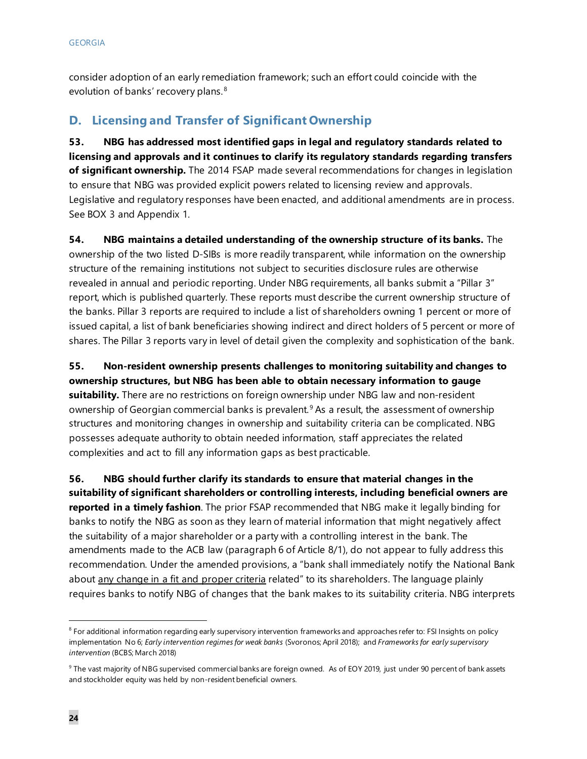consider adoption of an early remediation framework; such an effort could coincide with the evolution of banks' recovery plans.[8]

## D. Licensing and Transfer of Significant Ownership

**53. NBG has addressed most identified gaps in legal and regulatory standards related to licensing and approvals and it continues to clarify its regulatory standards regarding transfers of significant ownership.** The 2014 FSAP made several recommendations for changes in legislation to ensure that NBG was provided explicit powers related to licensing review and approvals. Legislative and regulatory responses have been enacted, and additional amendments are in process. See BOX 3 and Appendix 1.

**54. NBG maintains a detailed understanding of the ownership structure of its banks.** The ownership of the two listed D-SIBs is more readily transparent, while information on the ownership structure of the remaining institutions not subject to securities disclosure rules are otherwise revealed in annual and periodic reporting. Under NBG requirements, all banks submit a "Pillar 3" report, which is published quarterly. These reports must describe the current ownership structure of the banks. Pillar 3 reports are required to include a list of shareholders owning 1 percent or more of issued capital, a list of bank beneficiaries showing indirect and direct holders of 5 percent or more of shares. The Pillar 3 reports vary in level of detail given the complexity and sophistication of the bank.

**55. Non-resident ownership presents challenges to monitoring suitability and changes to ownership structures, but NBG has been able to obtain necessary information to gauge suitability.** There are no restrictions on foreign ownership under NBG law and non-resident ownership of Georgian commercial banks is prevalent.[9] As a result, the assessment of ownership structures and monitoring changes in ownership and suitability criteria can be complicated. NBG possesses adequate authority to obtain needed information, staff appreciates the related complexities and act to fill any information gaps as best practicable.

**56. NBG should further clarify its standards to ensure that material changes in the suitability of significant shareholders or controlling interests, including beneficial owners are reported in a timely fashion**. The prior FSAP recommended that NBG make it legally binding for banks to notify the NBG as soon as they learn of material information that might negatively affect the suitability of a major shareholder or a party with a controlling interest in the bank. The amendments made to the ACB law (paragraph 6 of Article 8/1), do not appear to fully address this recommendation. Under the amended provisions, a "bank shall immediately notify the National Bank about <u>any change in a fit and proper criteria</u> related" to its shareholders. The language plainly requires banks to notify NBG of changes that the bank makes to its suitability criteria. NBG interprets

---

[8] For additional information regarding early supervisory intervention frameworks and approaches refer to: FSI Insights on policy implementation No 6; *Early intervention regimes for weak banks* (Svoronos; April 2018); and *Frameworks for early supervisory intervention* (BCBS; March 2018)

[9] The vast majority of NBG supervised commercial banks are foreign owned. As of EOY 2019, just under 90 percent of bank assets and stockholder equity was held by non-resident beneficial owners.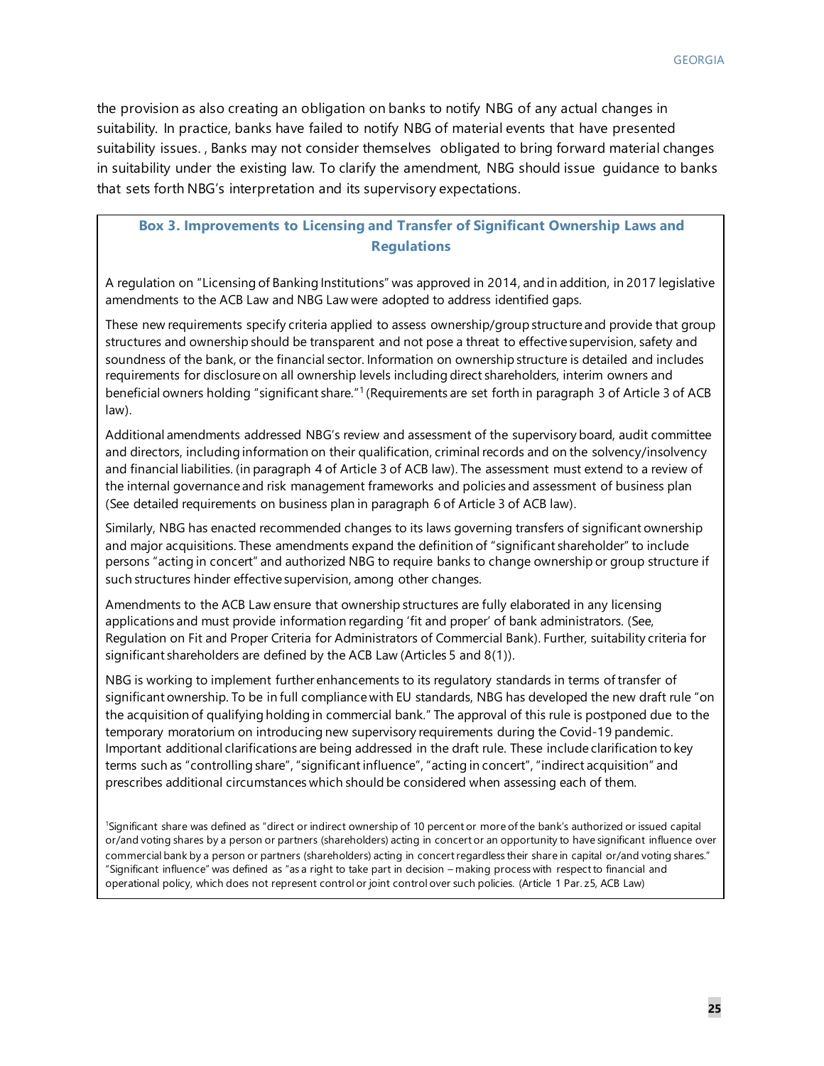the provision as also creating an obligation on banks to notify NBG of any actual changes in suitability. In practice, banks have failed to notify NBG of material events that have presented suitability issues. , Banks may not consider themselves obligated to bring forward material changes in suitability under the existing law. To clarify the amendment, NBG should issue guidance to banks that sets forth NBG's interpretation and its supervisory expectations.

### Box 3. Improvements to Licensing and Transfer of Significant Ownership Laws and Regulations

A regulation on "Licensing of Banking Institutions" was approved in 2014, and in addition, in 2017 legislative amendments to the ACB Law and NBG Law were adopted to address identified gaps.

These new requirements specify criteria applied to assess ownership/group structure and provide that group structures and ownership should be transparent and not pose a threat to effective supervision, safety and soundness of the bank, or the financial sector. Information on ownership structure is detailed and includes requirements for disclosure on all ownership levels including direct shareholders, interim owners and beneficial owners holding "significant share."[1] (Requirements are set forth in paragraph 3 of Article 3 of ACB law).

Additional amendments addressed NBG's review and assessment of the supervisory board, audit committee and directors, including information on their qualification, criminal records and on the solvency/insolvency and financial liabilities. (in paragraph 4 of Article 3 of ACB law). The assessment must extend to a review of the internal governance and risk management frameworks and policies and assessment of business plan (See detailed requirements on business plan in paragraph 6 of Article 3 of ACB law).

Similarly, NBG has enacted recommended changes to its laws governing transfers of significant ownership and major acquisitions. These amendments expand the definition of "significant shareholder" to include persons "acting in concert" and authorized NBG to require banks to change ownership or group structure if such structures hinder effective supervision, among other changes.

Amendments to the ACB Law ensure that ownership structures are fully elaborated in any licensing applications and must provide information regarding 'fit and proper' of bank administrators. (See, Regulation on Fit and Proper Criteria for Administrators of Commercial Bank). Further, suitability criteria for significant shareholders are defined by the ACB Law (Articles 5 and 8(1)).

NBG is working to implement further enhancements to its regulatory standards in terms of transfer of significant ownership. To be in full compliance with EU standards, NBG has developed the new draft rule "on the acquisition of qualifying holding in commercial bank." The approval of this rule is postponed due to the temporary moratorium on introducing new supervisory requirements during the Covid-19 pandemic. Important additional clarifications are being addressed in the draft rule. These include clarification to key terms such as "controlling share", "significant influence", "acting in concert", "indirect acquisition" and prescribes additional circumstances which should be considered when assessing each of them.

[1] Significant share was defined as "direct or indirect ownership of 10 percent or more of the bank's authorized or issued capital or/and voting shares by a person or partners (shareholders) acting in concert or an opportunity to have significant influence over commercial bank by a person or partners (shareholders) acting in concert regardless their share in capital or/and voting shares." "Significant influence" was defined as "as a right to take part in decision – making process with respect to financial and operational policy, which does not represent control or joint control over such policies. (Article 1 Par. z5, ACB Law)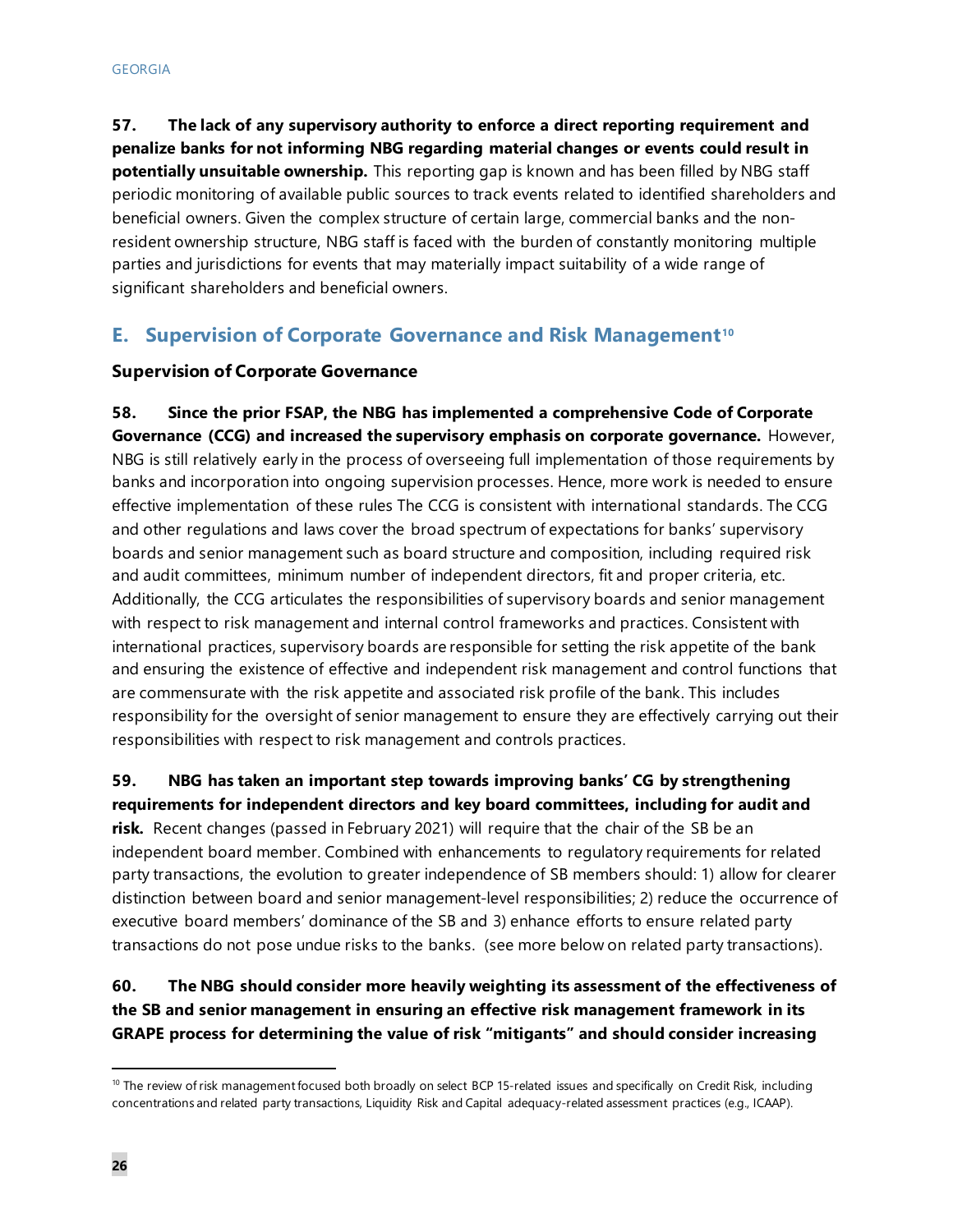**57. The lack of any supervisory authority to enforce a direct reporting requirement and penalize banks for not informing NBG regarding material changes or events could result in potentially unsuitable ownership.** This reporting gap is known and has been filled by NBG staff periodic monitoring of available public sources to track events related to identified shareholders and beneficial owners. Given the complex structure of certain large, commercial banks and the non-resident ownership structure, NBG staff is faced with the burden of constantly monitoring multiple parties and jurisdictions for events that may materially impact suitability of a wide range of significant shareholders and beneficial owners.

## E. Supervision of Corporate Governance and Risk Management[10]

### Supervision of Corporate Governance

**58. Since the prior FSAP, the NBG has implemented a comprehensive Code of Corporate Governance (CCG) and increased the supervisory emphasis on corporate governance.** However, NBG is still relatively early in the process of overseeing full implementation of those requirements by banks and incorporation into ongoing supervision processes. Hence, more work is needed to ensure effective implementation of these rules The CCG is consistent with international standards. The CCG and other regulations and laws cover the broad spectrum of expectations for banks' supervisory boards and senior management such as board structure and composition, including required risk and audit committees, minimum number of independent directors, fit and proper criteria, etc. Additionally, the CCG articulates the responsibilities of supervisory boards and senior management with respect to risk management and internal control frameworks and practices. Consistent with international practices, supervisory boards are responsible for setting the risk appetite of the bank and ensuring the existence of effective and independent risk management and control functions that are commensurate with the risk appetite and associated risk profile of the bank. This includes responsibility for the oversight of senior management to ensure they are effectively carrying out their responsibilities with respect to risk management and controls practices.

**59. NBG has taken an important step towards improving banks' CG by strengthening requirements for independent directors and key board committees, including for audit and risk.** Recent changes (passed in February 2021) will require that the chair of the SB be an independent board member. Combined with enhancements to regulatory requirements for related party transactions, the evolution to greater independence of SB members should: 1) allow for clearer distinction between board and senior management-level responsibilities; 2) reduce the occurrence of executive board members' dominance of the SB and 3) enhance efforts to ensure related party transactions do not pose undue risks to the banks. (see more below on related party transactions).

**60. The NBG should consider more heavily weighting its assessment of the effectiveness of the SB and senior management in ensuring an effective risk management framework in its GRAPE process for determining the value of risk "mitigants" and should consider increasing**

[10] The review of risk management focused both broadly on select BCP 15-related issues and specifically on Credit Risk, including concentrations and related party transactions, Liquidity Risk and Capital adequacy-related assessment practices (e.g., ICAAP).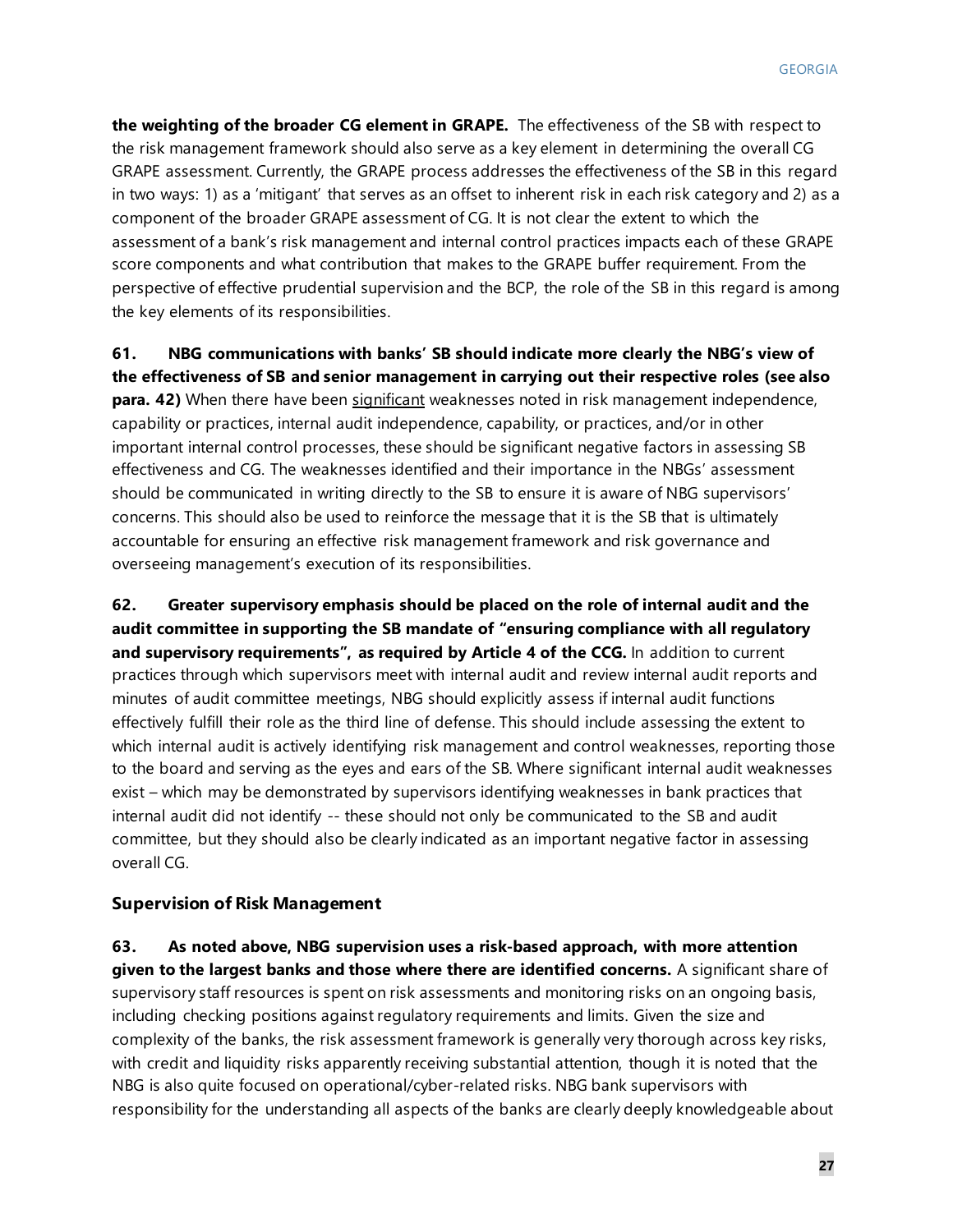**the weighting of the broader CG element in GRAPE.** The effectiveness of the SB with respect to the risk management framework should also serve as a key element in determining the overall CG GRAPE assessment. Currently, the GRAPE process addresses the effectiveness of the SB in this regard in two ways: 1) as a 'mitigant' that serves as an offset to inherent risk in each risk category and 2) as a component of the broader GRAPE assessment of CG. It is not clear the extent to which the assessment of a bank's risk management and internal control practices impacts each of these GRAPE score components and what contribution that makes to the GRAPE buffer requirement. From the perspective of effective prudential supervision and the BCP, the role of the SB in this regard is among the key elements of its responsibilities.

**61. NBG communications with banks' SB should indicate more clearly the NBG's view of the effectiveness of SB and senior management in carrying out their respective roles (see also para. 42)** When there have been significant weaknesses noted in risk management independence, capability or practices, internal audit independence, capability, or practices, and/or in other important internal control processes, these should be significant negative factors in assessing SB effectiveness and CG. The weaknesses identified and their importance in the NBGs' assessment should be communicated in writing directly to the SB to ensure it is aware of NBG supervisors' concerns. This should also be used to reinforce the message that it is the SB that is ultimately accountable for ensuring an effective risk management framework and risk governance and overseeing management's execution of its responsibilities.

**62. Greater supervisory emphasis should be placed on the role of internal audit and the audit committee in supporting the SB mandate of "ensuring compliance with all regulatory and supervisory requirements", as required by Article 4 of the CCG.** In addition to current practices through which supervisors meet with internal audit and review internal audit reports and minutes of audit committee meetings, NBG should explicitly assess if internal audit functions effectively fulfill their role as the third line of defense. This should include assessing the extent to which internal audit is actively identifying risk management and control weaknesses, reporting those to the board and serving as the eyes and ears of the SB. Where significant internal audit weaknesses exist – which may be demonstrated by supervisors identifying weaknesses in bank practices that internal audit did not identify -- these should not only be communicated to the SB and audit committee, but they should also be clearly indicated as an important negative factor in assessing overall CG.

### Supervision of Risk Management

**63. As noted above, NBG supervision uses a risk-based approach, with more attention given to the largest banks and those where there are identified concerns.** A significant share of supervisory staff resources is spent on risk assessments and monitoring risks on an ongoing basis, including checking positions against regulatory requirements and limits. Given the size and complexity of the banks, the risk assessment framework is generally very thorough across key risks, with credit and liquidity risks apparently receiving substantial attention, though it is noted that the NBG is also quite focused on operational/cyber-related risks. NBG bank supervisors with responsibility for the understanding all aspects of the banks are clearly deeply knowledgeable about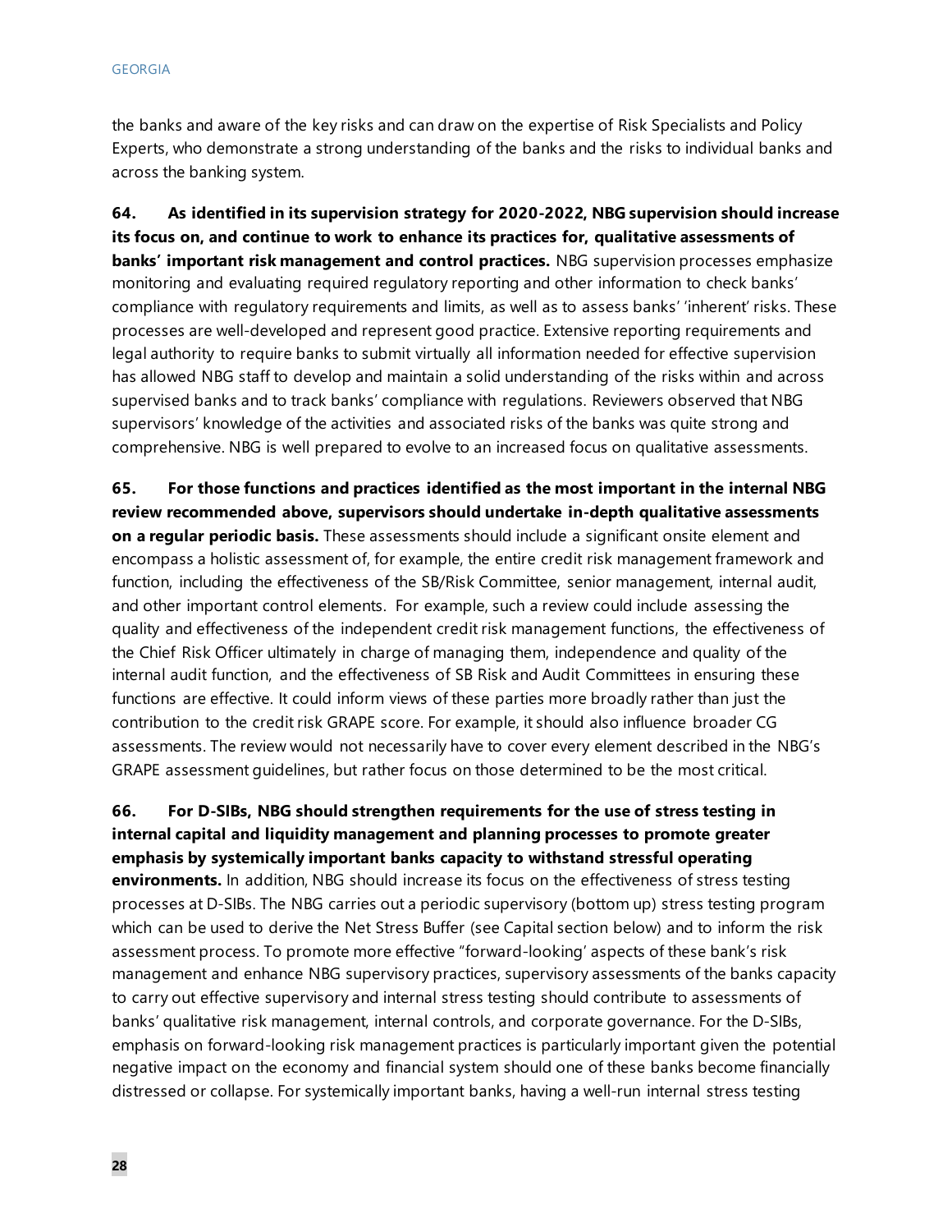the banks and aware of the key risks and can draw on the expertise of Risk Specialists and Policy Experts, who demonstrate a strong understanding of the banks and the risks to individual banks and across the banking system.

**64. As identified in its supervision strategy for 2020-2022, NBG supervision should increase its focus on, and continue to work to enhance its practices for, qualitative assessments of banks' important risk management and control practices.** NBG supervision processes emphasize monitoring and evaluating required regulatory reporting and other information to check banks' compliance with regulatory requirements and limits, as well as to assess banks' 'inherent' risks. These processes are well-developed and represent good practice. Extensive reporting requirements and legal authority to require banks to submit virtually all information needed for effective supervision has allowed NBG staff to develop and maintain a solid understanding of the risks within and across supervised banks and to track banks' compliance with regulations. Reviewers observed that NBG supervisors' knowledge of the activities and associated risks of the banks was quite strong and comprehensive. NBG is well prepared to evolve to an increased focus on qualitative assessments.

**65. For those functions and practices identified as the most important in the internal NBG review recommended above, supervisors should undertake in-depth qualitative assessments on a regular periodic basis.** These assessments should include a significant onsite element and encompass a holistic assessment of, for example, the entire credit risk management framework and function, including the effectiveness of the SB/Risk Committee, senior management, internal audit, and other important control elements. For example, such a review could include assessing the quality and effectiveness of the independent credit risk management functions, the effectiveness of the Chief Risk Officer ultimately in charge of managing them, independence and quality of the internal audit function, and the effectiveness of SB Risk and Audit Committees in ensuring these functions are effective. It could inform views of these parties more broadly rather than just the contribution to the credit risk GRAPE score. For example, it should also influence broader CG assessments. The review would not necessarily have to cover every element described in the NBG's GRAPE assessment guidelines, but rather focus on those determined to be the most critical.

**66. For D-SIBs, NBG should strengthen requirements for the use of stress testing in internal capital and liquidity management and planning processes to promote greater emphasis by systemically important banks capacity to withstand stressful operating environments.** In addition, NBG should increase its focus on the effectiveness of stress testing processes at D-SIBs. The NBG carries out a periodic supervisory (bottom up) stress testing program which can be used to derive the Net Stress Buffer (see Capital section below) and to inform the risk assessment process. To promote more effective "forward-looking' aspects of these bank's risk management and enhance NBG supervisory practices, supervisory assessments of the banks capacity to carry out effective supervisory and internal stress testing should contribute to assessments of banks' qualitative risk management, internal controls, and corporate governance. For the D-SIBs, emphasis on forward-looking risk management practices is particularly important given the potential negative impact on the economy and financial system should one of these banks become financially distressed or collapse. For systemically important banks, having a well-run internal stress testing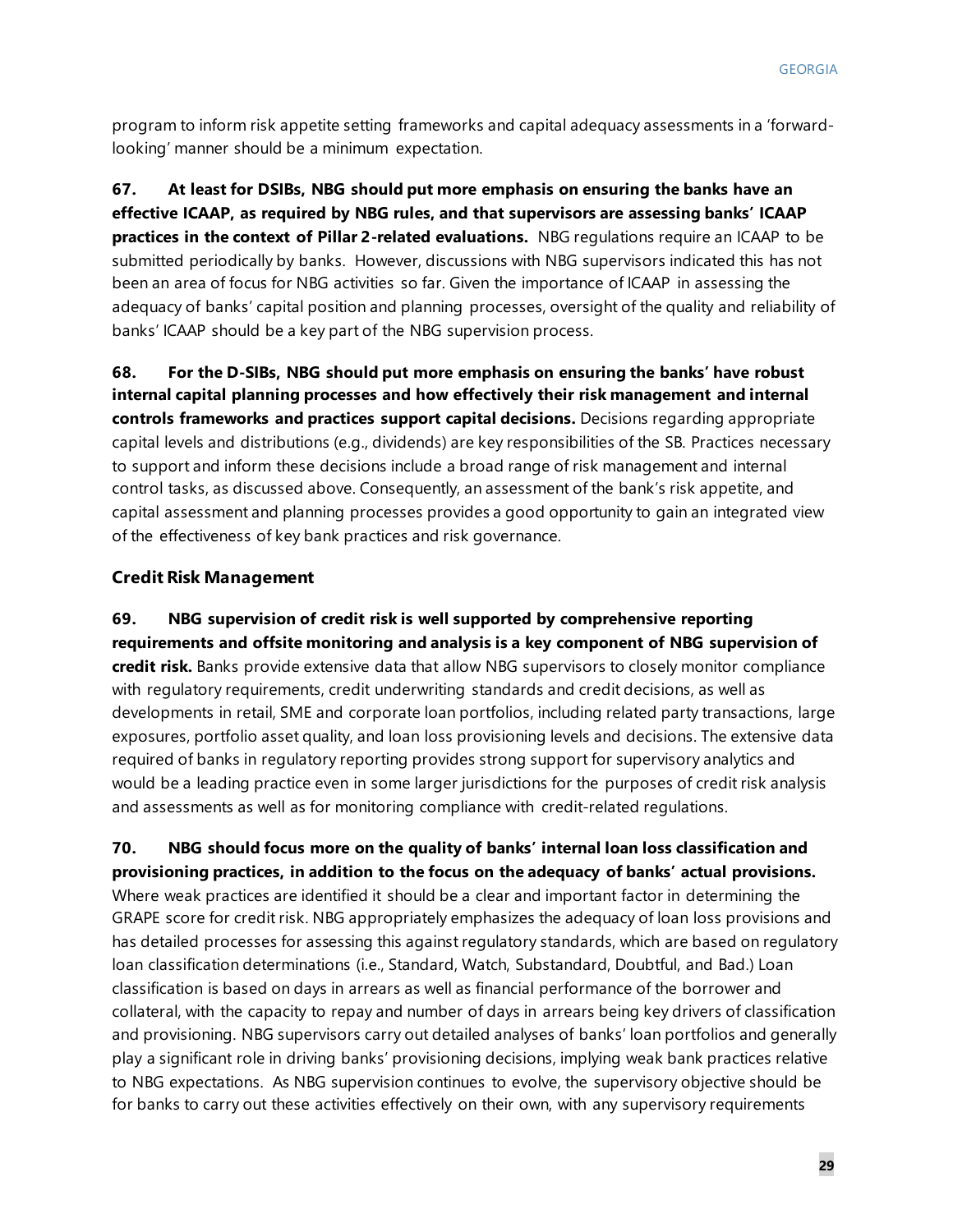program to inform risk appetite setting frameworks and capital adequacy assessments in a 'forward-looking' manner should be a minimum expectation.

**67. At least for DSIBs, NBG should put more emphasis on ensuring the banks have an effective ICAAP, as required by NBG rules, and that supervisors are assessing banks' ICAAP practices in the context of Pillar 2-related evaluations.** NBG regulations require an ICAAP to be submitted periodically by banks. However, discussions with NBG supervisors indicated this has not been an area of focus for NBG activities so far. Given the importance of ICAAP in assessing the adequacy of banks' capital position and planning processes, oversight of the quality and reliability of banks' ICAAP should be a key part of the NBG supervision process.

**68. For the D-SIBs, NBG should put more emphasis on ensuring the banks' have robust internal capital planning processes and how effectively their risk management and internal controls frameworks and practices support capital decisions.** Decisions regarding appropriate capital levels and distributions (e.g., dividends) are key responsibilities of the SB. Practices necessary to support and inform these decisions include a broad range of risk management and internal control tasks, as discussed above. Consequently, an assessment of the bank's risk appetite, and capital assessment and planning processes provides a good opportunity to gain an integrated view of the effectiveness of key bank practices and risk governance.

### Credit Risk Management

**69. NBG supervision of credit risk is well supported by comprehensive reporting requirements and offsite monitoring and analysis is a key component of NBG supervision of credit risk.** Banks provide extensive data that allow NBG supervisors to closely monitor compliance with regulatory requirements, credit underwriting standards and credit decisions, as well as developments in retail, SME and corporate loan portfolios, including related party transactions, large exposures, portfolio asset quality, and loan loss provisioning levels and decisions. The extensive data required of banks in regulatory reporting provides strong support for supervisory analytics and would be a leading practice even in some larger jurisdictions for the purposes of credit risk analysis and assessments as well as for monitoring compliance with credit-related regulations.

**70. NBG should focus more on the quality of banks' internal loan loss classification and provisioning practices, in addition to the focus on the adequacy of banks' actual provisions.** Where weak practices are identified it should be a clear and important factor in determining the GRAPE score for credit risk. NBG appropriately emphasizes the adequacy of loan loss provisions and has detailed processes for assessing this against regulatory standards, which are based on regulatory loan classification determinations (i.e., Standard, Watch, Substandard, Doubtful, and Bad.) Loan classification is based on days in arrears as well as financial performance of the borrower and collateral, with the capacity to repay and number of days in arrears being key drivers of classification and provisioning. NBG supervisors carry out detailed analyses of banks' loan portfolios and generally play a significant role in driving banks' provisioning decisions, implying weak bank practices relative to NBG expectations. As NBG supervision continues to evolve, the supervisory objective should be for banks to carry out these activities effectively on their own, with any supervisory requirements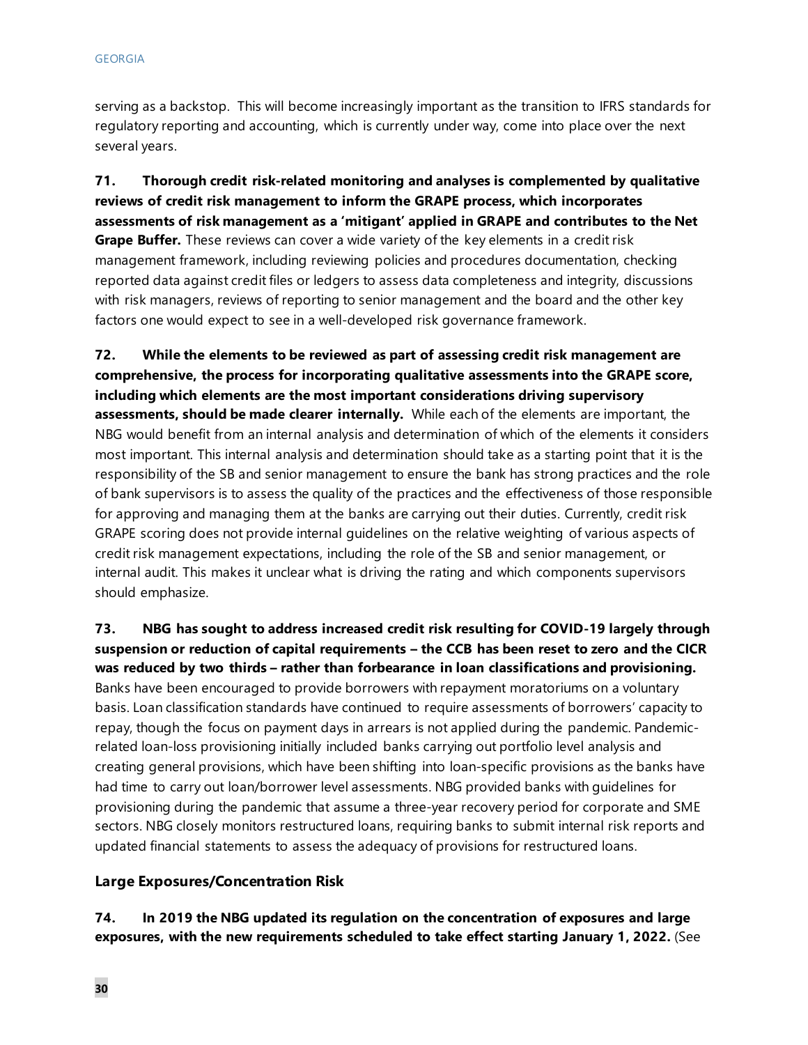serving as a backstop. This will become increasingly important as the transition to IFRS standards for regulatory reporting and accounting, which is currently under way, come into place over the next several years.

**71. Thorough credit risk-related monitoring and analyses is complemented by qualitative reviews of credit risk management to inform the GRAPE process, which incorporates assessments of risk management as a 'mitigant' applied in GRAPE and contributes to the Net Grape Buffer.** These reviews can cover a wide variety of the key elements in a credit risk management framework, including reviewing policies and procedures documentation, checking reported data against credit files or ledgers to assess data completeness and integrity, discussions with risk managers, reviews of reporting to senior management and the board and the other key factors one would expect to see in a well-developed risk governance framework.

**72. While the elements to be reviewed as part of assessing credit risk management are comprehensive, the process for incorporating qualitative assessments into the GRAPE score, including which elements are the most important considerations driving supervisory assessments, should be made clearer internally.** While each of the elements are important, the NBG would benefit from an internal analysis and determination of which of the elements it considers most important. This internal analysis and determination should take as a starting point that it is the responsibility of the SB and senior management to ensure the bank has strong practices and the role of bank supervisors is to assess the quality of the practices and the effectiveness of those responsible for approving and managing them at the banks are carrying out their duties. Currently, credit risk GRAPE scoring does not provide internal guidelines on the relative weighting of various aspects of credit risk management expectations, including the role of the SB and senior management, or internal audit. This makes it unclear what is driving the rating and which components supervisors should emphasize.

**73. NBG has sought to address increased credit risk resulting for COVID-19 largely through suspension or reduction of capital requirements – the CCB has been reset to zero and the CICR was reduced by two thirds – rather than forbearance in loan classifications and provisioning.** Banks have been encouraged to provide borrowers with repayment moratoriums on a voluntary basis. Loan classification standards have continued to require assessments of borrowers' capacity to repay, though the focus on payment days in arrears is not applied during the pandemic. Pandemic-related loan-loss provisioning initially included banks carrying out portfolio level analysis and creating general provisions, which have been shifting into loan-specific provisions as the banks have had time to carry out loan/borrower level assessments. NBG provided banks with guidelines for provisioning during the pandemic that assume a three-year recovery period for corporate and SME sectors. NBG closely monitors restructured loans, requiring banks to submit internal risk reports and updated financial statements to assess the adequacy of provisions for restructured loans.

### Large Exposures/Concentration Risk

**74. In 2019 the NBG updated its regulation on the concentration of exposures and large exposures, with the new requirements scheduled to take effect starting January 1, 2022.** (See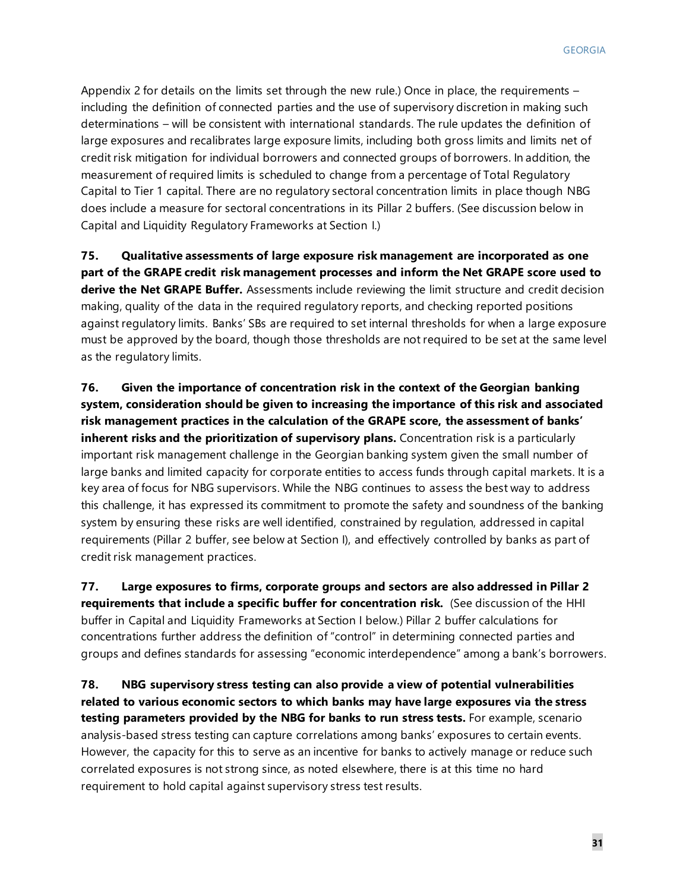Appendix 2 for details on the limits set through the new rule.) Once in place, the requirements – including the definition of connected parties and the use of supervisory discretion in making such determinations – will be consistent with international standards. The rule updates the definition of large exposures and recalibrates large exposure limits, including both gross limits and limits net of credit risk mitigation for individual borrowers and connected groups of borrowers. In addition, the measurement of required limits is scheduled to change from a percentage of Total Regulatory Capital to Tier 1 capital. There are no regulatory sectoral concentration limits in place though NBG does include a measure for sectoral concentrations in its Pillar 2 buffers. (See discussion below in Capital and Liquidity Regulatory Frameworks at Section I.)

**75. Qualitative assessments of large exposure risk management are incorporated as one part of the GRAPE credit risk management processes and inform the Net GRAPE score used to derive the Net GRAPE Buffer.** Assessments include reviewing the limit structure and credit decision making, quality of the data in the required regulatory reports, and checking reported positions against regulatory limits. Banks' SBs are required to set internal thresholds for when a large exposure must be approved by the board, though those thresholds are not required to be set at the same level as the regulatory limits.

**76. Given the importance of concentration risk in the context of the Georgian banking system, consideration should be given to increasing the importance of this risk and associated risk management practices in the calculation of the GRAPE score, the assessment of banks' inherent risks and the prioritization of supervisory plans.** Concentration risk is a particularly important risk management challenge in the Georgian banking system given the small number of large banks and limited capacity for corporate entities to access funds through capital markets. It is a key area of focus for NBG supervisors. While the NBG continues to assess the best way to address this challenge, it has expressed its commitment to promote the safety and soundness of the banking system by ensuring these risks are well identified, constrained by regulation, addressed in capital requirements (Pillar 2 buffer, see below at Section I), and effectively controlled by banks as part of credit risk management practices.

**77. Large exposures to firms, corporate groups and sectors are also addressed in Pillar 2 requirements that include a specific buffer for concentration risk.** (See discussion of the HHI buffer in Capital and Liquidity Frameworks at Section I below.) Pillar 2 buffer calculations for concentrations further address the definition of "control" in determining connected parties and groups and defines standards for assessing "economic interdependence" among a bank's borrowers.

**78. NBG supervisory stress testing can also provide a view of potential vulnerabilities related to various economic sectors to which banks may have large exposures via the stress testing parameters provided by the NBG for banks to run stress tests.** For example, scenario analysis-based stress testing can capture correlations among banks' exposures to certain events. However, the capacity for this to serve as an incentive for banks to actively manage or reduce such correlated exposures is not strong since, as noted elsewhere, there is at this time no hard requirement to hold capital against supervisory stress test results.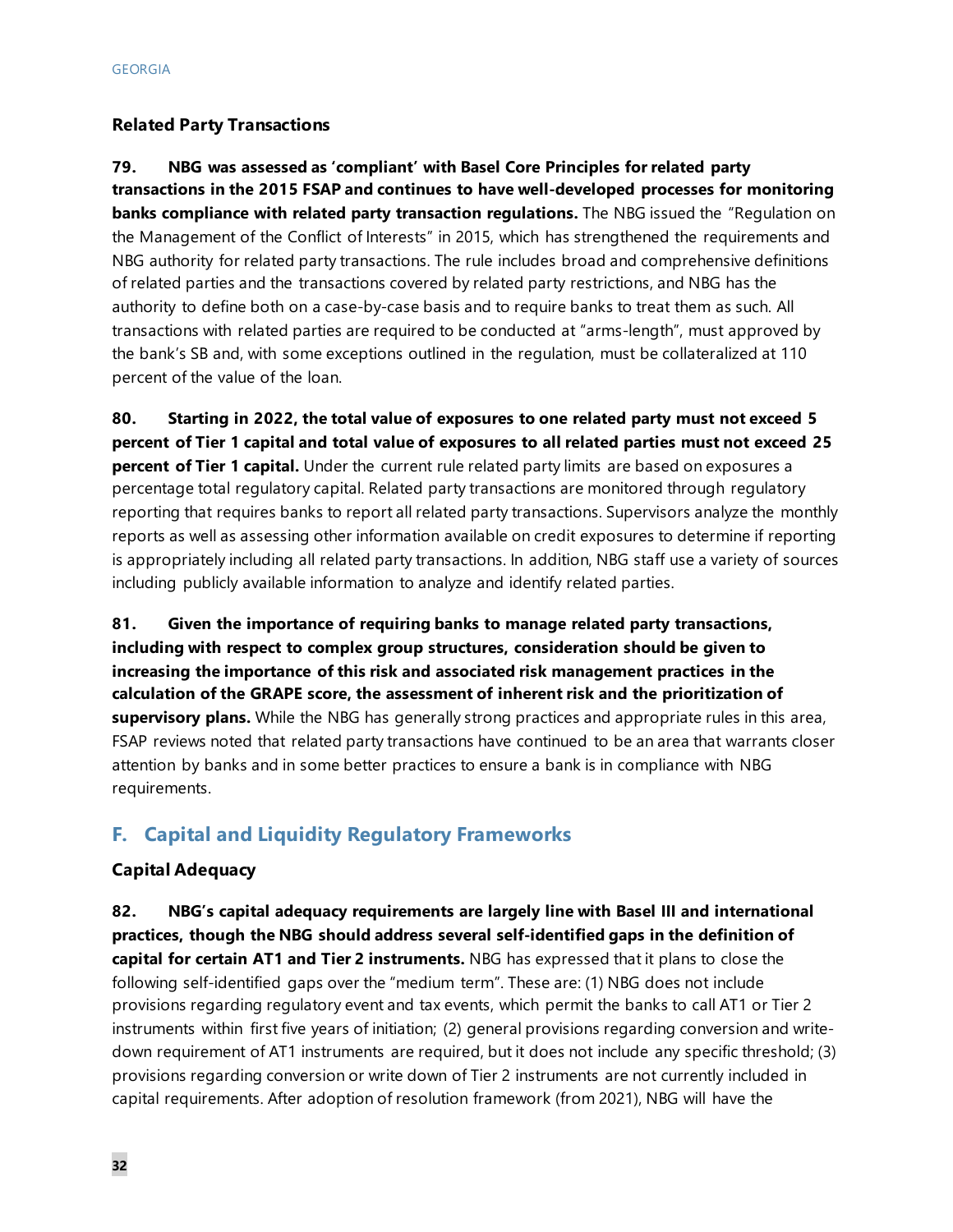### Related Party Transactions

**79. NBG was assessed as 'compliant' with Basel Core Principles for related party transactions in the 2015 FSAP and continues to have well-developed processes for monitoring banks compliance with related party transaction regulations.** The NBG issued the "Regulation on the Management of the Conflict of Interests" in 2015, which has strengthened the requirements and NBG authority for related party transactions. The rule includes broad and comprehensive definitions of related parties and the transactions covered by related party restrictions, and NBG has the authority to define both on a case-by-case basis and to require banks to treat them as such. All transactions with related parties are required to be conducted at "arms-length", must approved by the bank's SB and, with some exceptions outlined in the regulation, must be collateralized at 110 percent of the value of the loan.

**80. Starting in 2022, the total value of exposures to one related party must not exceed 5 percent of Tier 1 capital and total value of exposures to all related parties must not exceed 25 percent of Tier 1 capital.** Under the current rule related party limits are based on exposures a percentage total regulatory capital. Related party transactions are monitored through regulatory reporting that requires banks to report all related party transactions. Supervisors analyze the monthly reports as well as assessing other information available on credit exposures to determine if reporting is appropriately including all related party transactions. In addition, NBG staff use a variety of sources including publicly available information to analyze and identify related parties.

**81. Given the importance of requiring banks to manage related party transactions, including with respect to complex group structures, consideration should be given to increasing the importance of this risk and associated risk management practices in the calculation of the GRAPE score, the assessment of inherent risk and the prioritization of supervisory plans.** While the NBG has generally strong practices and appropriate rules in this area, FSAP reviews noted that related party transactions have continued to be an area that warrants closer attention by banks and in some better practices to ensure a bank is in compliance with NBG requirements.

## F. Capital and Liquidity Regulatory Frameworks

### Capital Adequacy

**82. NBG's capital adequacy requirements are largely line with Basel III and international practices, though the NBG should address several self-identified gaps in the definition of capital for certain AT1 and Tier 2 instruments.** NBG has expressed that it plans to close the following self-identified gaps over the "medium term". These are: (1) NBG does not include provisions regarding regulatory event and tax events, which permit the banks to call AT1 or Tier 2 instruments within first five years of initiation; (2) general provisions regarding conversion and write-down requirement of AT1 instruments are required, but it does not include any specific threshold; (3) provisions regarding conversion or write down of Tier 2 instruments are not currently included in capital requirements. After adoption of resolution framework (from 2021), NBG will have the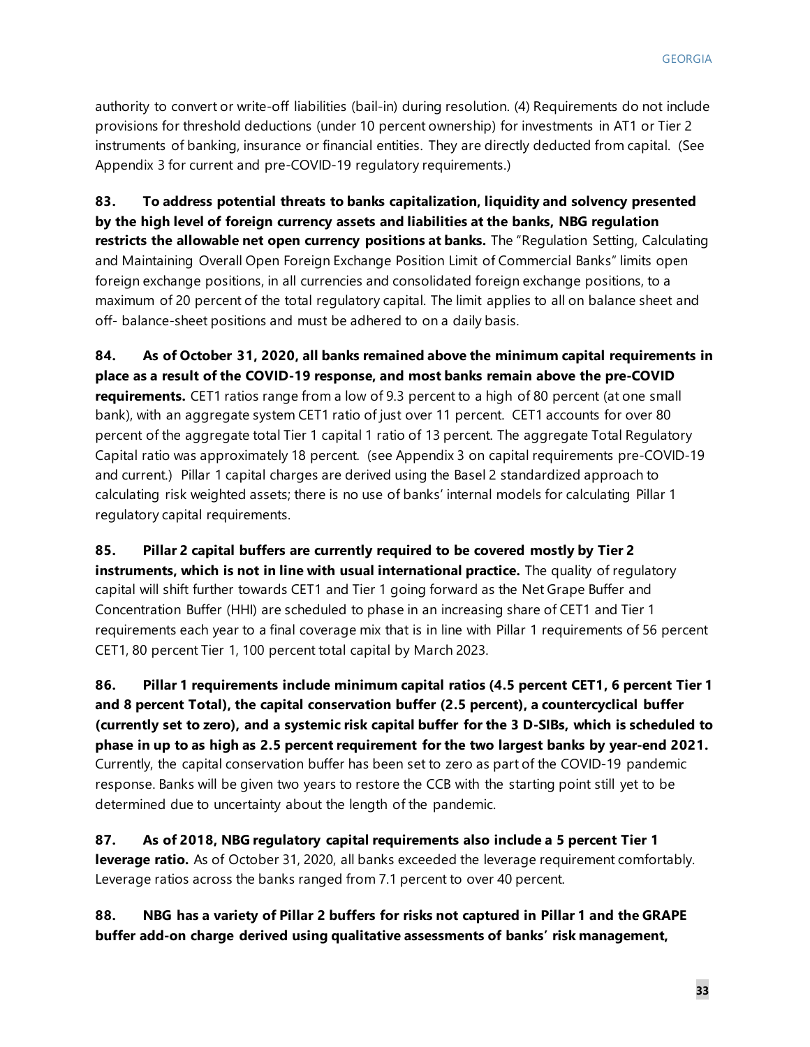authority to convert or write-off liabilities (bail-in) during resolution. (4) Requirements do not include provisions for threshold deductions (under 10 percent ownership) for investments in AT1 or Tier 2 instruments of banking, insurance or financial entities. They are directly deducted from capital. (See Appendix 3 for current and pre-COVID-19 regulatory requirements.)

**83. To address potential threats to banks capitalization, liquidity and solvency presented by the high level of foreign currency assets and liabilities at the banks, NBG regulation restricts the allowable net open currency positions at banks.** The "Regulation Setting, Calculating and Maintaining Overall Open Foreign Exchange Position Limit of Commercial Banks" limits open foreign exchange positions, in all currencies and consolidated foreign exchange positions, to a maximum of 20 percent of the total regulatory capital. The limit applies to all on balance sheet and off- balance-sheet positions and must be adhered to on a daily basis.

**84. As of October 31, 2020, all banks remained above the minimum capital requirements in place as a result of the COVID-19 response, and most banks remain above the pre-COVID requirements.** CET1 ratios range from a low of 9.3 percent to a high of 80 percent (at one small bank), with an aggregate system CET1 ratio of just over 11 percent. CET1 accounts for over 80 percent of the aggregate total Tier 1 capital 1 ratio of 13 percent. The aggregate Total Regulatory Capital ratio was approximately 18 percent. (see Appendix 3 on capital requirements pre-COVID-19 and current.) Pillar 1 capital charges are derived using the Basel 2 standardized approach to calculating risk weighted assets; there is no use of banks' internal models for calculating Pillar 1 regulatory capital requirements.

**85. Pillar 2 capital buffers are currently required to be covered mostly by Tier 2 instruments, which is not in line with usual international practice.** The quality of regulatory capital will shift further towards CET1 and Tier 1 going forward as the Net Grape Buffer and Concentration Buffer (HHI) are scheduled to phase in an increasing share of CET1 and Tier 1 requirements each year to a final coverage mix that is in line with Pillar 1 requirements of 56 percent CET1, 80 percent Tier 1, 100 percent total capital by March 2023.

**86. Pillar 1 requirements include minimum capital ratios (4.5 percent CET1, 6 percent Tier 1 and 8 percent Total), the capital conservation buffer (2.5 percent), a countercyclical buffer (currently set to zero), and a systemic risk capital buffer for the 3 D-SIBs, which is scheduled to phase in up to as high as 2.5 percent requirement for the two largest banks by year-end 2021.** Currently, the capital conservation buffer has been set to zero as part of the COVID-19 pandemic response. Banks will be given two years to restore the CCB with the starting point still yet to be determined due to uncertainty about the length of the pandemic.

**87. As of 2018, NBG regulatory capital requirements also include a 5 percent Tier 1 leverage ratio.** As of October 31, 2020, all banks exceeded the leverage requirement comfortably. Leverage ratios across the banks ranged from 7.1 percent to over 40 percent.

**88. NBG has a variety of Pillar 2 buffers for risks not captured in Pillar 1 and the GRAPE buffer add-on charge derived using qualitative assessments of banks' risk management,**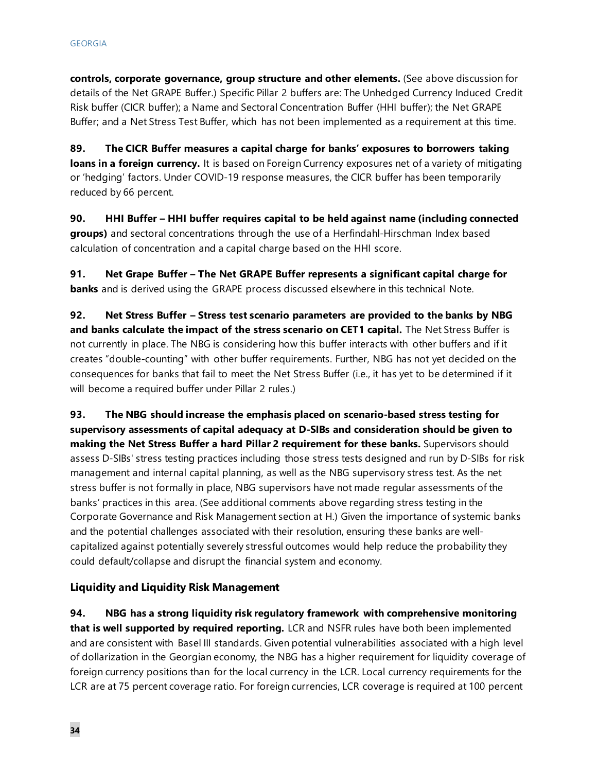**controls, corporate governance, group structure and other elements.** (See above discussion for details of the Net GRAPE Buffer.) Specific Pillar 2 buffers are: The Unhedged Currency Induced Credit Risk buffer (CICR buffer); a Name and Sectoral Concentration Buffer (HHI buffer); the Net GRAPE Buffer; and a Net Stress Test Buffer, which has not been implemented as a requirement at this time.

**89. The CICR Buffer measures a capital charge for banks' exposures to borrowers taking loans in a foreign currency.** It is based on Foreign Currency exposures net of a variety of mitigating or 'hedging' factors. Under COVID-19 response measures, the CICR buffer has been temporarily reduced by 66 percent.

**90. HHI Buffer – HHI buffer requires capital to be held against name (including connected groups)** and sectoral concentrations through the use of a Herfindahl-Hirschman Index based calculation of concentration and a capital charge based on the HHI score.

**91. Net Grape Buffer – The Net GRAPE Buffer represents a significant capital charge for banks** and is derived using the GRAPE process discussed elsewhere in this technical Note.

**92. Net Stress Buffer – Stress test scenario parameters are provided to the banks by NBG and banks calculate the impact of the stress scenario on CET1 capital.** The Net Stress Buffer is not currently in place. The NBG is considering how this buffer interacts with other buffers and if it creates "double-counting" with other buffer requirements. Further, NBG has not yet decided on the consequences for banks that fail to meet the Net Stress Buffer (i.e., it has yet to be determined if it will become a required buffer under Pillar 2 rules.)

**93. The NBG should increase the emphasis placed on scenario-based stress testing for supervisory assessments of capital adequacy at D-SIBs and consideration should be given to making the Net Stress Buffer a hard Pillar 2 requirement for these banks.** Supervisors should assess D-SIBs' stress testing practices including those stress tests designed and run by D-SIBs for risk management and internal capital planning, as well as the NBG supervisory stress test. As the net stress buffer is not formally in place, NBG supervisors have not made regular assessments of the banks' practices in this area. (See additional comments above regarding stress testing in the Corporate Governance and Risk Management section at H.) Given the importance of systemic banks and the potential challenges associated with their resolution, ensuring these banks are well-capitalized against potentially severely stressful outcomes would help reduce the probability they could default/collapse and disrupt the financial system and economy.

### Liquidity and Liquidity Risk Management

**94. NBG has a strong liquidity risk regulatory framework with comprehensive monitoring that is well supported by required reporting.** LCR and NSFR rules have both been implemented and are consistent with Basel III standards. Given potential vulnerabilities associated with a high level of dollarization in the Georgian economy, the NBG has a higher requirement for liquidity coverage of foreign currency positions than for the local currency in the LCR. Local currency requirements for the LCR are at 75 percent coverage ratio. For foreign currencies, LCR coverage is required at 100 percent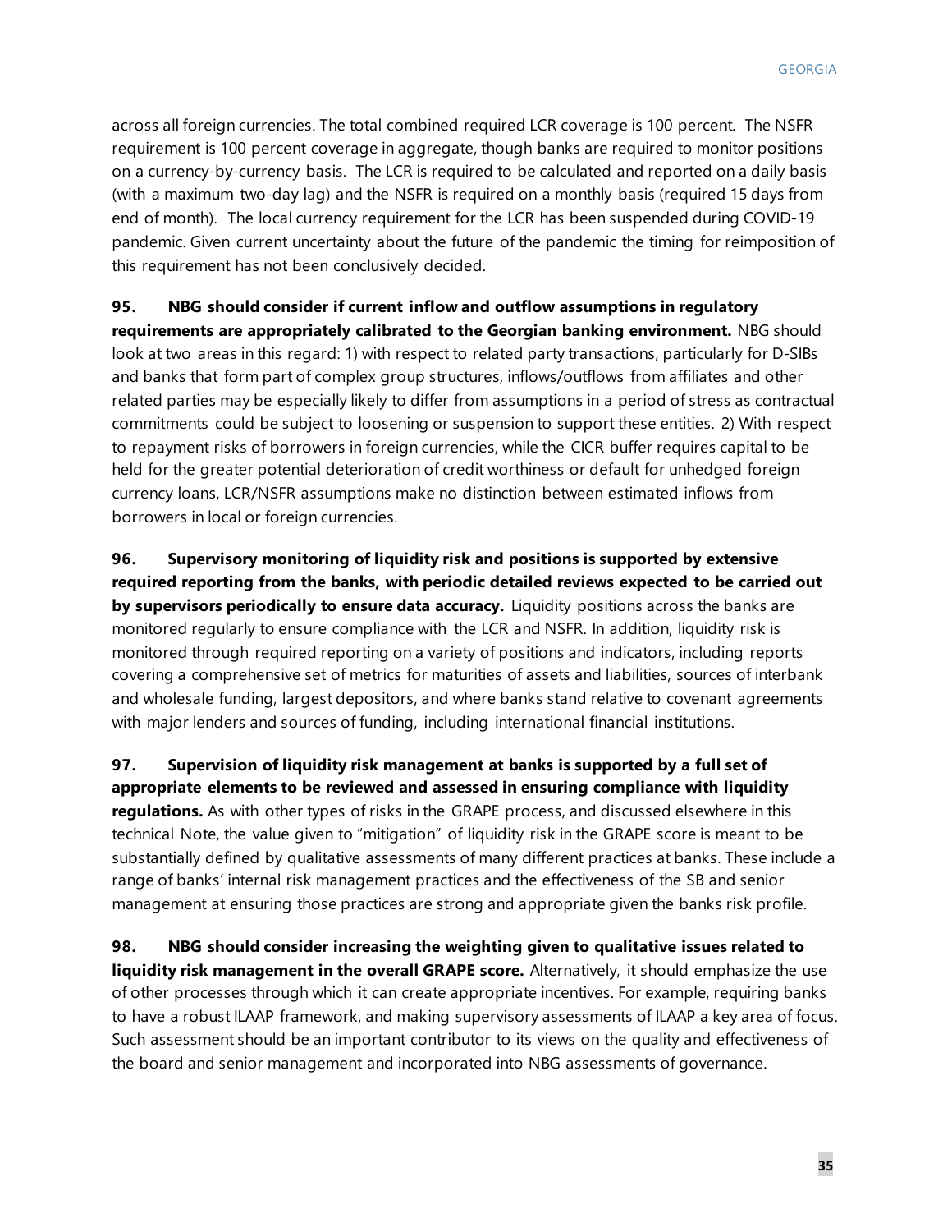across all foreign currencies. The total combined required LCR coverage is 100 percent. The NSFR requirement is 100 percent coverage in aggregate, though banks are required to monitor positions on a currency-by-currency basis. The LCR is required to be calculated and reported on a daily basis (with a maximum two-day lag) and the NSFR is required on a monthly basis (required 15 days from end of month). The local currency requirement for the LCR has been suspended during COVID-19 pandemic. Given current uncertainty about the future of the pandemic the timing for reimposition of this requirement has not been conclusively decided.

**95. NBG should consider if current inflow and outflow assumptions in regulatory requirements are appropriately calibrated to the Georgian banking environment.** NBG should look at two areas in this regard: 1) with respect to related party transactions, particularly for D-SIBs and banks that form part of complex group structures, inflows/outflows from affiliates and other related parties may be especially likely to differ from assumptions in a period of stress as contractual commitments could be subject to loosening or suspension to support these entities. 2) With respect to repayment risks of borrowers in foreign currencies, while the CICR buffer requires capital to be held for the greater potential deterioration of credit worthiness or default for unhedged foreign currency loans, LCR/NSFR assumptions make no distinction between estimated inflows from borrowers in local or foreign currencies.

**96. Supervisory monitoring of liquidity risk and positions is supported by extensive required reporting from the banks, with periodic detailed reviews expected to be carried out by supervisors periodically to ensure data accuracy.** Liquidity positions across the banks are monitored regularly to ensure compliance with the LCR and NSFR. In addition, liquidity risk is monitored through required reporting on a variety of positions and indicators, including reports covering a comprehensive set of metrics for maturities of assets and liabilities, sources of interbank and wholesale funding, largest depositors, and where banks stand relative to covenant agreements with major lenders and sources of funding, including international financial institutions.

**97. Supervision of liquidity risk management at banks is supported by a full set of appropriate elements to be reviewed and assessed in ensuring compliance with liquidity regulations.** As with other types of risks in the GRAPE process, and discussed elsewhere in this technical Note, the value given to "mitigation" of liquidity risk in the GRAPE score is meant to be substantially defined by qualitative assessments of many different practices at banks. These include a range of banks' internal risk management practices and the effectiveness of the SB and senior management at ensuring those practices are strong and appropriate given the banks risk profile.

**98. NBG should consider increasing the weighting given to qualitative issues related to liquidity risk management in the overall GRAPE score.** Alternatively, it should emphasize the use of other processes through which it can create appropriate incentives. For example, requiring banks to have a robust ILAAP framework, and making supervisory assessments of ILAAP a key area of focus. Such assessment should be an important contributor to its views on the quality and effectiveness of the board and senior management and incorporated into NBG assessments of governance.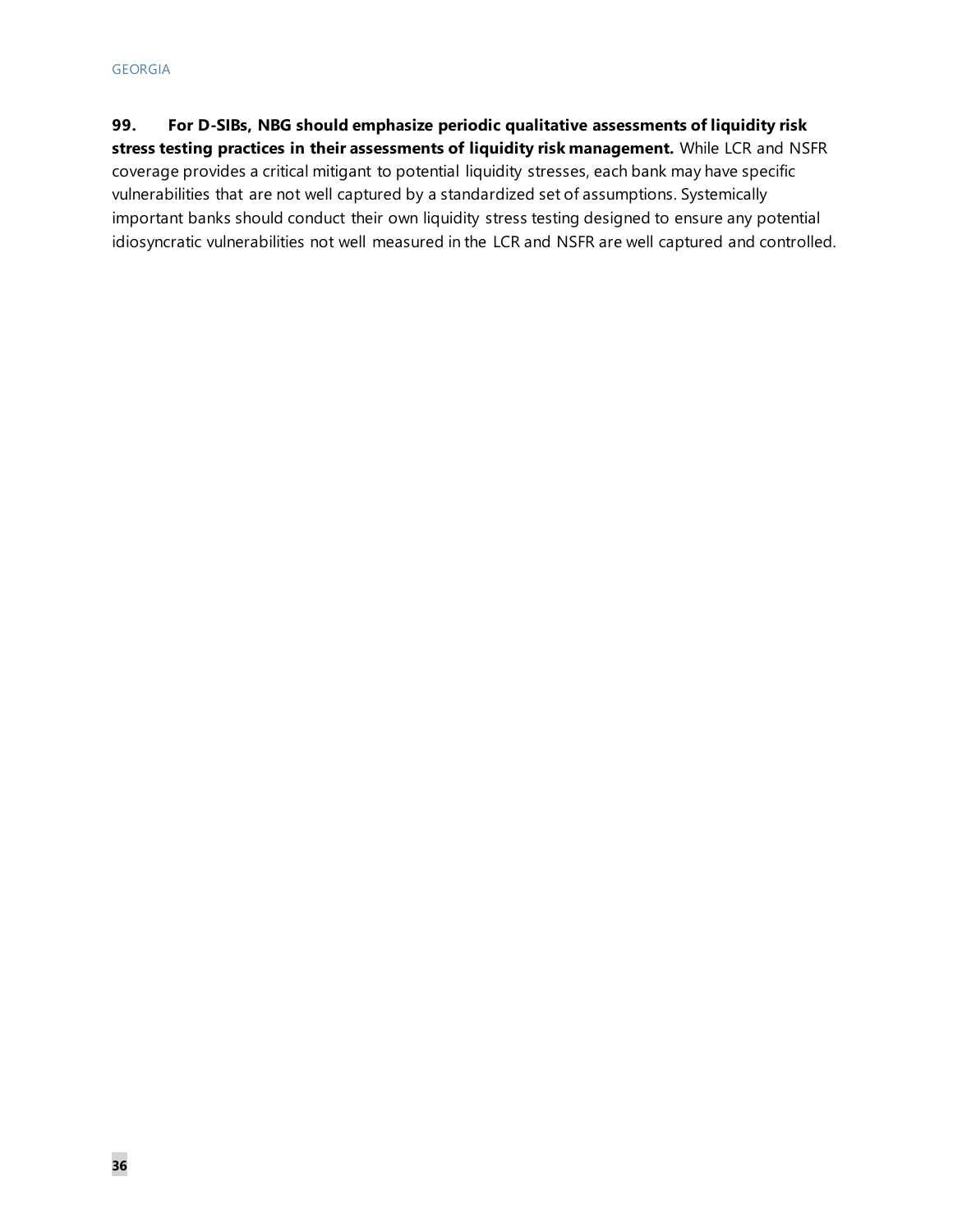99. **For D-SIBs, NBG should emphasize periodic qualitative assessments of liquidity risk stress testing practices in their assessments of liquidity risk management.** While LCR and NSFR coverage provides a critical mitigant to potential liquidity stresses, each bank may have specific vulnerabilities that are not well captured by a standardized set of assumptions. Systemically important banks should conduct their own liquidity stress testing designed to ensure any potential idiosyncratic vulnerabilities not well measured in the LCR and NSFR are well captured and controlled.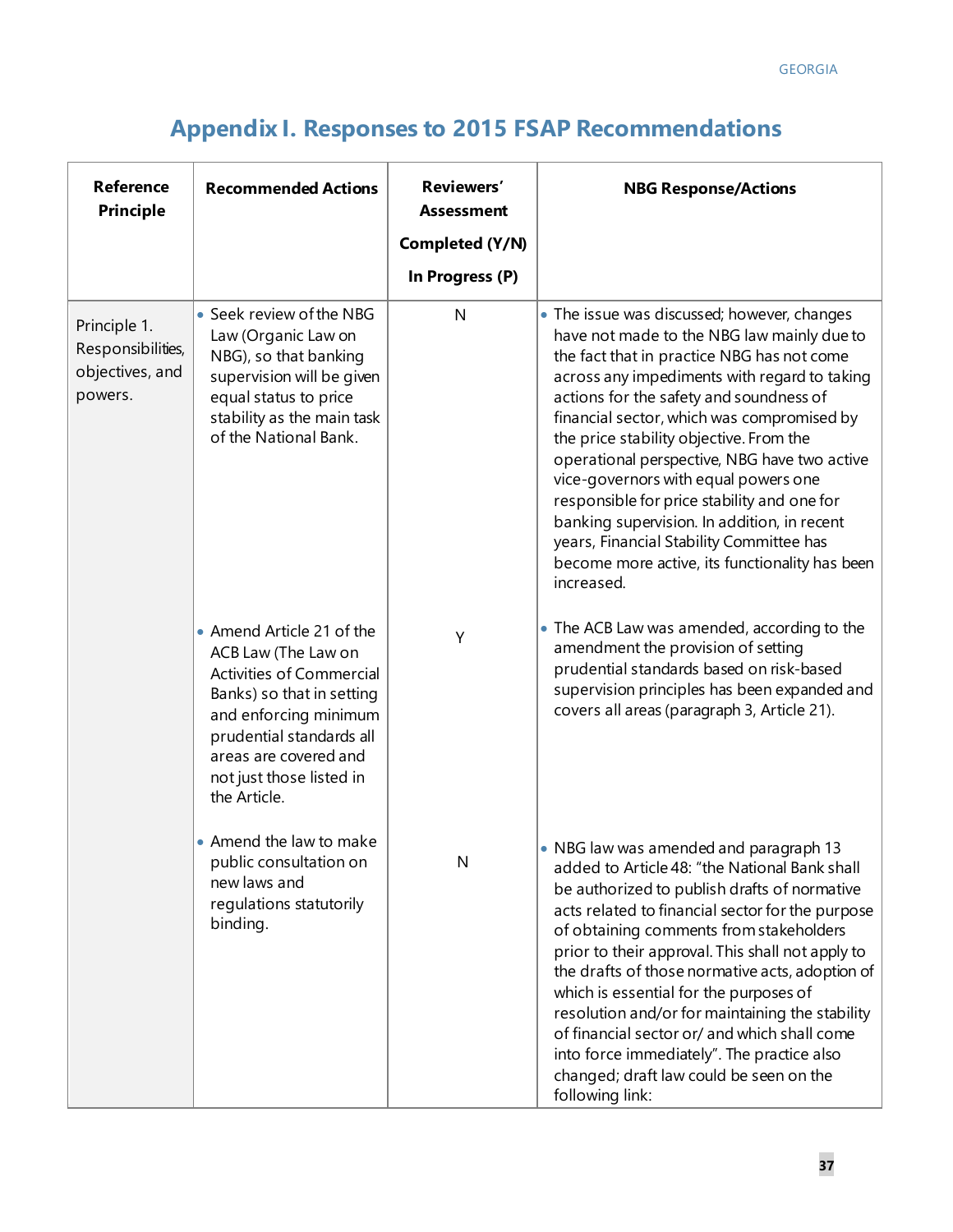# Appendix I. Responses to 2015 FSAP Recommendations

| Reference Principle | Recommended Actions | Reviewers' Assessment Completed (Y/N) In Progress (P) | NBG Response/Actions |
|---|---|---|---|
| Principle 1. Responsibilities, objectives, and powers. | • Seek review of the NBG Law (Organic Law on NBG), so that banking supervision will be given equal status to price stability as the main task of the National Bank. | N | • The issue was discussed; however, changes have not made to the NBG law mainly due to the fact that in practice NBG has not come across any impediments with regard to taking actions for the safety and soundness of financial sector, which was compromised by the price stability objective. From the operational perspective, NBG have two active vice-governors with equal powers one responsible for price stability and one for banking supervision. In addition, in recent years, Financial Stability Committee has become more active, its functionality has been increased. |
| | • Amend Article 21 of the ACB Law (The Law on Activities of Commercial Banks) so that in setting and enforcing minimum prudential standards all areas are covered and not just those listed in the Article. | Y | • The ACB Law was amended, according to the amendment the provision of setting prudential standards based on risk-based supervision principles has been expanded and covers all areas (paragraph 3, Article 21). |
| | • Amend the law to make public consultation on new laws and regulations statutorily binding. | N | • NBG law was amended and paragraph 13 added to Article 48: "the National Bank shall be authorized to publish drafts of normative acts related to financial sector for the purpose of obtaining comments from stakeholders prior to their approval. This shall not apply to the drafts of those normative acts, adoption of which is essential for the purposes of resolution and/or for maintaining the stability of financial sector or/ and which shall come into force immediately". The practice also changed; draft law could be seen on the following link: |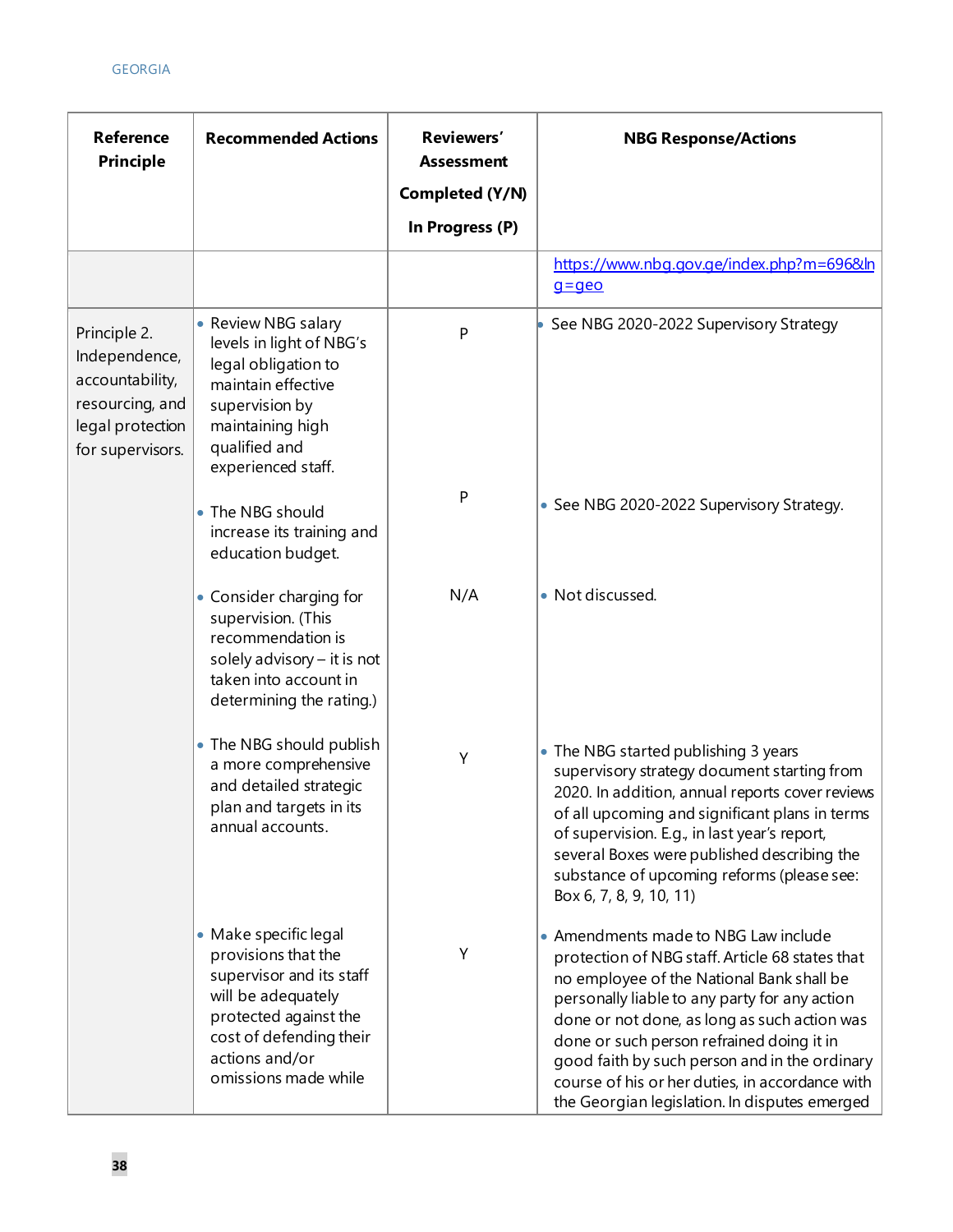| Reference Principle | Recommended Actions | Reviewers' Assessment Completed (Y/N) In Progress (P) | NBG Response/Actions |
|---|---|---|---|
| | | | https://www.nbg.gov.ge/index.php?m=696&lng=geo |
| Principle 2. Independence, accountability, resourcing, and legal protection for supervisors. | • Review NBG salary levels in light of NBG's legal obligation to maintain effective supervision by maintaining high qualified and experienced staff. | P | • See NBG 2020-2022 Supervisory Strategy |
| | • The NBG should increase its training and education budget. | P | • See NBG 2020-2022 Supervisory Strategy. |
| | • Consider charging for supervision. (This recommendation is solely advisory – it is not taken into account in determining the rating.) | N/A | • Not discussed. |
| | • The NBG should publish a more comprehensive and detailed strategic plan and targets in its annual accounts. | Y | • The NBG started publishing 3 years supervisory strategy document starting from 2020. In addition, annual reports cover reviews of all upcoming and significant plans in terms of supervision. E.g., in last year's report, several Boxes were published describing the substance of upcoming reforms (please see: Box 6, 7, 8, 9, 10, 11) |
| | • Make specific legal provisions that the supervisor and its staff will be adequately protected against the cost of defending their actions and/or omissions made while | Y | • Amendments made to NBG Law include protection of NBG staff. Article 68 states that no employee of the National Bank shall be personally liable to any party for any action done or not done, as long as such action was done or such person refrained doing it in good faith by such person and in the ordinary course of his or her duties, in accordance with the Georgian legislation. In disputes emerged |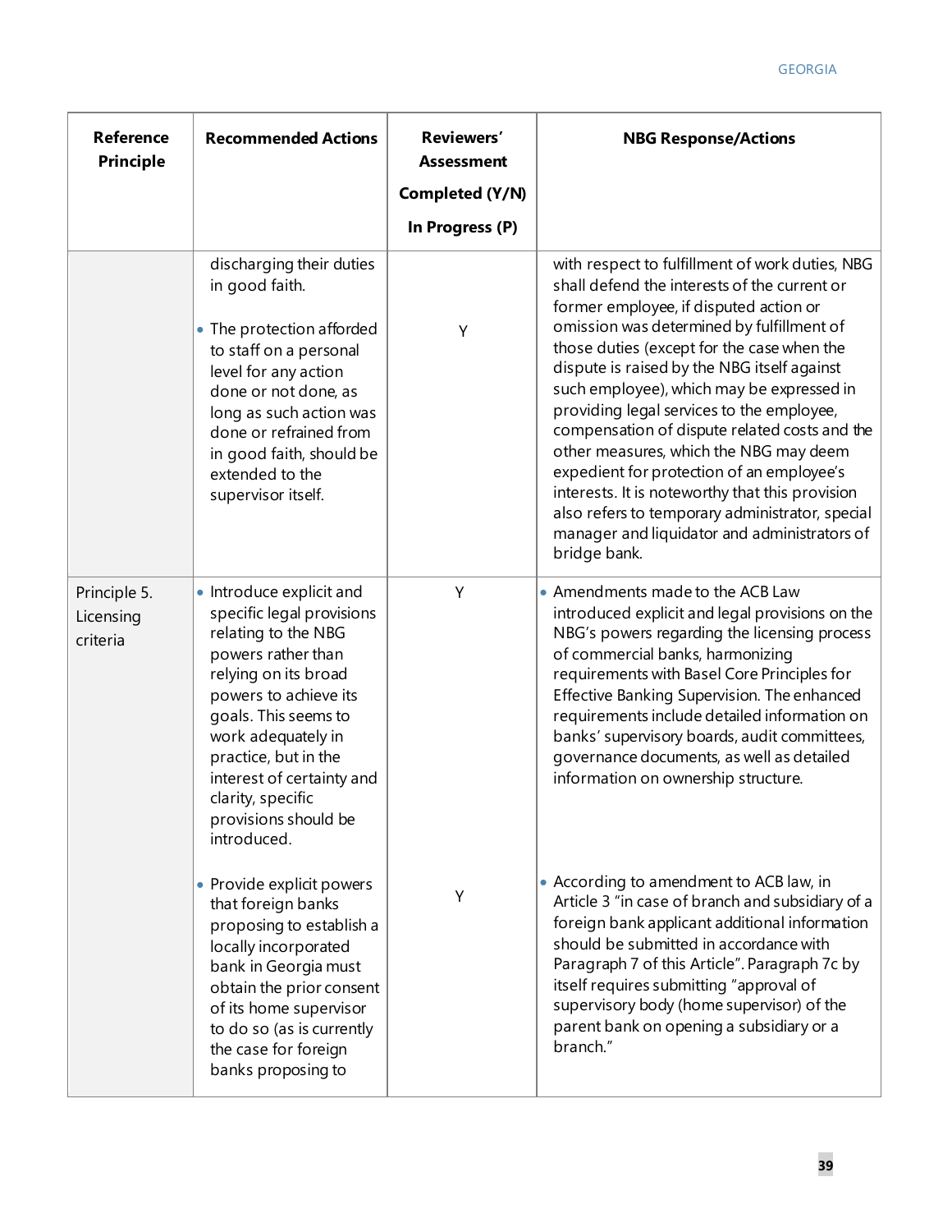| Reference Principle | Recommended Actions | Reviewers' Assessment Completed (Y/N) In Progress (P) | NBG Response/Actions |
|---|---|---|---|
| | discharging their duties in good faith.<br><br>• The protection afforded to staff on a personal level for any action done or not done, as long as such action was done or refrained from in good faith, should be extended to the supervisor itself. | Y | with respect to fulfillment of work duties, NBG shall defend the interests of the current or former employee, if disputed action or omission was determined by fulfillment of those duties (except for the case when the dispute is raised by the NBG itself against such employee), which may be expressed in providing legal services to the employee, compensation of dispute related costs and the other measures, which the NBG may deem expedient for protection of an employee's interests. It is noteworthy that this provision also refers to temporary administrator, special manager and liquidator and administrators of bridge bank. |
| Principle 5. Licensing criteria | • Introduce explicit and specific legal provisions relating to the NBG powers rather than relying on its broad powers to achieve its goals. This seems to work adequately in practice, but in the interest of certainty and clarity, specific provisions should be introduced. | Y | • Amendments made to the ACB Law introduced explicit and legal provisions on the NBG's powers regarding the licensing process of commercial banks, harmonizing requirements with Basel Core Principles for Effective Banking Supervision. The enhanced requirements include detailed information on banks' supervisory boards, audit committees, governance documents, as well as detailed information on ownership structure. |
| | • Provide explicit powers that foreign banks proposing to establish a locally incorporated bank in Georgia must obtain the prior consent of its home supervisor to do so (as is currently the case for foreign banks proposing to | Y | • According to amendment to ACB law, in Article 3 "in case of branch and subsidiary of a foreign bank applicant additional information should be submitted in accordance with Paragraph 7 of this Article". Paragraph 7c by itself requires submitting "approval of supervisory body (home supervisor) of the parent bank on opening a subsidiary or a branch." |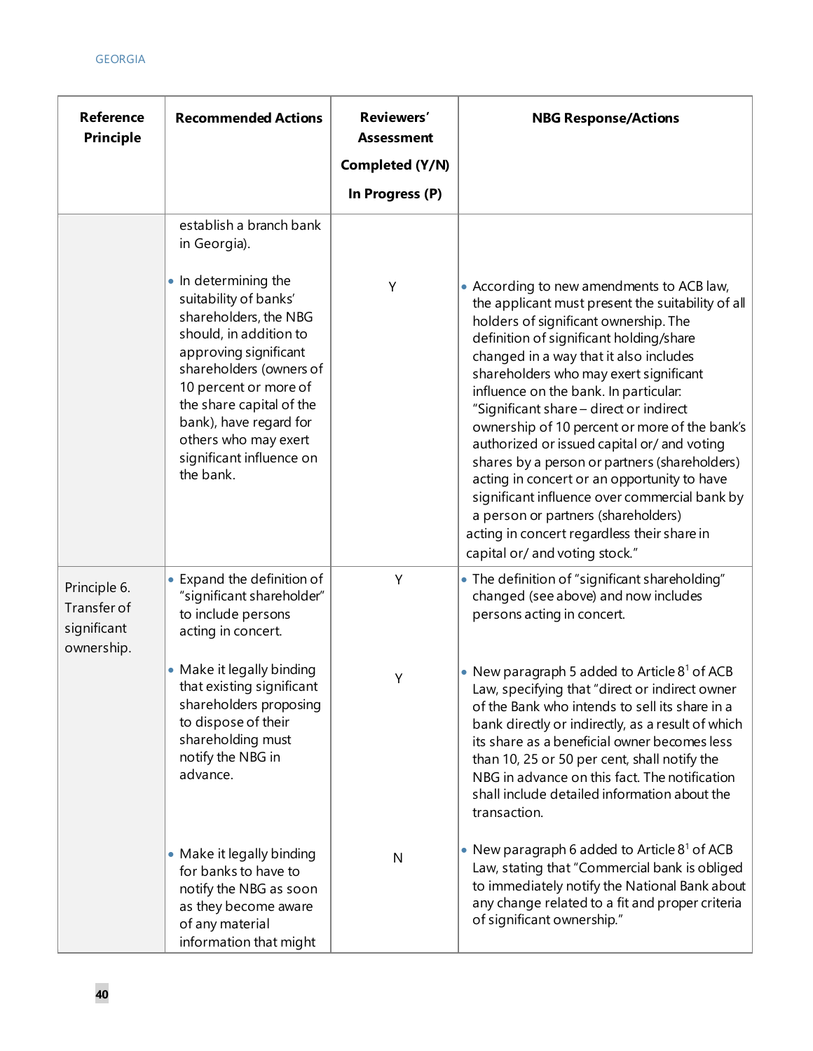| Reference Principle | Recommended Actions | Reviewers' Assessment Completed (Y/N) In Progress (P) | NBG Response/Actions |
|---|---|---|---|
| | establish a branch bank in Georgia). | | |
| | • In determining the suitability of banks' shareholders, the NBG should, in addition to approving significant shareholders (owners of 10 percent or more of the share capital of the bank), have regard for others who may exert significant influence on the bank. | Y | • According to new amendments to ACB law, the applicant must present the suitability of all holders of significant ownership. The definition of significant holding/share changed in a way that it also includes shareholders who may exert significant influence on the bank. In particular: "Significant share – direct or indirect ownership of 10 percent or more of the bank's authorized or issued capital or/ and voting shares by a person or partners (shareholders) acting in concert or an opportunity to have significant influence over commercial bank by a person or partners (shareholders) acting in concert regardless their share in capital or/ and voting stock." |
| Principle 6. Transfer of significant ownership. | • Expand the definition of "significant shareholder" to include persons acting in concert. | Y | • The definition of "significant shareholding" changed (see above) and now includes persons acting in concert. |
| | • Make it legally binding that existing significant shareholders proposing to dispose of their shareholding must notify the NBG in advance. | Y | • New paragraph 5 added to Article 8[1] of ACB Law, specifying that "direct or indirect owner of the Bank who intends to sell its share in a bank directly or indirectly, as a result of which its share as a beneficial owner becomes less than 10, 25 or 50 per cent, shall notify the NBG in advance on this fact. The notification shall include detailed information about the transaction. |
| | • Make it legally binding for banks to have to notify the NBG as soon as they become aware of any material information that might | N | • New paragraph 6 added to Article 8[1] of ACB Law, stating that "Commercial bank is obliged to immediately notify the National Bank about any change related to a fit and proper criteria of significant ownership." |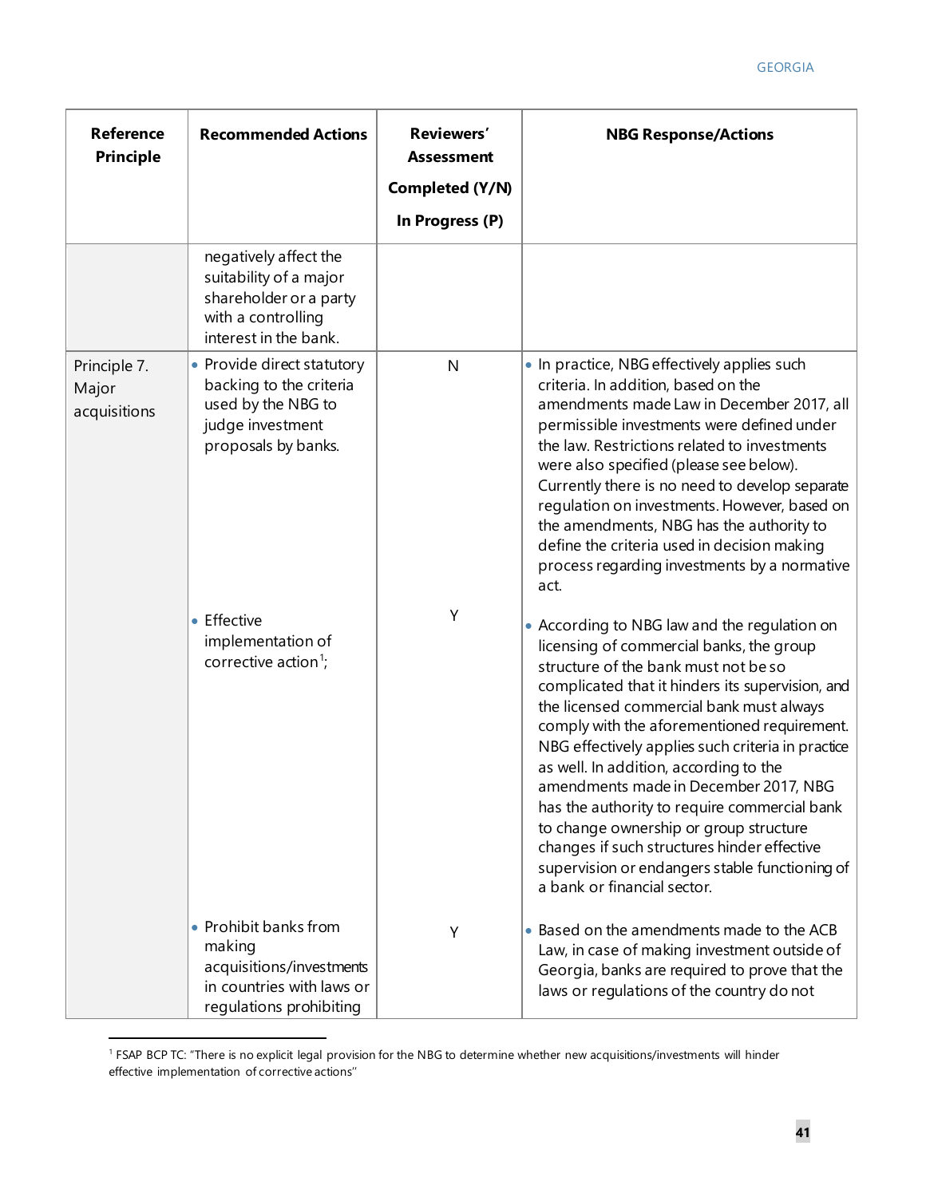| Reference Principle | Recommended Actions | Reviewers' Assessment Completed (Y/N) In Progress (P) | NBG Response/Actions |
|---|---|---|---|
| | negatively affect the suitability of a major shareholder or a party with a controlling interest in the bank. | | |
| Principle 7. Major acquisitions | • Provide direct statutory backing to the criteria used by the NBG to judge investment proposals by banks. | N | • In practice, NBG effectively applies such criteria. In addition, based on the amendments made Law in December 2017, all permissible investments were defined under the law. Restrictions related to investments were also specified (please see below). Currently there is no need to develop separate regulation on investments. However, based on the amendments, NBG has the authority to define the criteria used in decision making process regarding investments by a normative act. |
| | • Effective implementation of corrective action[1]; | Y | • According to NBG law and the regulation on licensing of commercial banks, the group structure of the bank must not be so complicated that it hinders its supervision, and the licensed commercial bank must always comply with the aforementioned requirement. NBG effectively applies such criteria in practice as well. In addition, according to the amendments made in December 2017, NBG has the authority to require commercial bank to change ownership or group structure changes if such structures hinder effective supervision or endangers stable functioning of a bank or financial sector. |
| | • Prohibit banks from making acquisitions/investments in countries with laws or regulations prohibiting | Y | • Based on the amendments made to the ACB Law, in case of making investment outside of Georgia, banks are required to prove that the laws or regulations of the country do not |

[1] FSAP BCP TC: "There is no explicit legal provision for the NBG to determine whether new acquisitions/investments will hinder effective implementation of corrective actions"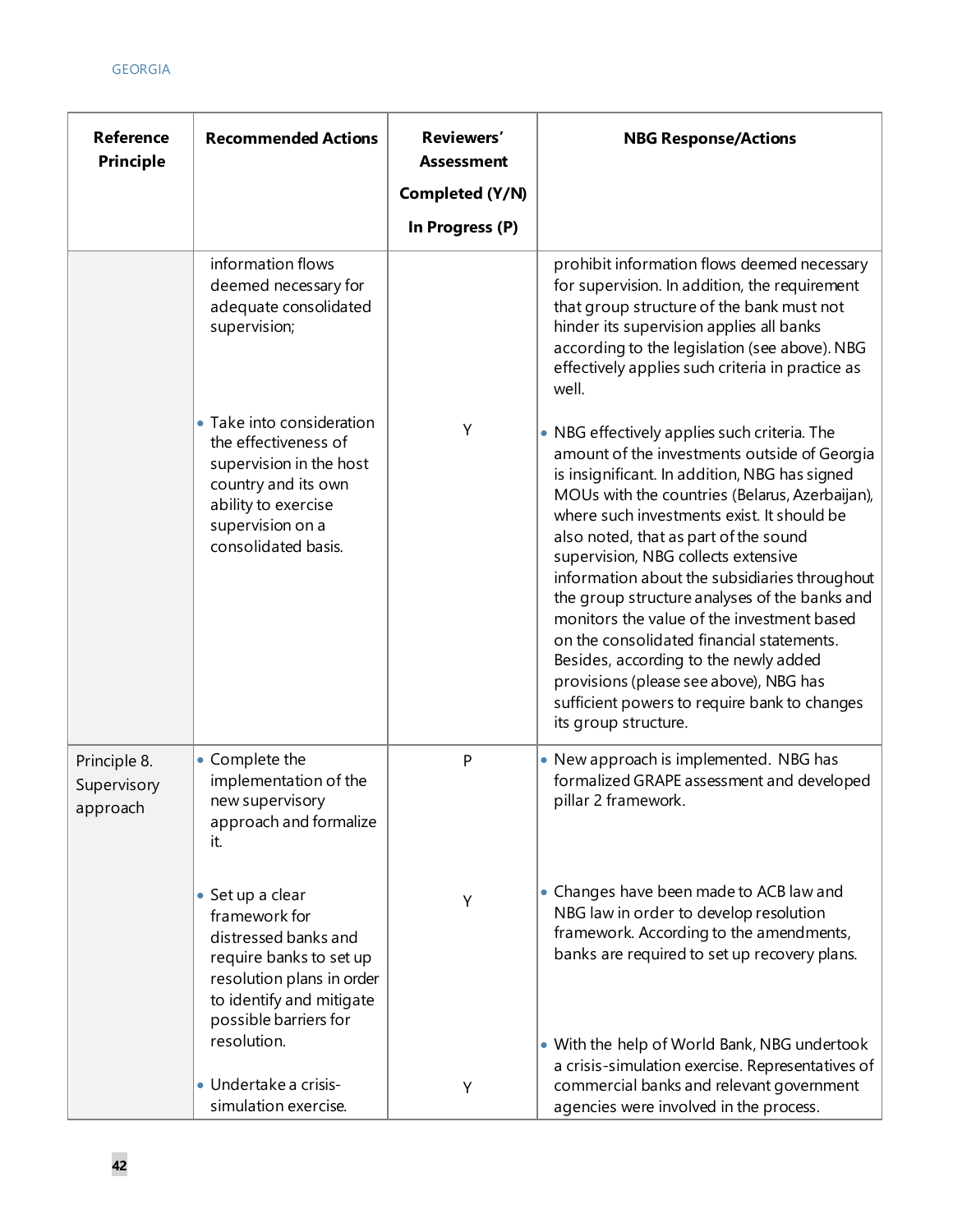| Reference Principle | Recommended Actions | Reviewers' Assessment Completed (Y/N) In Progress (P) | NBG Response/Actions |
|---|---|---|---|
| | information flows deemed necessary for adequate consolidated supervision; | | prohibit information flows deemed necessary for supervision. In addition, the requirement that group structure of the bank must not hinder its supervision applies all banks according to the legislation (see above). NBG effectively applies such criteria in practice as well. |
| | • Take into consideration the effectiveness of supervision in the host country and its own ability to exercise supervision on a consolidated basis. | Y | • NBG effectively applies such criteria. The amount of the investments outside of Georgia is insignificant. In addition, NBG has signed MOUs with the countries (Belarus, Azerbaijan), where such investments exist. It should be also noted, that as part of the sound supervision, NBG collects extensive information about the subsidiaries throughout the group structure analyses of the banks and monitors the value of the investment based on the consolidated financial statements. Besides, according to the newly added provisions (please see above), NBG has sufficient powers to require bank to changes its group structure. |
| Principle 8. Supervisory approach | • Complete the implementation of the new supervisory approach and formalize it. | P | • New approach is implemented. NBG has formalized GRAPE assessment and developed pillar 2 framework. |
| | • Set up a clear framework for distressed banks and require banks to set up resolution plans in order to identify and mitigate possible barriers for resolution. | Y | • Changes have been made to ACB law and NBG law in order to develop resolution framework. According to the amendments, banks are required to set up recovery plans. |
| | • Undertake a crisis-simulation exercise. | Y | • With the help of World Bank, NBG undertook a crisis-simulation exercise. Representatives of commercial banks and relevant government agencies were involved in the process. |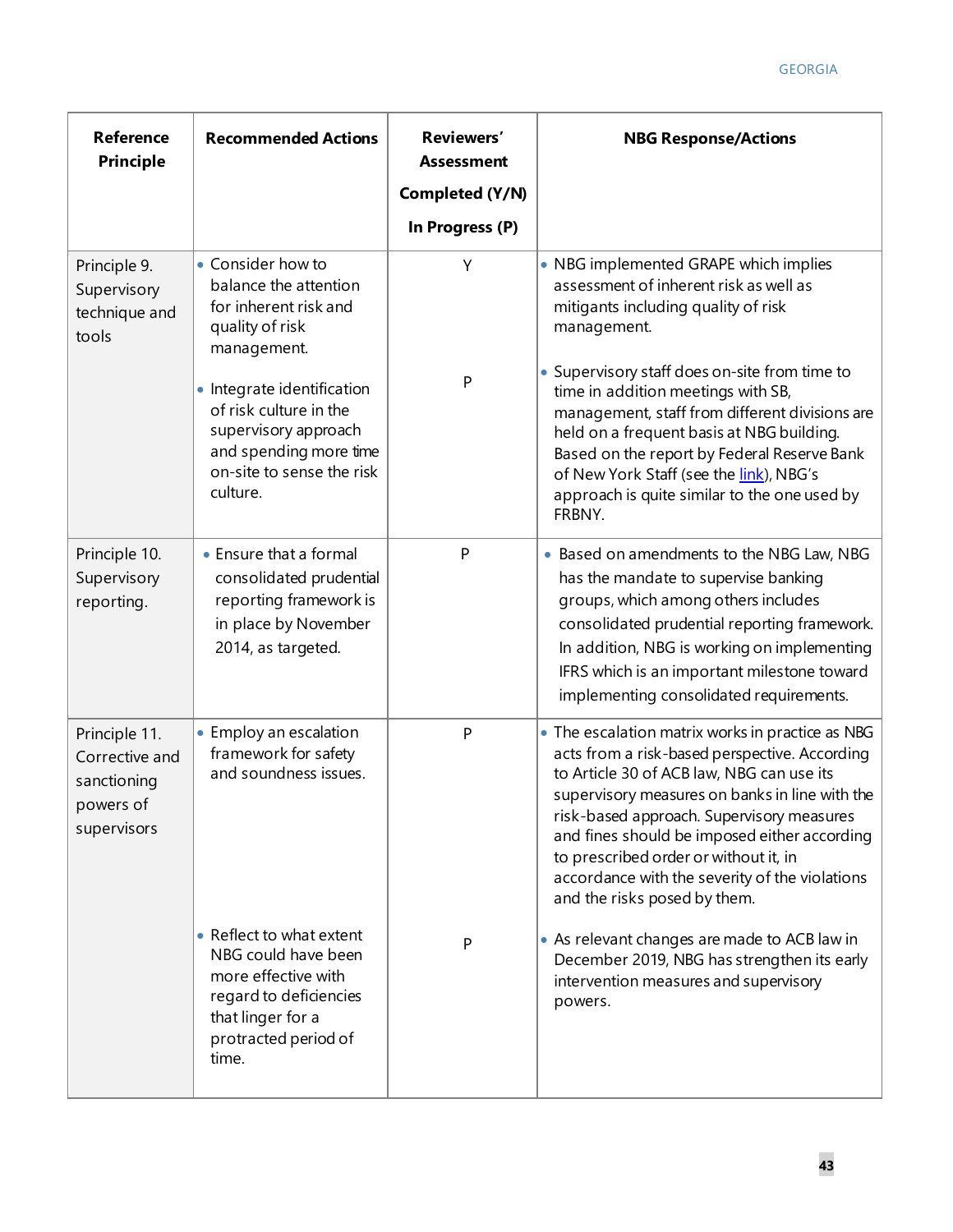| Reference Principle | Recommended Actions | Reviewers' Assessment Completed (Y/N) In Progress (P) | NBG Response/Actions |
|---|---|---|---|
| Principle 9. Supervisory technique and tools | • Consider how to balance the attention for inherent risk and quality of risk management. | Y | • NBG implemented GRAPE which implies assessment of inherent risk as well as mitigants including quality of risk management. |
| | • Integrate identification of risk culture in the supervisory approach and spending more time on-site to sense the risk culture. | P | • Supervisory staff does on-site from time to time in addition meetings with SB, management, staff from different divisions are held on a frequent basis at NBG building. Based on the report by Federal Reserve Bank of New York Staff (see the link), NBG's approach is quite similar to the one used by FRBNY. |
| Principle 10. Supervisory reporting. | • Ensure that a formal consolidated prudential reporting framework is in place by November 2014, as targeted. | P | • Based on amendments to the NBG Law, NBG has the mandate to supervise banking groups, which among others includes consolidated prudential reporting framework. In addition, NBG is working on implementing IFRS which is an important milestone toward implementing consolidated requirements. |
| Principle 11. Corrective and sanctioning powers of supervisors | • Employ an escalation framework for safety and soundness issues. | P | • The escalation matrix works in practice as NBG acts from a risk-based perspective. According to Article 30 of ACB law, NBG can use its supervisory measures on banks in line with the risk-based approach. Supervisory measures and fines should be imposed either according to prescribed order or without it, in accordance with the severity of the violations and the risks posed by them. |
| | • Reflect to what extent NBG could have been more effective with regard to deficiencies that linger for a protracted period of time. | P | • As relevant changes are made to ACB law in December 2019, NBG has strengthen its early intervention measures and supervisory powers. |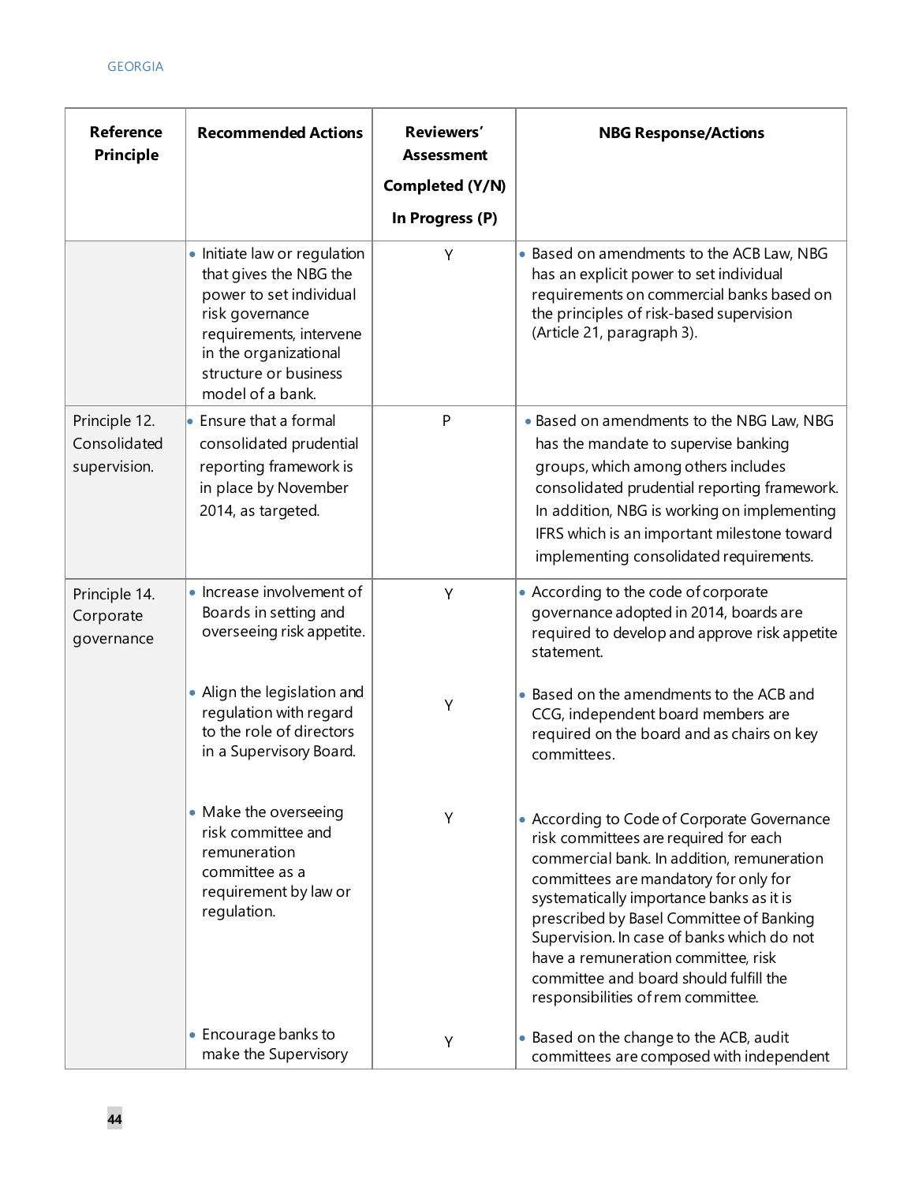| Reference Principle | Recommended Actions | Reviewers' Assessment Completed (Y/N) In Progress (P) | NBG Response/Actions |
|---|---|---|---|
| | • Initiate law or regulation that gives the NBG the power to set individual risk governance requirements, intervene in the organizational structure or business model of a bank. | Y | • Based on amendments to the ACB Law, NBG has an explicit power to set individual requirements on commercial banks based on the principles of risk-based supervision (Article 21, paragraph 3). |
| Principle 12. Consolidated supervision. | • Ensure that a formal consolidated prudential reporting framework is in place by November 2014, as targeted. | P | • Based on amendments to the NBG Law, NBG has the mandate to supervise banking groups, which among others includes consolidated prudential reporting framework. In addition, NBG is working on implementing IFRS which is an important milestone toward implementing consolidated requirements. |
| Principle 14. Corporate governance | • Increase involvement of Boards in setting and overseeing risk appetite. | Y | • According to the code of corporate governance adopted in 2014, boards are required to develop and approve risk appetite statement. |
| | • Align the legislation and regulation with regard to the role of directors in a Supervisory Board. | Y | • Based on the amendments to the ACB and CCG, independent board members are required on the board and as chairs on key committees. |
| | • Make the overseeing risk committee and remuneration committee as a requirement by law or regulation. | Y | • According to Code of Corporate Governance risk committees are required for each commercial bank. In addition, remuneration committees are mandatory for only for systematically importance banks as it is prescribed by Basel Committee of Banking Supervision. In case of banks which do not have a remuneration committee, risk committee and board should fulfill the responsibilities of rem committee. |
| | • Encourage banks to make the Supervisory | Y | • Based on the change to the ACB, audit committees are composed with independent |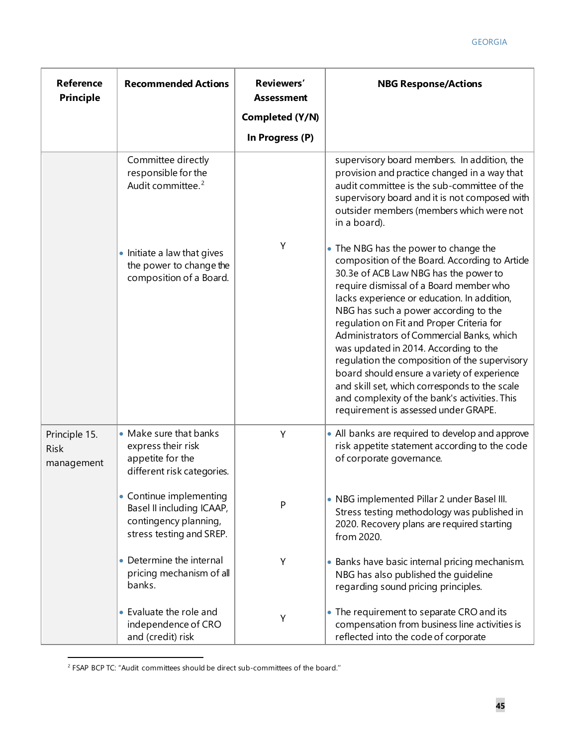| Reference Principle | Recommended Actions | Reviewers' Assessment Completed (Y/N) In Progress (P) | NBG Response/Actions |
|---|---|---|---|
| | Committee directly responsible for the Audit committee.[2] | | supervisory board members. In addition, the provision and practice changed in a way that audit committee is the sub-committee of the supervisory board and it is not composed with outsider members (members which were not in a board). |
| | • Initiate a law that gives the power to change the composition of a Board. | Y | • The NBG has the power to change the composition of the Board. According to Article 30.3e of ACB Law NBG has the power to require dismissal of a Board member who lacks experience or education. In addition, NBG has such a power according to the regulation on Fit and Proper Criteria for Administrators of Commercial Banks, which was updated in 2014. According to the regulation the composition of the supervisory board should ensure a variety of experience and skill set, which corresponds to the scale and complexity of the bank's activities. This requirement is assessed under GRAPE. |
| Principle 15. Risk management | • Make sure that banks express their risk appetite for the different risk categories. | Y | • All banks are required to develop and approve risk appetite statement according to the code of corporate governance. |
| | • Continue implementing Basel II including ICAAP, contingency planning, stress testing and SREP. | P | • NBG implemented Pillar 2 under Basel III. Stress testing methodology was published in 2020. Recovery plans are required starting from 2020. |
| | • Determine the internal pricing mechanism of all banks. | Y | • Banks have basic internal pricing mechanism. NBG has also published the guideline regarding sound pricing principles. |
| | • Evaluate the role and independence of CRO and (credit) risk | Y | • The requirement to separate CRO and its compensation from business line activities is reflected into the code of corporate |

[2] FSAP BCP TC: "Audit committees should be direct sub-committees of the board."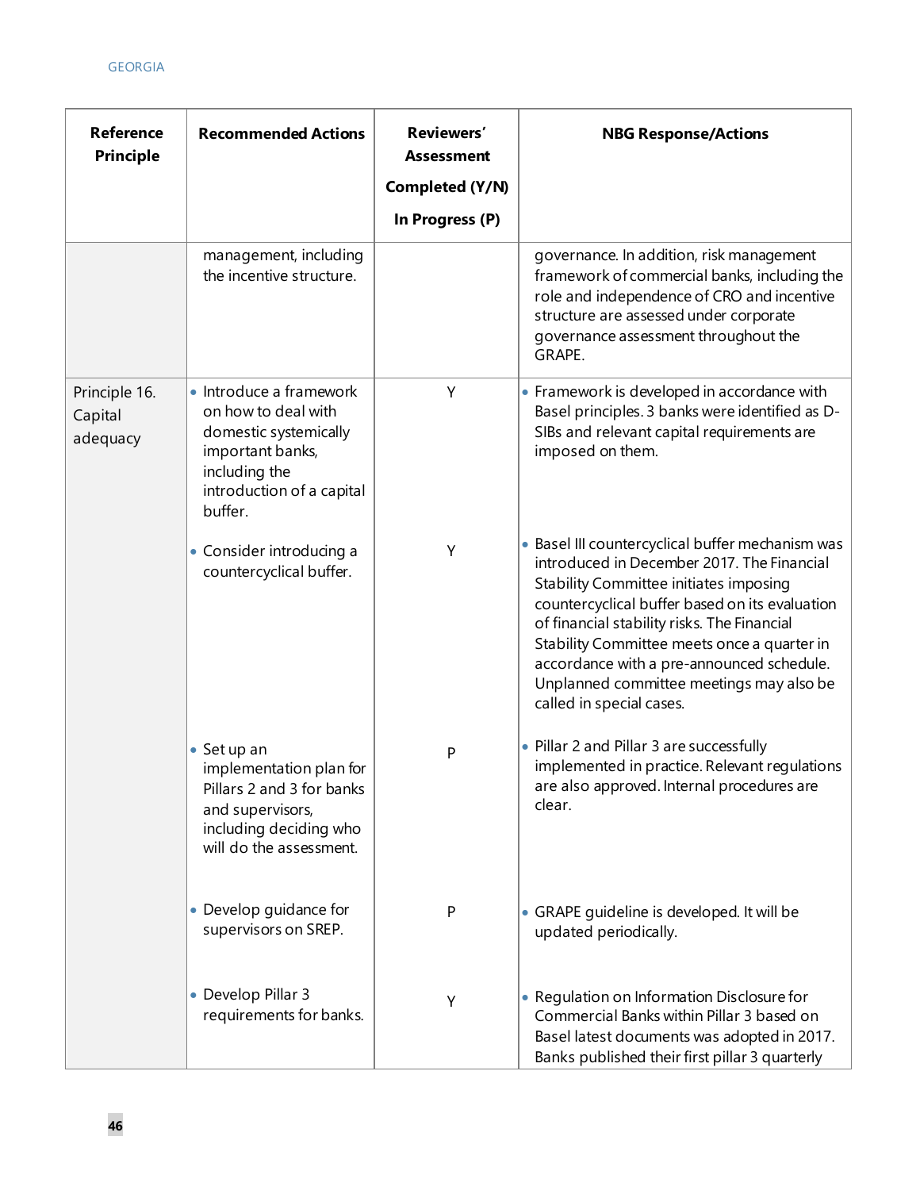| Reference Principle | Recommended Actions | Reviewers' Assessment Completed (Y/N) In Progress (P) | NBG Response/Actions |
| --- | --- | --- | --- |
| | management, including the incentive structure. | | governance. In addition, risk management framework of commercial banks, including the role and independence of CRO and incentive structure are assessed under corporate governance assessment throughout the GRAPE. |
| Principle 16. Capital adequacy | • Introduce a framework on how to deal with domestic systemically important banks, including the introduction of a capital buffer. | Y | • Framework is developed in accordance with Basel principles. 3 banks were identified as D-SIBs and relevant capital requirements are imposed on them. |
| | • Consider introducing a countercyclical buffer. | Y | • Basel III countercyclical buffer mechanism was introduced in December 2017. The Financial Stability Committee initiates imposing countercyclical buffer based on its evaluation of financial stability risks. The Financial Stability Committee meets once a quarter in accordance with a pre-announced schedule. Unplanned committee meetings may also be called in special cases. |
| | • Set up an implementation plan for Pillars 2 and 3 for banks and supervisors, including deciding who will do the assessment. | P | • Pillar 2 and Pillar 3 are successfully implemented in practice. Relevant regulations are also approved. Internal procedures are clear. |
| | • Develop guidance for supervisors on SREP. | P | • GRAPE guideline is developed. It will be updated periodically. |
| | • Develop Pillar 3 requirements for banks. | Y | • Regulation on Information Disclosure for Commercial Banks within Pillar 3 based on Basel latest documents was adopted in 2017. Banks published their first pillar 3 quarterly |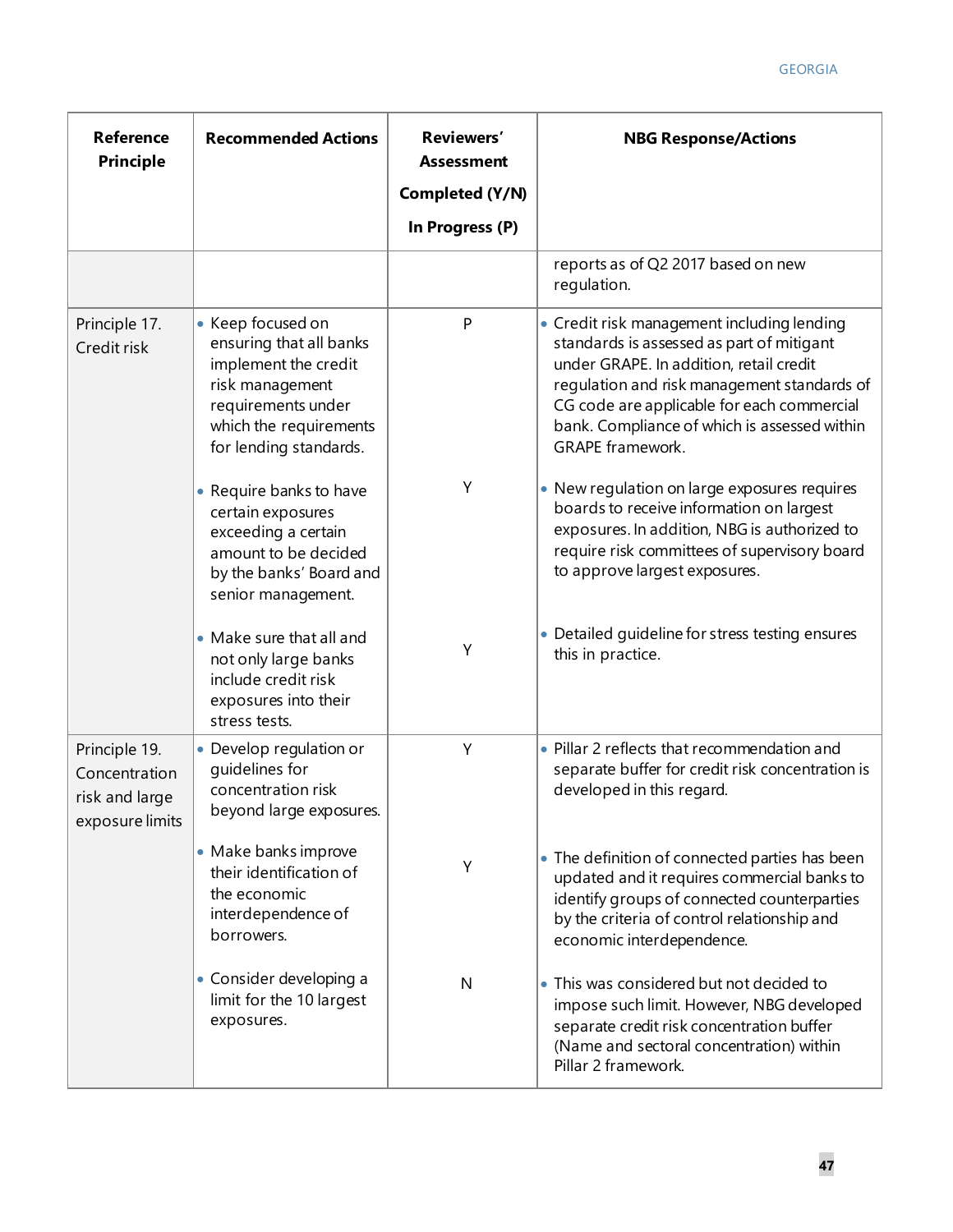| Reference Principle | Recommended Actions | Reviewers' Assessment Completed (Y/N) In Progress (P) | NBG Response/Actions |
|---|---|---|---|
| | | | reports as of Q2 2017 based on new regulation. |
| Principle 17. Credit risk | • Keep focused on ensuring that all banks implement the credit risk management requirements under which the requirements for lending standards. | P | • Credit risk management including lending standards is assessed as part of mitigant under GRAPE. In addition, retail credit regulation and risk management standards of CG code are applicable for each commercial bank. Compliance of which is assessed within GRAPE framework. |
| | • Require banks to have certain exposures exceeding a certain amount to be decided by the banks' Board and senior management. | Y | • New regulation on large exposures requires boards to receive information on largest exposures. In addition, NBG is authorized to require risk committees of supervisory board to approve largest exposures. |
| | • Make sure that all and not only large banks include credit risk exposures into their stress tests. | Y | • Detailed guideline for stress testing ensures this in practice. |
| Principle 19. Concentration risk and large exposure limits | • Develop regulation or guidelines for concentration risk beyond large exposures. | Y | • Pillar 2 reflects that recommendation and separate buffer for credit risk concentration is developed in this regard. |
| | • Make banks improve their identification of the economic interdependence of borrowers. | Y | • The definition of connected parties has been updated and it requires commercial banks to identify groups of connected counterparties by the criteria of control relationship and economic interdependence. |
| | • Consider developing a limit for the 10 largest exposures. | N | • This was considered but not decided to impose such limit. However, NBG developed separate credit risk concentration buffer (Name and sectoral concentration) within Pillar 2 framework. |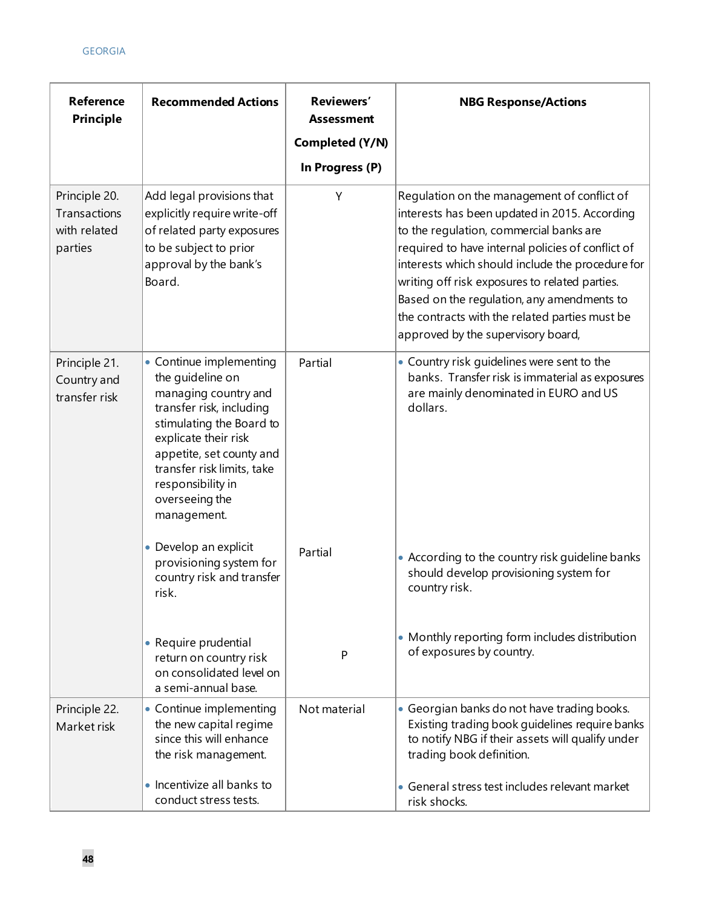| Reference Principle | Recommended Actions | Reviewers' Assessment Completed (Y/N) In Progress (P) | NBG Response/Actions |
|---|---|---|---|
| Principle 20. Transactions with related parties | Add legal provisions that explicitly require write-off of related party exposures to be subject to prior approval by the bank's Board. | Y | Regulation on the management of conflict of interests has been updated in 2015. According to the regulation, commercial banks are required to have internal policies of conflict of interests which should include the procedure for writing off risk exposures to related parties. Based on the regulation, any amendments to the contracts with the related parties must be approved by the supervisory board, |
| Principle 21. Country and transfer risk | • Continue implementing the guideline on managing country and transfer risk, including stimulating the Board to explicate their risk appetite, set county and transfer risk limits, take responsibility in overseeing the management. | Partial | • Country risk guidelines were sent to the banks. Transfer risk is immaterial as exposures are mainly denominated in EURO and US dollars. |
| | • Develop an explicit provisioning system for country risk and transfer risk. | Partial | • According to the country risk guideline banks should develop provisioning system for country risk. |
| | • Require prudential return on country risk on consolidated level on a semi-annual base. | P | • Monthly reporting form includes distribution of exposures by country. |
| Principle 22. Market risk | • Continue implementing the new capital regime since this will enhance the risk management.<br><br>• Incentivize all banks to conduct stress tests. | Not material | • Georgian banks do not have trading books. Existing trading book guidelines require banks to notify NBG if their assets will qualify under trading book definition.<br><br>• General stress test includes relevant market risk shocks. |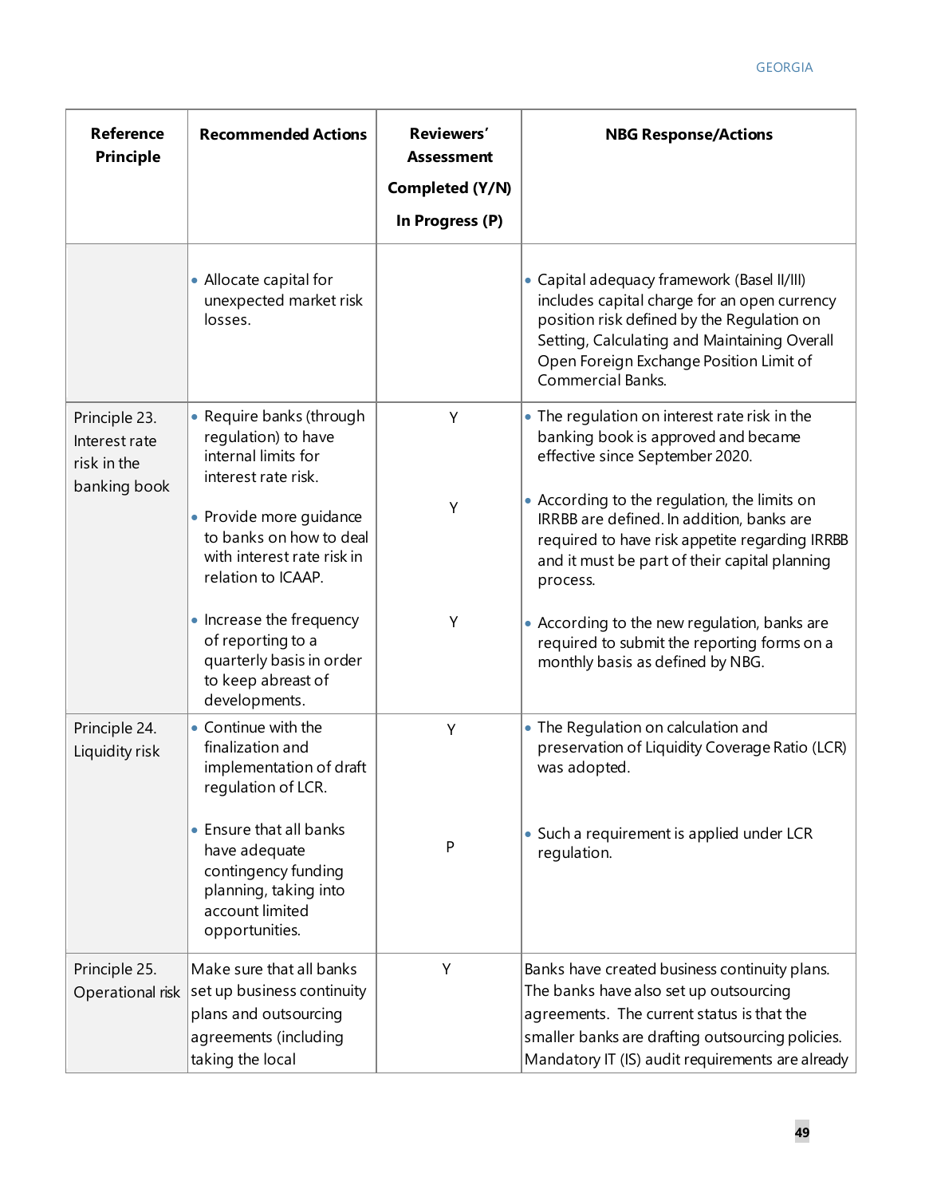| Reference Principle | Recommended Actions | Reviewers' Assessment Completed (Y/N) In Progress (P) | NBG Response/Actions |
|---|---|---|---|
| | • Allocate capital for unexpected market risk losses. | | • Capital adequacy framework (Basel II/III) includes capital charge for an open currency position risk defined by the Regulation on Setting, Calculating and Maintaining Overall Open Foreign Exchange Position Limit of Commercial Banks. |
| Principle 23. Interest rate risk in the banking book | • Require banks (through regulation) to have internal limits for interest rate risk. | Y | • The regulation on interest rate risk in the banking book is approved and became effective since September 2020. |
| | • Provide more guidance to banks on how to deal with interest rate risk in relation to ICAAP. | Y | • According to the regulation, the limits on IRRBB are defined. In addition, banks are required to have risk appetite regarding IRRBB and it must be part of their capital planning process. |
| | • Increase the frequency of reporting to a quarterly basis in order to keep abreast of developments. | Y | • According to the new regulation, banks are required to submit the reporting forms on a monthly basis as defined by NBG. |
| Principle 24. Liquidity risk | • Continue with the finalization and implementation of draft regulation of LCR. | Y | • The Regulation on calculation and preservation of Liquidity Coverage Ratio (LCR) was adopted. |
| | • Ensure that all banks have adequate contingency funding planning, taking into account limited opportunities. | P | • Such a requirement is applied under LCR regulation. |
| Principle 25. Operational risk | Make sure that all banks set up business continuity plans and outsourcing agreements (including taking the local | Y | Banks have created business continuity plans. The banks have also set up outsourcing agreements. The current status is that the smaller banks are drafting outsourcing policies. Mandatory IT (IS) audit requirements are already |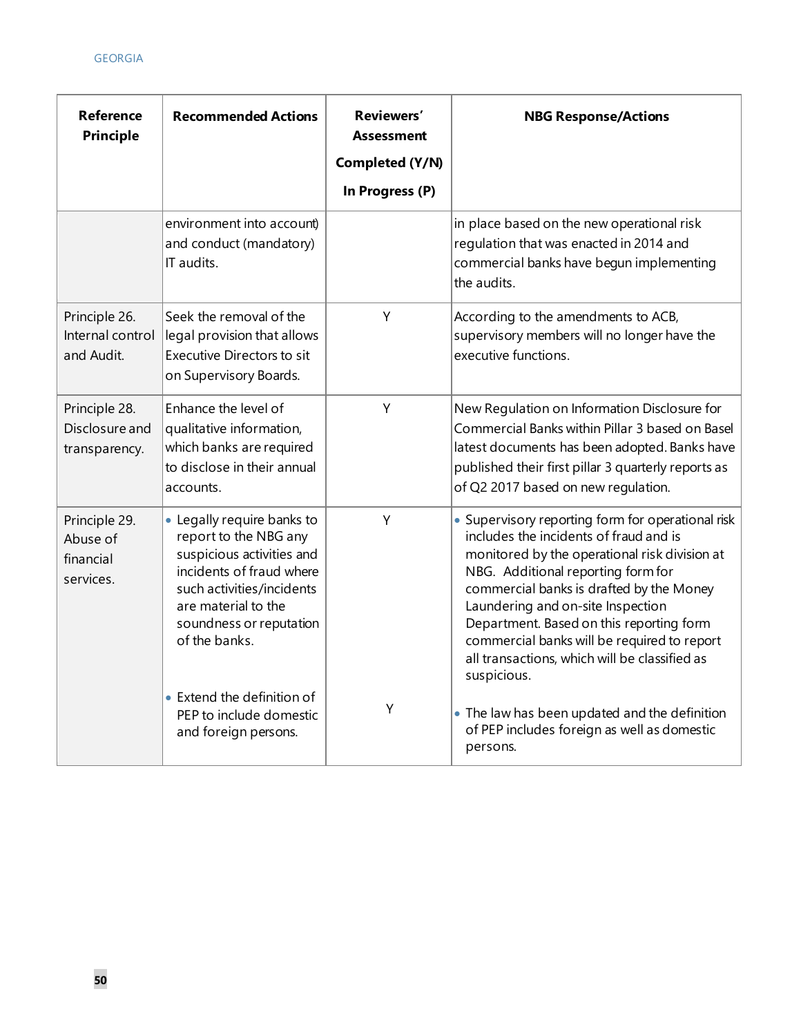| Reference Principle | Recommended Actions | Reviewers' Assessment Completed (Y/N) In Progress (P) | NBG Response/Actions |
|---|---|---|---|
| | environment into account) and conduct (mandatory) IT audits. | | in place based on the new operational risk regulation that was enacted in 2014 and commercial banks have begun implementing the audits. |
| Principle 26. Internal control and Audit. | Seek the removal of the legal provision that allows Executive Directors to sit on Supervisory Boards. | Y | According to the amendments to ACB, supervisory members will no longer have the executive functions. |
| Principle 28. Disclosure and transparency. | Enhance the level of qualitative information, which banks are required to disclose in their annual accounts. | Y | New Regulation on Information Disclosure for Commercial Banks within Pillar 3 based on Basel latest documents has been adopted. Banks have published their first pillar 3 quarterly reports as of Q2 2017 based on new regulation. |
| Principle 29. Abuse of financial services. | • Legally require banks to report to the NBG any suspicious activities and incidents of fraud where such activities/incidents are material to the soundness or reputation of the banks. | Y | • Supervisory reporting form for operational risk includes the incidents of fraud and is monitored by the operational risk division at NBG. Additional reporting form for commercial banks is drafted by the Money Laundering and on-site Inspection Department. Based on this reporting form commercial banks will be required to report all transactions, which will be classified as suspicious. |
| | • Extend the definition of PEP to include domestic and foreign persons. | Y | • The law has been updated and the definition of PEP includes foreign as well as domestic persons. |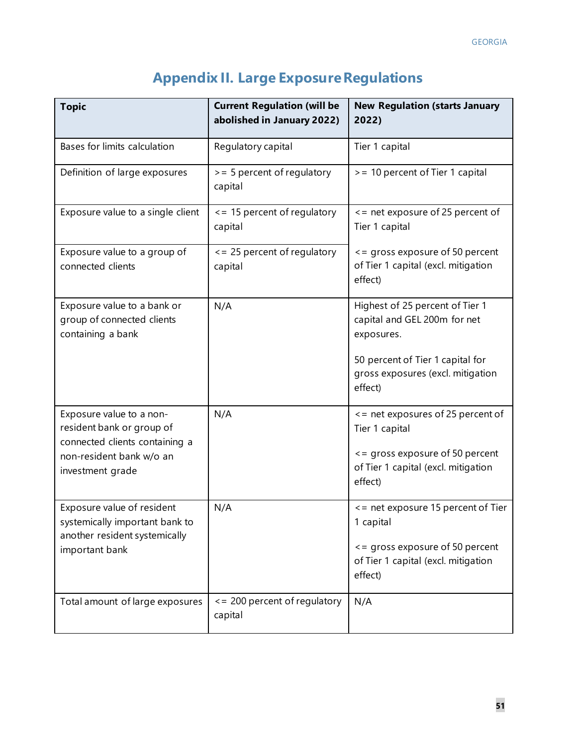# Appendix II. Large Exposure Regulations

| Topic | Current Regulation (will be abolished in January 2022) | New Regulation (starts January 2022) |
|---|---|---|
| Bases for limits calculation | Regulatory capital | Tier 1 capital |
| Definition of large exposures | >= 5 percent of regulatory capital | >= 10 percent of Tier 1 capital |
| Exposure value to a single client | <= 15 percent of regulatory capital | <= net exposure of 25 percent of Tier 1 capital |
| Exposure value to a group of connected clients | <= 25 percent of regulatory capital | <= gross exposure of 50 percent of Tier 1 capital (excl. mitigation effect) |
| Exposure value to a bank or group of connected clients containing a bank | N/A | Highest of 25 percent of Tier 1 capital and GEL 200m for net exposures.<br><br>50 percent of Tier 1 capital for gross exposures (excl. mitigation effect) |
| Exposure value to a non-resident bank or group of connected clients containing a non-resident bank w/o an investment grade | N/A | <= net exposures of 25 percent of Tier 1 capital<br><br><= gross exposure of 50 percent of Tier 1 capital (excl. mitigation effect) |
| Exposure value of resident systemically important bank to another resident systemically important bank | N/A | <= net exposure 15 percent of Tier 1 capital<br><br><= gross exposure of 50 percent of Tier 1 capital (excl. mitigation effect) |
| Total amount of large exposures | <= 200 percent of regulatory capital | N/A |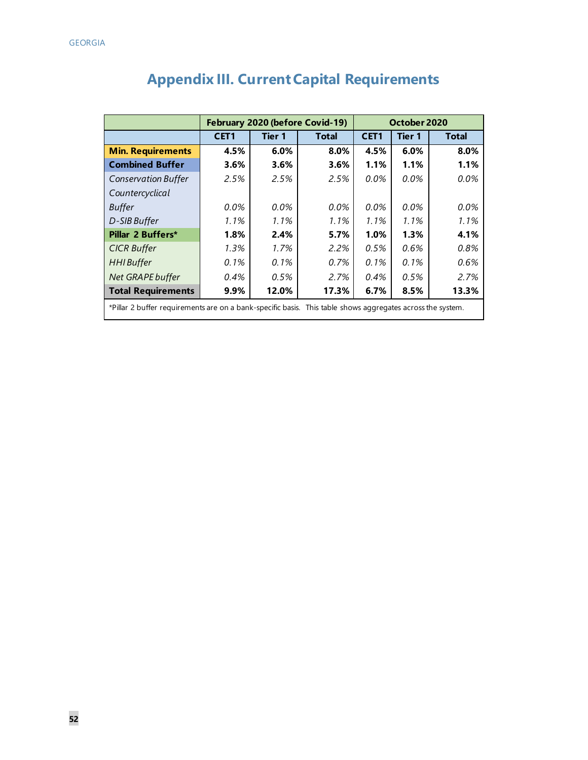# Appendix III. Current Capital Requirements

| | February 2020 (before Covid-19) | | | October 2020 | | |
|---|---|---|---|---|---|---|
| | **CET1** | **Tier 1** | **Total** | **CET1** | **Tier 1** | **Total** |
| **Min. Requirements** | **4.5%** | **6.0%** | **8.0%** | **4.5%** | **6.0%** | **8.0%** |
| **Combined Buffer** | **3.6%** | **3.6%** | **3.6%** | **1.1%** | **1.1%** | **1.1%** |
| *Conservation Buffer* | *2.5%* | *2.5%* | *2.5%* | *0.0%* | *0.0%* | *0.0%* |
| *Countercyclical Buffer* | *0.0%* | *0.0%* | *0.0%* | *0.0%* | *0.0%* | *0.0%* |
| *D-SIB Buffer* | *1.1%* | *1.1%* | *1.1%* | *1.1%* | *1.1%* | *1.1%* |
| **Pillar 2 Buffers*** | **1.8%** | **2.4%** | **5.7%** | **1.0%** | **1.3%** | **4.1%** |
| *CICR Buffer* | *1.3%* | *1.7%* | *2.2%* | *0.5%* | *0.6%* | *0.8%* |
| *HHI Buffer* | *0.1%* | *0.1%* | *0.7%* | *0.1%* | *0.1%* | *0.6%* |
| *Net GRAPE buffer* | *0.4%* | *0.5%* | *2.7%* | *0.4%* | *0.5%* | *2.7%* |
| **Total Requirements** | **9.9%** | **12.0%** | **17.3%** | **6.7%** | **8.5%** | **13.3%** |

*Pillar 2 buffer requirements are on a bank-specific basis. This table shows aggregates across the system.